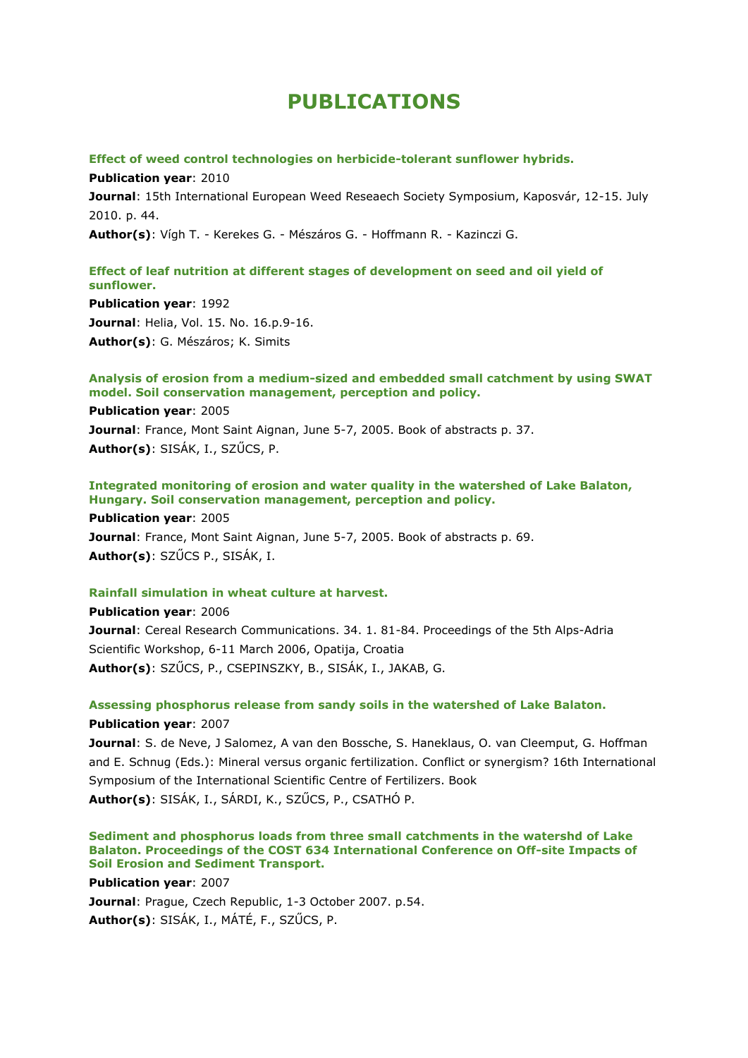# PUBLICATIONS

### Effect of weed control technologies on herbicide-tolerant sunflower hybrids.

**Publication year**: 2010

**Journal**: 15th International European Weed Reseaech Society Symposium, Kaposvár, 12-15. July 2010. p. 44.

**Author(s)**: Vígh T. - Kerekes G. - Mészáros G. - Hoffmann R. - Kazinczi G.

### Effect of leaf nutrition at different stages of development on seed and oil yield of sunflower.

**Publication year**: 1992

**Journal**: Helia, Vol. 15. No. 16.p.9-16.

**Author(s)**: G. Mészáros; K. Simits

### Analysis of erosion from a medium-sized and embedded small catchment by using SWAT model. Soil conservation management, perception and policy.

**Publication year**: 2005

**Journal**: France, Mont Saint Aignan, June 5-7, 2005. Book of abstracts p. 37.

**Author(s)**: SISÁK, I., SZŰCS, P.

### Integrated monitoring of erosion and water quality in the watershed of Lake Balaton, Hungary. Soil conservation management, perception and policy.

**Publication year**: 2005

**Journal**: France, Mont Saint Aignan, June 5-7, 2005. Book of abstracts p. 69.

**Author(s)**: SZŰCS P., SISÁK, I.

### Rainfall simulation in wheat culture at harvest.

**Publication year**: 2006

**Journal**: Cereal Research Communications. 34. 1. 81-84. Proceedings of the 5th Alps-Adria Scientific Workshop, 6-11 March 2006, Opatija, Croatia

**Author(s)**: SZŰCS, P., CSEPINSZKY, B., SISÁK, I., JAKAB, G.

### Assessing phosphorus release from sandy soils in the watershed of Lake Balaton.

**Publication year**: 2007

**Journal**: S. de Neve, J Salomez, A van den Bossche, S. Haneklaus, O. van Cleemput, G. Hoffman and E. Schnug (Eds.): Mineral versus organic fertilization. Conflict or synergism? 16th International Symposium of the International Scientific Centre of Fertilizers. Book

**Author(s)**: SISÁK, I., SÁRDI, K., SZŰCS, P., CSATHÓ P.

### Sediment and phosphorus loads from three small catchments in the watershd of Lake Balaton. Proceedings of the COST 634 International Conference on Off-site Impacts of Soil Erosion and Sediment Transport.

**Publication year**: 2007

**Journal**: Prague, Czech Republic, 1-3 October 2007. p.54.

**Author(s)**: SISÁK, I., MÁTÉ, F., SZŰCS, P.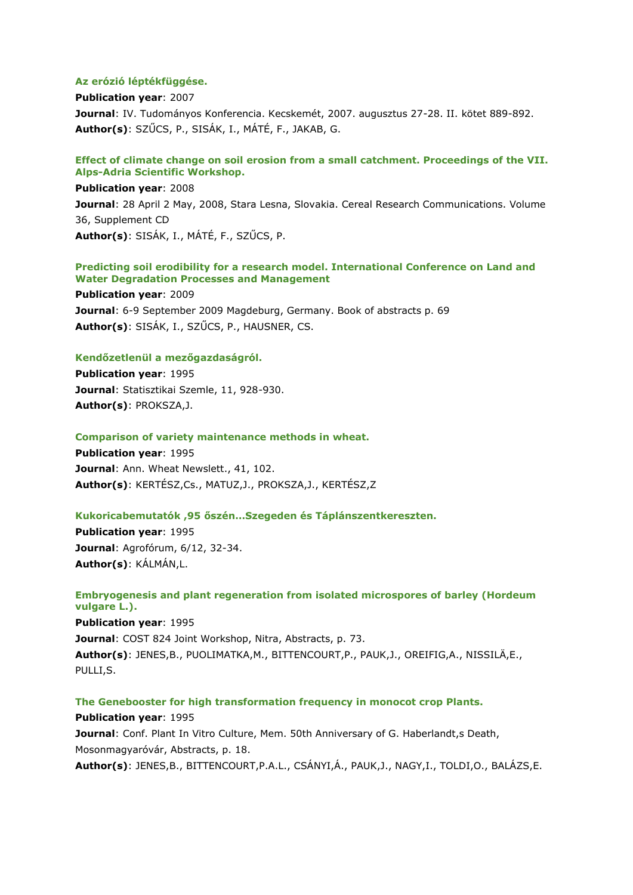**Az erózió léptékfüggése.**

**Publication year**: 2007

**Journal**: IV. Tudományos Konferencia. Kecskemét, 2007. augusztus 27-28. II. kötet 889-892.

**Author(s)**: SZŰCS, P., SISÁK, I., MÁTÉ, F., JAKAB, G.

**Effect of climate change on soil erosion from a small catchment. Proceedings of the VII. Alps-Adria Scientific Workshop.**

**Publication year**: 2008

**Journal**: 28 April 2 May, 2008, Stara Lesna, Slovakia. Cereal Research Communications. Volume 36, Supplement CD

**Author(s)**: SISÁK, I., MÁTÉ, F., SZŰCS, P.

**Predicting soil erodibility for a research model. International Conference on Land and Water Degradation Processes and Management**

**Publication year**: 2009

**Journal**: 6-9 September 2009 Magdeburg, Germany. Book of abstracts p. 69

**Author(s)**: SISÁK, I., SZŰCS, P., HAUSNER, CS.

**Kendőzetlenül a mezőgazdaságról.**

**Publication year**: 1995

**Journal**: Statisztikai Szemle, 11, 928-930.

**Author(s)**: PROKSZA,J.

**Comparison of variety maintenance methods in wheat.**

**Publication year**: 1995

**Journal**: Ann. Wheat Newslett., 41, 102.

**Author(s)**: KERTÉSZ,Cs., MATUZ,J., PROKSZA,J., KERTÉSZ,Z

**Kukoricabemutatók ,95 őszén...Szegeden és Táplánszentkereszten.**

**Publication year**: 1995

**Journal**: Agrofórum, 6/12, 32-34.

**Author(s)**: KÁLMÁN,L.

**Embryogenesis and plant regeneration from isolated microspores of barley (Hordeum vulgare L.).**

**Publication year**: 1995

**Journal**: COST 824 Joint Workshop, Nitra, Abstracts, p. 73.

**Author(s)**: JENES,B., PUOLIMATKA,M., BITTENCOURT,P., PAUK,J., OREIFIG,A., NISSILÄ,E., PULLI,S.

**The Genebooster for high transformation frequency in monocot crop Plants.**

**Publication year**: 1995

**Journal**: Conf. Plant In Vitro Culture, Mem. 50th Anniversary of G. Haberlandt,s Death, Mosonmagyaróvár, Abstracts, p. 18.

**Author(s)**: JENES,B., BITTENCOURT,P.A.L., CSÁNYI,Á., PAUK,J., NAGY,I., TOLDI,O., BALÁZS,E.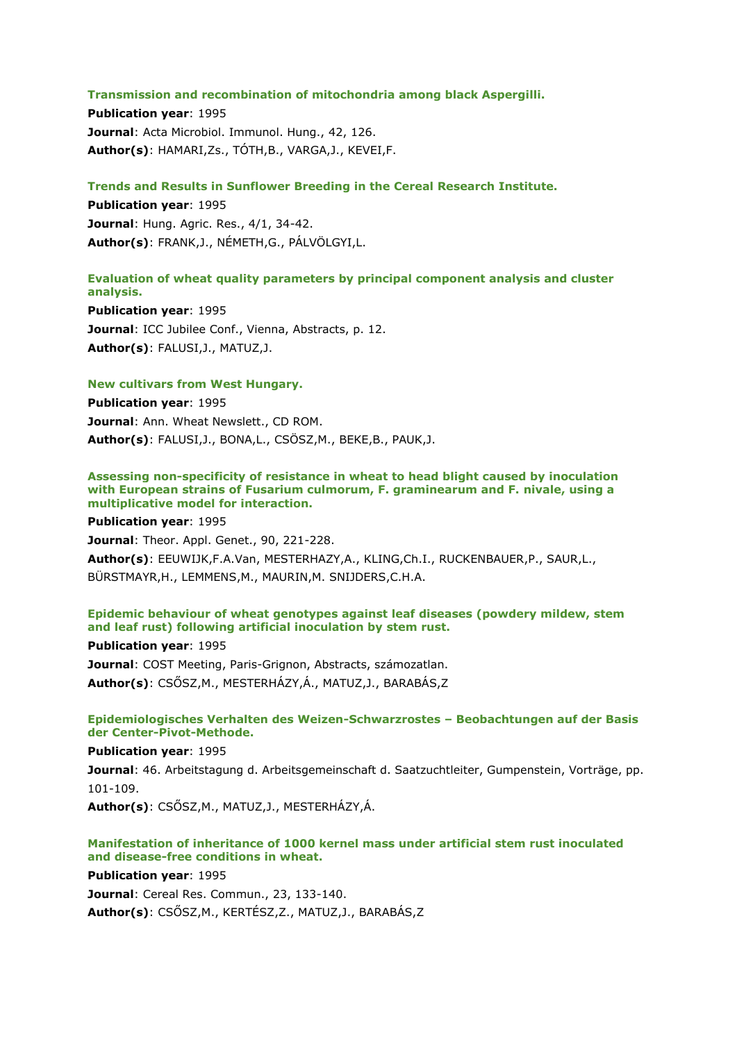### Transmission and recombination of mitochondria among black Aspergilli.

**Publication year**: 1995

**Journal**: Acta Microbiol. Immunol. Hung., 42, 126.

**Author(s)**: HAMARI,Zs., TÓTH,B., VARGA,J., KEVEI,F.

### Trends and Results in Sunflower Breeding in the Cereal Research Institute.

**Publication year**: 1995

**Journal**: Hung. Agric. Res., 4/1, 34-42.

**Author(s)**: FRANK,J., NÉMETH,G., PÁLVÖLGYI,L.

### Evaluation of wheat quality parameters by principal component analysis and cluster analysis.

**Publication year**: 1995

**Journal**: ICC Jubilee Conf., Vienna, Abstracts, p. 12.

**Author(s)**: FALUSI,J., MATUZ,J.

### New cultivars from West Hungary.

**Publication year**: 1995

**Journal**: Ann. Wheat Newslett., CD ROM.

**Author(s)**: FALUSI,J., BONA,L., CSÖSZ,M., BEKE,B., PAUK,J.

### Assessing non-specificity of resistance in wheat to head blight caused by inoculation with European strains of Fusarium culmorum, F. graminearum and F. nivale, using a multiplicative model for interaction.

**Publication year**: 1995

**Journal**: Theor. Appl. Genet., 90, 221-228.

**Author(s)**: EEUWIJK,F.A.Van, MESTERHAZY,A., KLING,Ch.I., RUCKENBAUER,P., SAUR,L., BÜRSTMAYR,H., LEMMENS,M., MAURIN,M. SNIJDERS,C.H.A.

### Epidemic behaviour of wheat genotypes against leaf diseases (powdery mildew, stem and leaf rust) following artificial inoculation by stem rust.

**Publication year**: 1995

**Journal**: COST Meeting, Paris-Grignon, Abstracts, számozatlan.

**Author(s)**: CSŐSZ,M., MESTERHÁZY,Á., MATUZ,J., BARABÁS,Z

### Epidemiologisches Verhalten des Weizen-Schwarzrostes – Beobachtungen auf der Basis der Center-Pivot-Methode.

**Publication year**: 1995

**Journal**: 46. Arbeitstagung d. Arbeitsgemeinschaft d. Saatzuchtleiter, Gumpenstein, Vorträge, pp. 101-109.

**Author(s)**: CSŐSZ,M., MATUZ,J., MESTERHÁZY,Á.

### Manifestation of inheritance of 1000 kernel mass under artificial stem rust inoculated and disease-free conditions in wheat.

**Publication year**: 1995

**Journal**: Cereal Res. Commun., 23, 133-140.

**Author(s)**: CSŐSZ,M., KERTÉSZ,Z., MATUZ,J., BARABÁS,Z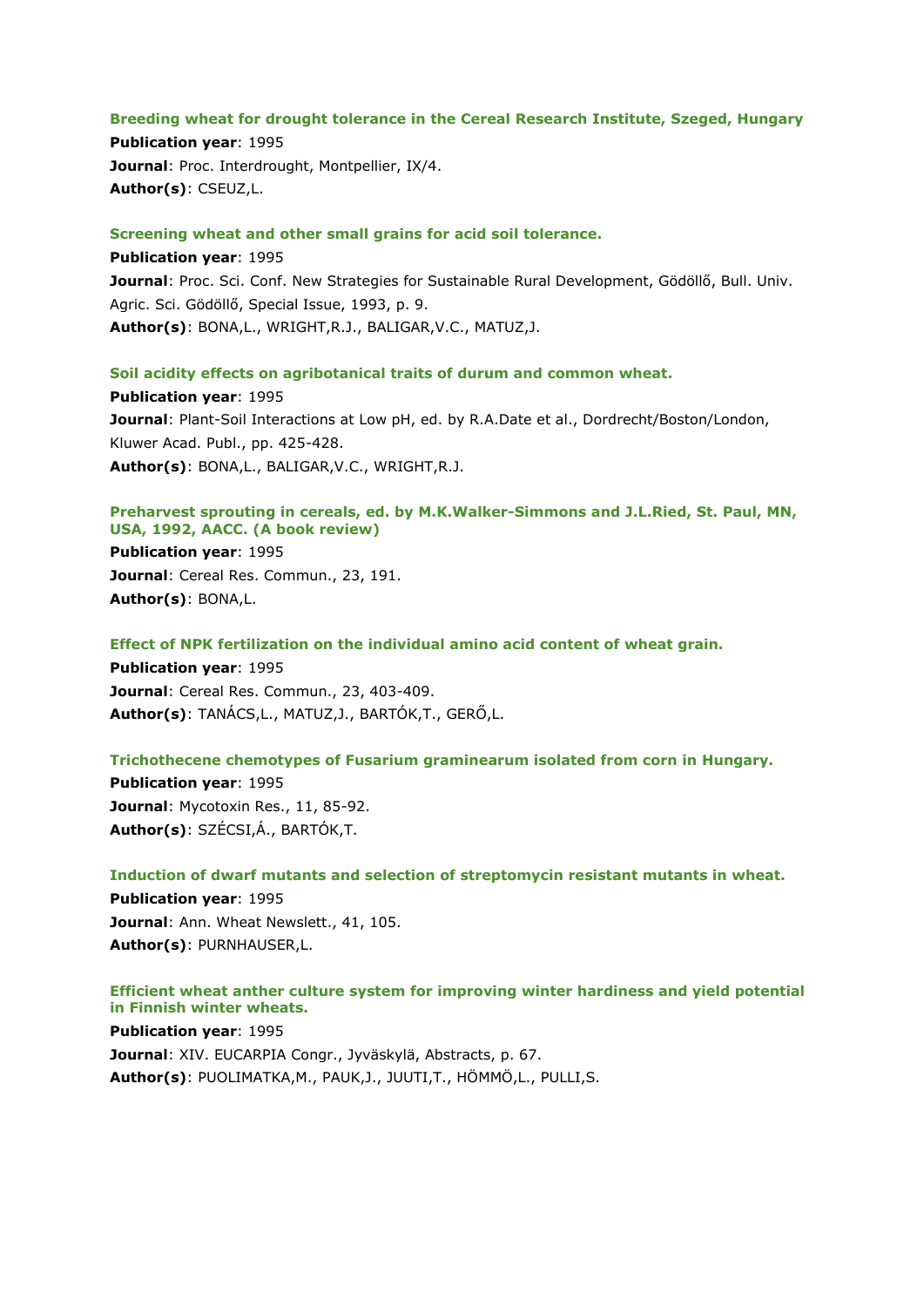**Breeding wheat for drought tolerance in the Cereal Research Institute, Szeged, Hungary**

**Publication year**: 1995
**Journal**: Proc. Interdrought, Montpellier, IX/4.
**Author(s)**: CSEUZ,L.

**Screening wheat and other small grains for acid soil tolerance.**

**Publication year**: 1995
**Journal**: Proc. Sci. Conf. New Strategies for Sustainable Rural Development, Gödöllő, Bull. Univ. Agric. Sci. Gödöllő, Special Issue, 1993, p. 9.
**Author(s)**: BONA,L., WRIGHT,R.J., BALIGAR,V.C., MATUZ,J.

**Soil acidity effects on agribotanical traits of durum and common wheat.**

**Publication year**: 1995
**Journal**: Plant-Soil Interactions at Low pH, ed. by R.A.Date et al., Dordrecht/Boston/London, Kluwer Acad. Publ., pp. 425-428.
**Author(s)**: BONA,L., BALIGAR,V.C., WRIGHT,R.J.

**Preharvest sprouting in cereals, ed. by M.K.Walker-Simmons and J.L.Ried, St. Paul, MN, USA, 1992, AACC. (A book review)**

**Publication year**: 1995
**Journal**: Cereal Res. Commun., 23, 191.
**Author(s)**: BONA,L.

**Effect of NPK fertilization on the individual amino acid content of wheat grain.**

**Publication year**: 1995
**Journal**: Cereal Res. Commun., 23, 403-409.
**Author(s)**: TANÁCS,L., MATUZ,J., BARTÓK,T., GERŐ,L.

**Trichothecene chemotypes of Fusarium graminearum isolated from corn in Hungary.**

**Publication year**: 1995
**Journal**: Mycotoxin Res., 11, 85-92.
**Author(s)**: SZÉCSI,Á., BARTÓK,T.

**Induction of dwarf mutants and selection of streptomycin resistant mutants in wheat.**

**Publication year**: 1995
**Journal**: Ann. Wheat Newslett., 41, 105.
**Author(s)**: PURNHAUSER,L.

**Efficient wheat anther culture system for improving winter hardiness and yield potential in Finnish winter wheats.**

**Publication year**: 1995
**Journal**: XIV. EUCARPIA Congr., Jyväskylä, Abstracts, p. 67.
**Author(s)**: PUOLIMATKA,M., PAUK,J., JUUTI,T., HÖMMÖ,L., PULLI,S.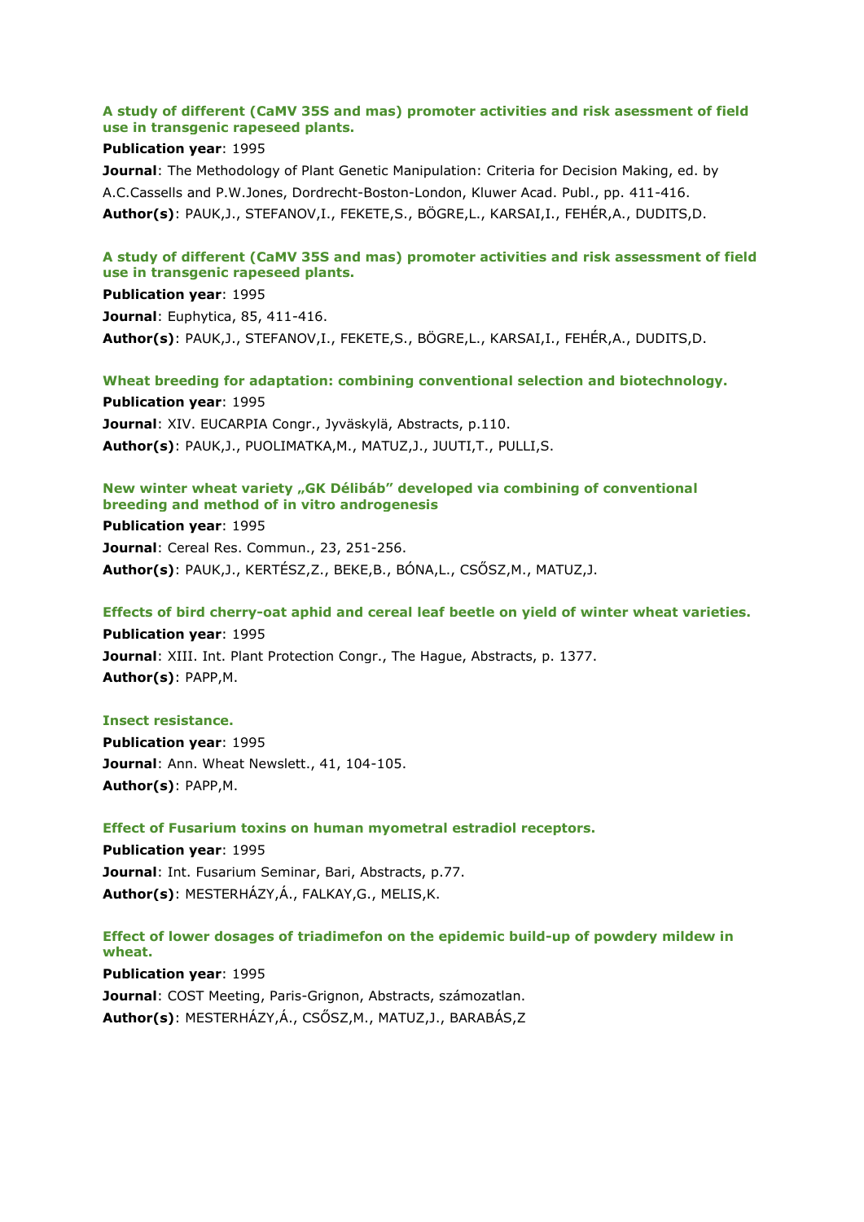**A study of different (CaMV 35S and mas) promoter activities and risk asessment of field use in transgenic rapeseed plants.**

**Publication year**: 1995

**Journal**: The Methodology of Plant Genetic Manipulation: Criteria for Decision Making, ed. by A.C.Cassells and P.W.Jones, Dordrecht-Boston-London, Kluwer Acad. Publ., pp. 411-416.

**Author(s)**: PAUK,J., STEFANOV,I., FEKETE,S., BÖGRE,L., KARSAI,I., FEHÉR,A., DUDITS,D.

**A study of different (CaMV 35S and mas) promoter activities and risk assessment of field use in transgenic rapeseed plants.**

**Publication year**: 1995

**Journal**: Euphytica, 85, 411-416.

**Author(s)**: PAUK,J., STEFANOV,I., FEKETE,S., BÖGRE,L., KARSAI,I., FEHÉR,A., DUDITS,D.

**Wheat breeding for adaptation: combining conventional selection and biotechnology.**

**Publication year**: 1995

**Journal**: XIV. EUCARPIA Congr., Jyväskylä, Abstracts, p.110.

**Author(s)**: PAUK,J., PUOLIMATKA,M., MATUZ,J., JUUTI,T., PULLI,S.

**New winter wheat variety „GK Délibáb" developed via combining of conventional breeding and method of in vitro androgenesis**

**Publication year**: 1995

**Journal**: Cereal Res. Commun., 23, 251-256.

**Author(s)**: PAUK,J., KERTÉSZ,Z., BEKE,B., BÓNA,L., CSŐSZ,M., MATUZ,J.

**Effects of bird cherry-oat aphid and cereal leaf beetle on yield of winter wheat varieties.**

**Publication year**: 1995

**Journal**: XIII. Int. Plant Protection Congr., The Hague, Abstracts, p. 1377.

**Author(s)**: PAPP,M.

**Insect resistance.**

**Publication year**: 1995

**Journal**: Ann. Wheat Newslett., 41, 104-105.

**Author(s)**: PAPP,M.

**Effect of Fusarium toxins on human myometral estradiol receptors.**

**Publication year**: 1995

**Journal**: Int. Fusarium Seminar, Bari, Abstracts, p.77.

**Author(s)**: MESTERHÁZY,Á., FALKAY,G., MELIS,K.

**Effect of lower dosages of triadimefon on the epidemic build-up of powdery mildew in wheat.**

**Publication year**: 1995

**Journal**: COST Meeting, Paris-Grignon, Abstracts, számozatlan.

**Author(s)**: MESTERHÁZY,Á., CSŐSZ,M., MATUZ,J., BARABÁS,Z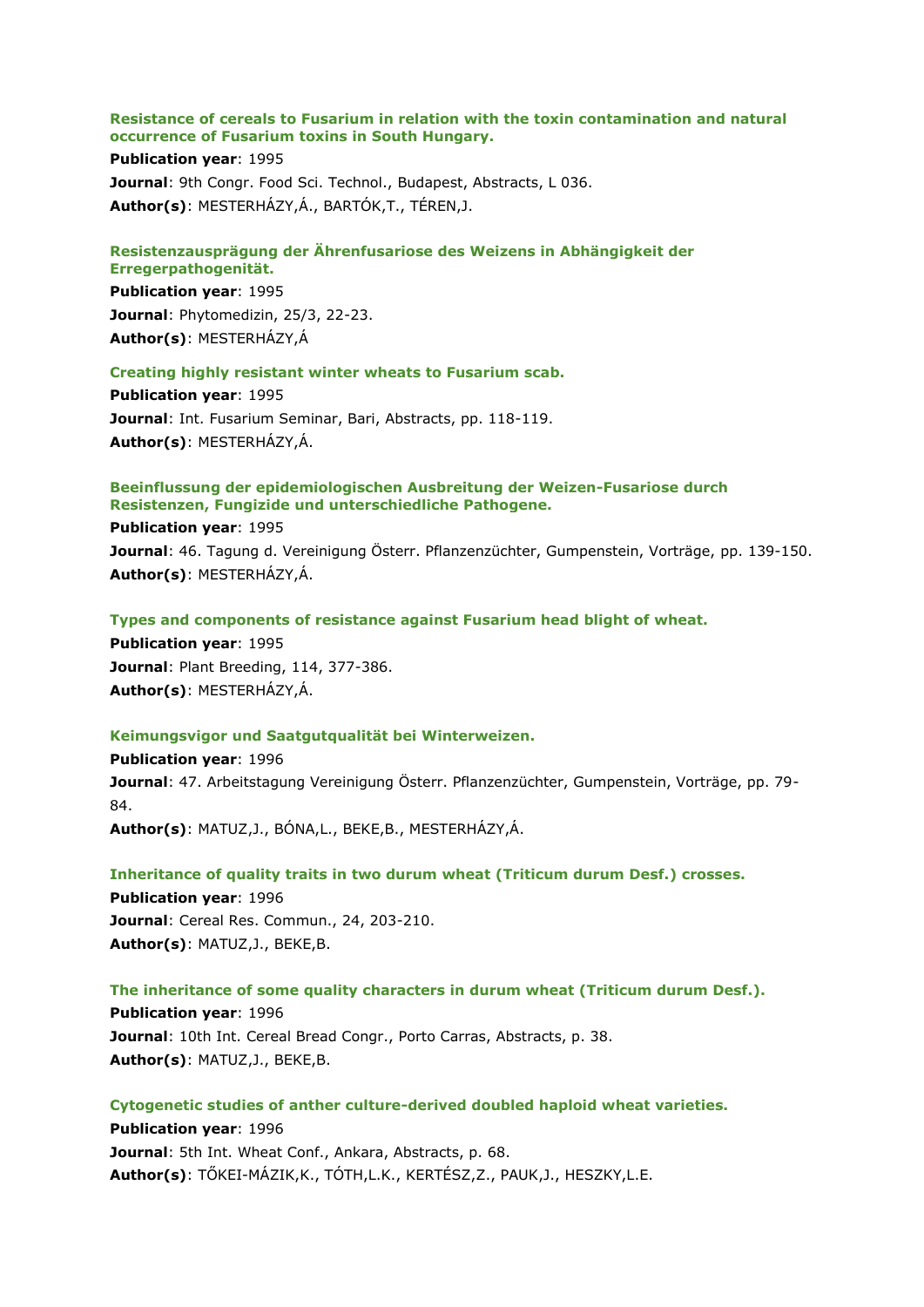**Resistance of cereals to Fusarium in relation with the toxin contamination and natural occurrence of Fusarium toxins in South Hungary.**

**Publication year**: 1995

**Journal**: 9th Congr. Food Sci. Technol., Budapest, Abstracts, L 036.

**Author(s)**: MESTERHÁZY,Á., BARTÓK,T., TÉREN,J.

**Resistenzausprägung der Ährenfusariose des Weizens in Abhängigkeit der Erregerpathogenität.**

**Publication year**: 1995

**Journal**: Phytomedizin, 25/3, 22-23.

**Author(s)**: MESTERHÁZY,Á

**Creating highly resistant winter wheats to Fusarium scab.**

**Publication year**: 1995

**Journal**: Int. Fusarium Seminar, Bari, Abstracts, pp. 118-119.

**Author(s)**: MESTERHÁZY,Á.

**Beeinflussung der epidemiologischen Ausbreitung der Weizen-Fusariose durch Resistenzen, Fungizide und unterschiedliche Pathogene.**

**Publication year**: 1995

**Journal**: 46. Tagung d. Vereinigung Österr. Pflanzenzüchter, Gumpenstein, Vorträge, pp. 139-150.

**Author(s)**: MESTERHÁZY,Á.

**Types and components of resistance against Fusarium head blight of wheat.**

**Publication year**: 1995

**Journal**: Plant Breeding, 114, 377-386.

**Author(s)**: MESTERHÁZY,Á.

**Keimungsvigor und Saatgutqualität bei Winterweizen.**

**Publication year**: 1996

**Journal**: 47. Arbeitstagung Vereinigung Österr. Pflanzenzüchter, Gumpenstein, Vorträge, pp. 79-84.

**Author(s)**: MATUZ,J., BÓNA,L., BEKE,B., MESTERHÁZY,Á.

**Inheritance of quality traits in two durum wheat (Triticum durum Desf.) crosses.**

**Publication year**: 1996

**Journal**: Cereal Res. Commun., 24, 203-210.

**Author(s)**: MATUZ,J., BEKE,B.

**The inheritance of some quality characters in durum wheat (Triticum durum Desf.).**

**Publication year**: 1996

**Journal**: 10th Int. Cereal Bread Congr., Porto Carras, Abstracts, p. 38.

**Author(s)**: MATUZ,J., BEKE,B.

**Cytogenetic studies of anther culture-derived doubled haploid wheat varieties.**

**Publication year**: 1996

**Journal**: 5th Int. Wheat Conf., Ankara, Abstracts, p. 68.

**Author(s)**: TŐKEI-MÁZIK,K., TÓTH,L.K., KERTÉSZ,Z., PAUK,J., HESZKY,L.E.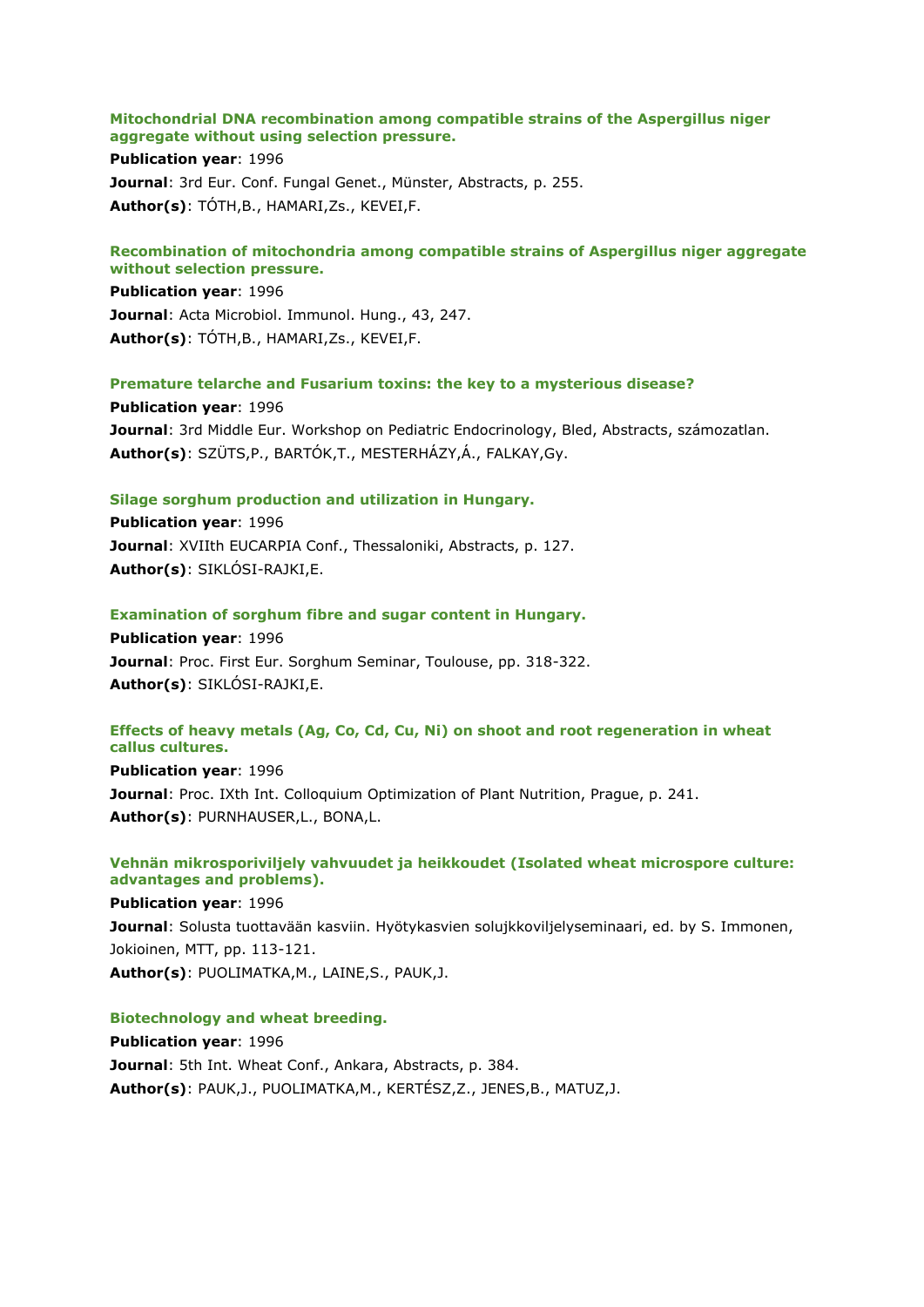### Mitochondrial DNA recombination among compatible strains of the Aspergillus niger aggregate without using selection pressure.

**Publication year**: 1996

**Journal**: 3rd Eur. Conf. Fungal Genet., Münster, Abstracts, p. 255.

**Author(s)**: TÓTH,B., HAMARI,Zs., KEVEI,F.

### Recombination of mitochondria among compatible strains of Aspergillus niger aggregate without selection pressure.

**Publication year**: 1996

**Journal**: Acta Microbiol. Immunol. Hung., 43, 247.

**Author(s)**: TÓTH,B., HAMARI,Zs., KEVEI,F.

### Premature telarche and Fusarium toxins: the key to a mysterious disease?

**Publication year**: 1996

**Journal**: 3rd Middle Eur. Workshop on Pediatric Endocrinology, Bled, Abstracts, számozatlan.

**Author(s)**: SZÜTS,P., BARTÓK,T., MESTERHÁZY,Á., FALKAY,Gy.

### Silage sorghum production and utilization in Hungary.

**Publication year**: 1996

**Journal**: XVIIth EUCARPIA Conf., Thessaloniki, Abstracts, p. 127.

**Author(s)**: SIKLÓSI-RAJKI,E.

### Examination of sorghum fibre and sugar content in Hungary.

**Publication year**: 1996

**Journal**: Proc. First Eur. Sorghum Seminar, Toulouse, pp. 318-322.

**Author(s)**: SIKLÓSI-RAJKI,E.

### Effects of heavy metals (Ag, Co, Cd, Cu, Ni) on shoot and root regeneration in wheat callus cultures.

**Publication year**: 1996

**Journal**: Proc. IXth Int. Colloquium Optimization of Plant Nutrition, Prague, p. 241.

**Author(s)**: PURNHAUSER,L., BONA,L.

### Vehnän mikrosporiviljely vahvuudet ja heikkoudet (Isolated wheat microspore culture: advantages and problems).

**Publication year**: 1996

**Journal**: Solusta tuottavään kasviin. Hyötykasvien solujkkoviljelyseminaari, ed. by S. Immonen, Jokioinen, MTT, pp. 113-121.

**Author(s)**: PUOLIMATKA,M., LAINE,S., PAUK,J.

### Biotechnology and wheat breeding.

**Publication year**: 1996

**Journal**: 5th Int. Wheat Conf., Ankara, Abstracts, p. 384.

**Author(s)**: PAUK,J., PUOLIMATKA,M., KERTÉSZ,Z., JENES,B., MATUZ,J.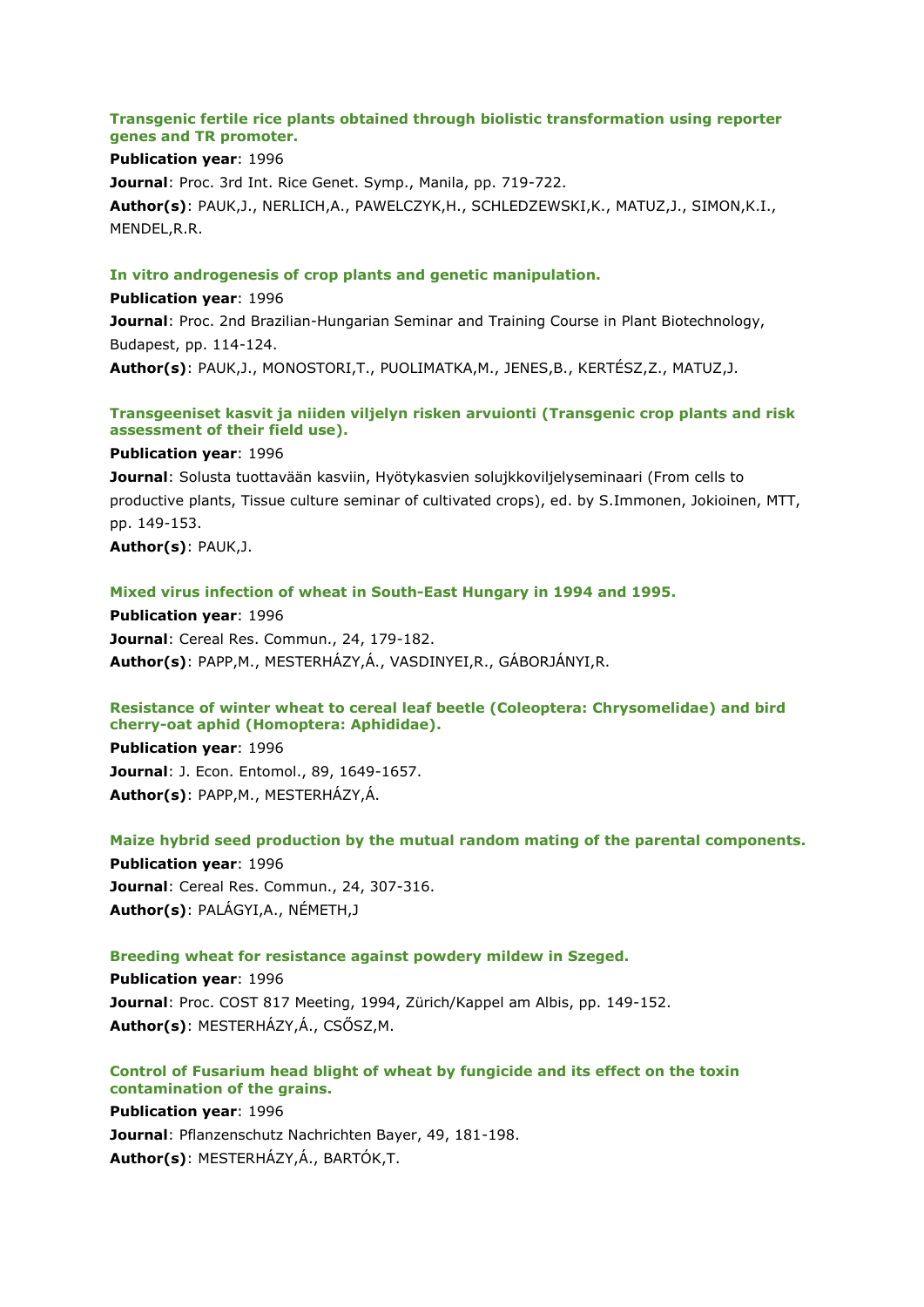**Transgenic fertile rice plants obtained through biolistic transformation using reporter genes and TR promoter.**

**Publication year**: 1996

**Journal**: Proc. 3rd Int. Rice Genet. Symp., Manila, pp. 719-722.

**Author(s)**: PAUK,J., NERLICH,A., PAWELCZYK,H., SCHLEDZEWSKI,K., MATUZ,J., SIMON,K.I., MENDEL,R.R.

**In vitro androgenesis of crop plants and genetic manipulation.**

**Publication year**: 1996

**Journal**: Proc. 2nd Brazilian-Hungarian Seminar and Training Course in Plant Biotechnology, Budapest, pp. 114-124.

**Author(s)**: PAUK,J., MONOSTORI,T., PUOLIMATKA,M., JENES,B., KERTÉSZ,Z., MATUZ,J.

**Transgeeniset kasvit ja niiden viljelyn risken arvuionti (Transgenic crop plants and risk assessment of their field use).**

**Publication year**: 1996

**Journal**: Solusta tuottavään kasviin, Hyötykasvien solujkkoviljelyseminaari (From cells to productive plants, Tissue culture seminar of cultivated crops), ed. by S.Immonen, Jokioinen, MTT, pp. 149-153.

**Author(s)**: PAUK,J.

**Mixed virus infection of wheat in South-East Hungary in 1994 and 1995.**

**Publication year**: 1996

**Journal**: Cereal Res. Commun., 24, 179-182.

**Author(s)**: PAPP,M., MESTERHÁZY,Á., VASDINYEI,R., GÁBORJÁNYI,R.

**Resistance of winter wheat to cereal leaf beetle (Coleoptera: Chrysomelidae) and bird cherry-oat aphid (Homoptera: Aphididae).**

**Publication year**: 1996

**Journal**: J. Econ. Entomol., 89, 1649-1657.

**Author(s)**: PAPP,M., MESTERHÁZY,Á.

**Maize hybrid seed production by the mutual random mating of the parental components.**

**Publication year**: 1996

**Journal**: Cereal Res. Commun., 24, 307-316.

**Author(s)**: PALÁGYI,A., NÉMETH,J

**Breeding wheat for resistance against powdery mildew in Szeged.**

**Publication year**: 1996

**Journal**: Proc. COST 817 Meeting, 1994, Zürich/Kappel am Albis, pp. 149-152.

**Author(s)**: MESTERHÁZY,Á., CSŐSZ,M.

**Control of Fusarium head blight of wheat by fungicide and its effect on the toxin contamination of the grains.**

**Publication year**: 1996

**Journal**: Pflanzenschutz Nachrichten Bayer, 49, 181-198.

**Author(s)**: MESTERHÁZY,Á., BARTÓK,T.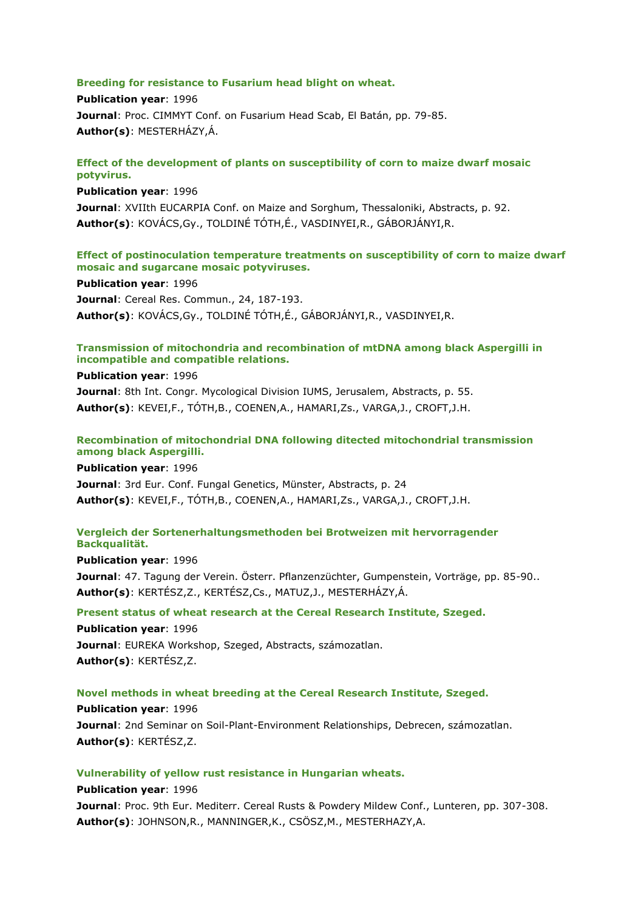**Breeding for resistance to Fusarium head blight on wheat.**

**Publication year**: 1996

**Journal**: Proc. CIMMYT Conf. on Fusarium Head Scab, El Batán, pp. 79-85.

**Author(s)**: MESTERHÁZY,Á.

**Effect of the development of plants on susceptibility of corn to maize dwarf mosaic potyvirus.**

**Publication year**: 1996

**Journal**: XVIIth EUCARPIA Conf. on Maize and Sorghum, Thessaloniki, Abstracts, p. 92.

**Author(s)**: KOVÁCS,Gy., TOLDINÉ TÓTH,É., VASDINYEI,R., GÁBORJÁNYI,R.

**Effect of postinoculation temperature treatments on susceptibility of corn to maize dwarf mosaic and sugarcane mosaic potyviruses.**

**Publication year**: 1996

**Journal**: Cereal Res. Commun., 24, 187-193.

**Author(s)**: KOVÁCS,Gy., TOLDINÉ TÓTH,É., GÁBORJÁNYI,R., VASDINYEI,R.

**Transmission of mitochondria and recombination of mtDNA among black Aspergilli in incompatible and compatible relations.**

**Publication year**: 1996

**Journal**: 8th Int. Congr. Mycological Division IUMS, Jerusalem, Abstracts, p. 55.

**Author(s)**: KEVEI,F., TÓTH,B., COENEN,A., HAMARI,Zs., VARGA,J., CROFT,J.H.

**Recombination of mitochondrial DNA following ditected mitochondrial transmission among black Aspergilli.**

**Publication year**: 1996

**Journal**: 3rd Eur. Conf. Fungal Genetics, Münster, Abstracts, p. 24

**Author(s)**: KEVEI,F., TÓTH,B., COENEN,A., HAMARI,Zs., VARGA,J., CROFT,J.H.

**Vergleich der Sortenerhaltungsmethoden bei Brotweizen mit hervorragender Backqualität.**

**Publication year**: 1996

**Journal**: 47. Tagung der Verein. Österr. Pflanzenzüchter, Gumpenstein, Vorträge, pp. 85-90..

**Author(s)**: KERTÉSZ,Z., KERTÉSZ,Cs., MATUZ,J., MESTERHÁZY,Á.

**Present status of wheat research at the Cereal Research Institute, Szeged.**

**Publication year**: 1996

**Journal**: EUREKA Workshop, Szeged, Abstracts, számozatlan.

**Author(s)**: KERTÉSZ,Z.

**Novel methods in wheat breeding at the Cereal Research Institute, Szeged.**

**Publication year**: 1996

**Journal**: 2nd Seminar on Soil-Plant-Environment Relationships, Debrecen, számozatlan.

**Author(s)**: KERTÉSZ,Z.

**Vulnerability of yellow rust resistance in Hungarian wheats.**

**Publication year**: 1996

**Journal**: Proc. 9th Eur. Mediterr. Cereal Rusts & Powdery Mildew Conf., Lunteren, pp. 307-308.

**Author(s)**: JOHNSON,R., MANNINGER,K., CSÖSZ,M., MESTERHAZY,A.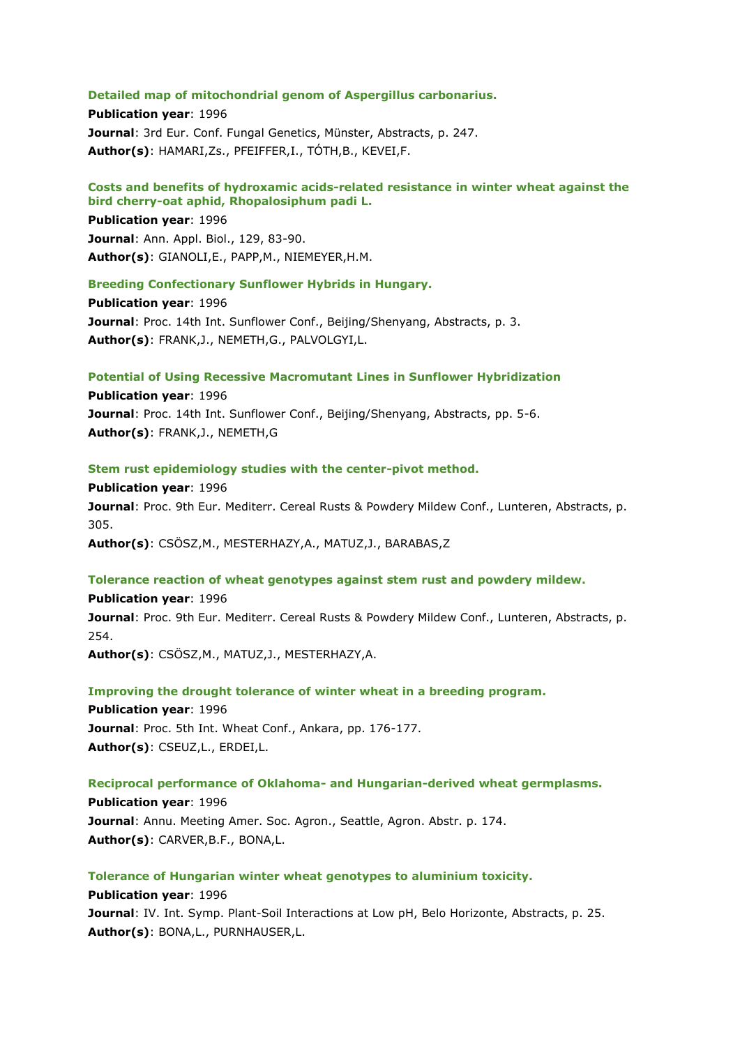**Detailed map of mitochondrial genom of Aspergillus carbonarius.**

**Publication year**: 1996

**Journal**: 3rd Eur. Conf. Fungal Genetics, Münster, Abstracts, p. 247.

**Author(s)**: HAMARI,Zs., PFEIFFER,I., TÓTH,B., KEVEI,F.

**Costs and benefits of hydroxamic acids-related resistance in winter wheat against the bird cherry-oat aphid, Rhopalosiphum padi L.**

**Publication year**: 1996

**Journal**: Ann. Appl. Biol., 129, 83-90.

**Author(s)**: GIANOLI,E., PAPP,M., NIEMEYER,H.M.

**Breeding Confectionary Sunflower Hybrids in Hungary.**

**Publication year**: 1996

**Journal**: Proc. 14th Int. Sunflower Conf., Beijing/Shenyang, Abstracts, p. 3.

**Author(s)**: FRANK,J., NEMETH,G., PALVOLGYI,L.

**Potential of Using Recessive Macromutant Lines in Sunflower Hybridization**

**Publication year**: 1996

**Journal**: Proc. 14th Int. Sunflower Conf., Beijing/Shenyang, Abstracts, pp. 5-6.

**Author(s)**: FRANK,J., NEMETH,G

**Stem rust epidemiology studies with the center-pivot method.**

**Publication year**: 1996

**Journal**: Proc. 9th Eur. Mediterr. Cereal Rusts & Powdery Mildew Conf., Lunteren, Abstracts, p. 305.

**Author(s)**: CSÖSZ,M., MESTERHAZY,A., MATUZ,J., BARABAS,Z

**Tolerance reaction of wheat genotypes against stem rust and powdery mildew.**

**Publication year**: 1996

**Journal**: Proc. 9th Eur. Mediterr. Cereal Rusts & Powdery Mildew Conf., Lunteren, Abstracts, p. 254.

**Author(s)**: CSÖSZ,M., MATUZ,J., MESTERHAZY,A.

**Improving the drought tolerance of winter wheat in a breeding program.**

**Publication year**: 1996

**Journal**: Proc. 5th Int. Wheat Conf., Ankara, pp. 176-177.

**Author(s)**: CSEUZ,L., ERDEI,L.

**Reciprocal performance of Oklahoma- and Hungarian-derived wheat germplasms.**

**Publication year**: 1996

**Journal**: Annu. Meeting Amer. Soc. Agron., Seattle, Agron. Abstr. p. 174.

**Author(s)**: CARVER,B.F., BONA,L.

**Tolerance of Hungarian winter wheat genotypes to aluminium toxicity.**

**Publication year**: 1996

**Journal**: IV. Int. Symp. Plant-Soil Interactions at Low pH, Belo Horizonte, Abstracts, p. 25.

**Author(s)**: BONA,L., PURNHAUSER,L.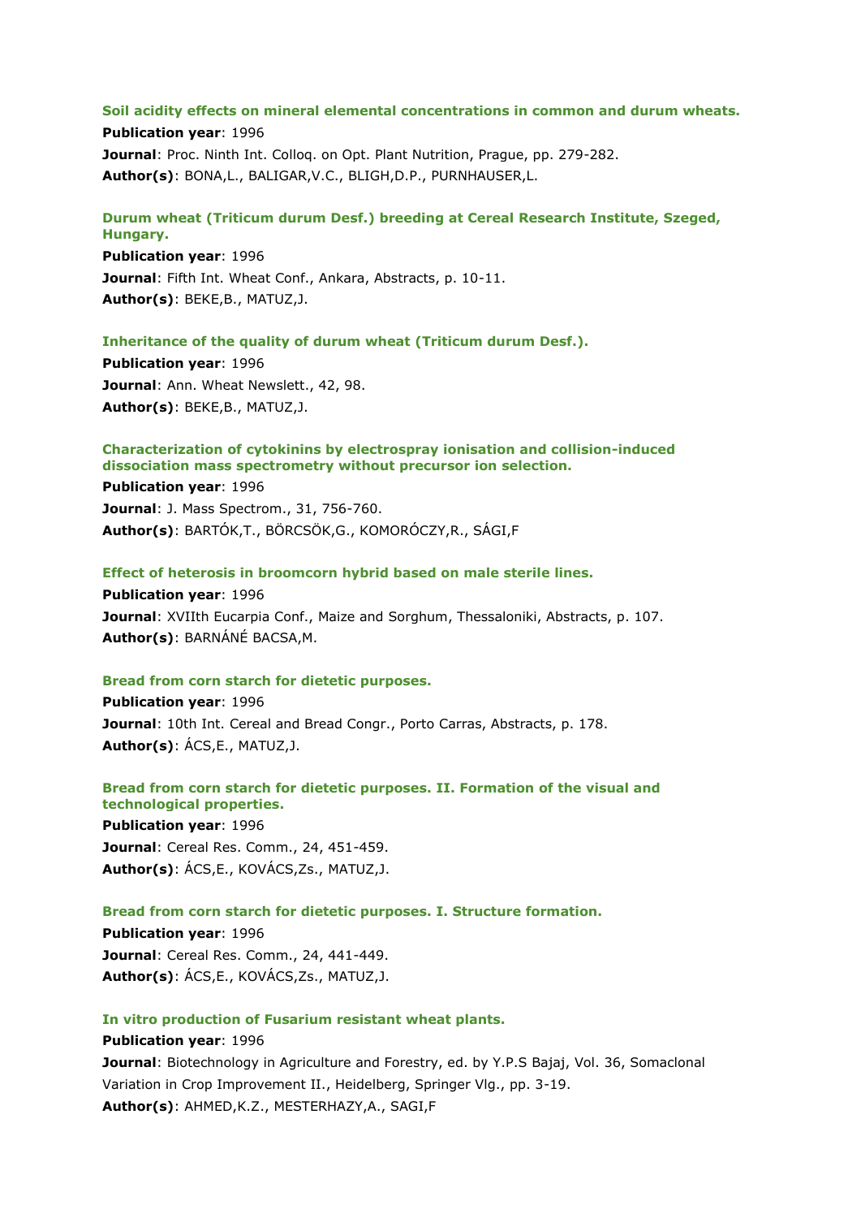**Soil acidity effects on mineral elemental concentrations in common and durum wheats.**

**Publication year**: 1996

**Journal**: Proc. Ninth Int. Colloq. on Opt. Plant Nutrition, Prague, pp. 279-282.

**Author(s)**: BONA,L., BALIGAR,V.C., BLIGH,D.P., PURNHAUSER,L.

**Durum wheat (Triticum durum Desf.) breeding at Cereal Research Institute, Szeged, Hungary.**

**Publication year**: 1996

**Journal**: Fifth Int. Wheat Conf., Ankara, Abstracts, p. 10-11.

**Author(s)**: BEKE,B., MATUZ,J.

**Inheritance of the quality of durum wheat (Triticum durum Desf.).**

**Publication year**: 1996

**Journal**: Ann. Wheat Newslett., 42, 98.

**Author(s)**: BEKE,B., MATUZ,J.

**Characterization of cytokinins by electrospray ionisation and collision-induced dissociation mass spectrometry without precursor ion selection.**

**Publication year**: 1996

**Journal**: J. Mass Spectrom., 31, 756-760.

**Author(s)**: BARTÓK,T., BÖRCSÖK,G., KOMORÓCZY,R., SÁGI,F

**Effect of heterosis in broomcorn hybrid based on male sterile lines.**

**Publication year**: 1996

**Journal**: XVIIth Eucarpia Conf., Maize and Sorghum, Thessaloniki, Abstracts, p. 107.

**Author(s)**: BARNÁNÉ BACSA,M.

**Bread from corn starch for dietetic purposes.**

**Publication year**: 1996

**Journal**: 10th Int. Cereal and Bread Congr., Porto Carras, Abstracts, p. 178.

**Author(s)**: ÁCS,E., MATUZ,J.

**Bread from corn starch for dietetic purposes. II. Formation of the visual and technological properties.**

**Publication year**: 1996

**Journal**: Cereal Res. Comm., 24, 451-459.

**Author(s)**: ÁCS,E., KOVÁCS,Zs., MATUZ,J.

**Bread from corn starch for dietetic purposes. I. Structure formation.**

**Publication year**: 1996

**Journal**: Cereal Res. Comm., 24, 441-449.

**Author(s)**: ÁCS,E., KOVÁCS,Zs., MATUZ,J.

**In vitro production of Fusarium resistant wheat plants.**

**Publication year**: 1996

**Journal**: Biotechnology in Agriculture and Forestry, ed. by Y.P.S Bajaj, Vol. 36, Somaclonal Variation in Crop Improvement II., Heidelberg, Springer Vlg., pp. 3-19.

**Author(s)**: AHMED,K.Z., MESTERHAZY,A., SAGI,F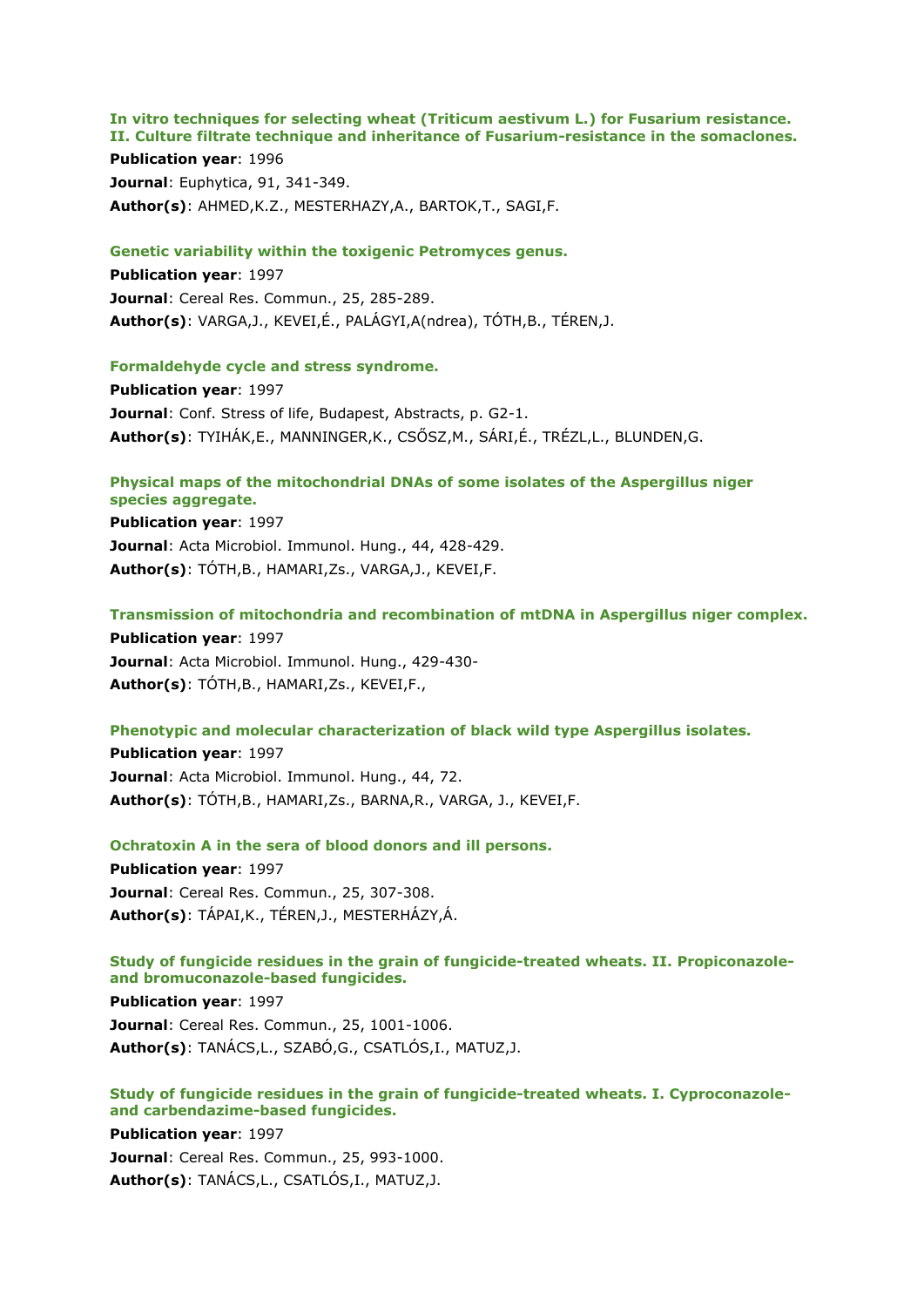**In vitro techniques for selecting wheat (Triticum aestivum L.) for Fusarium resistance. II. Culture filtrate technique and inheritance of Fusarium-resistance in the somaclones.**

**Publication year**: 1996

**Journal**: Euphytica, 91, 341-349.

**Author(s)**: AHMED,K.Z., MESTERHAZY,A., BARTOK,T., SAGI,F.

**Genetic variability within the toxigenic Petromyces genus.**

**Publication year**: 1997

**Journal**: Cereal Res. Commun., 25, 285-289.

**Author(s)**: VARGA,J., KEVEI,É., PALÁGYI,A(ndrea), TÓTH,B., TÉREN,J.

**Formaldehyde cycle and stress syndrome.**

**Publication year**: 1997

**Journal**: Conf. Stress of life, Budapest, Abstracts, p. G2-1.

**Author(s)**: TYIHÁK,E., MANNINGER,K., CSŐSZ,M., SÁRI,É., TRÉZL,L., BLUNDEN,G.

**Physical maps of the mitochondrial DNAs of some isolates of the Aspergillus niger species aggregate.**

**Publication year**: 1997

**Journal**: Acta Microbiol. Immunol. Hung., 44, 428-429.

**Author(s)**: TÓTH,B., HAMARI,Zs., VARGA,J., KEVEI,F.

**Transmission of mitochondria and recombination of mtDNA in Aspergillus niger complex.**

**Publication year**: 1997

**Journal**: Acta Microbiol. Immunol. Hung., 429-430-

**Author(s)**: TÓTH,B., HAMARI,Zs., KEVEI,F.,

**Phenotypic and molecular characterization of black wild type Aspergillus isolates.**

**Publication year**: 1997

**Journal**: Acta Microbiol. Immunol. Hung., 44, 72.

**Author(s)**: TÓTH,B., HAMARI,Zs., BARNA,R., VARGA, J., KEVEI,F.

**Ochratoxin A in the sera of blood donors and ill persons.**

**Publication year**: 1997

**Journal**: Cereal Res. Commun., 25, 307-308.

**Author(s)**: TÁPAI,K., TÉREN,J., MESTERHÁZY,Á.

**Study of fungicide residues in the grain of fungicide-treated wheats. II. Propiconazole- and bromuconazole-based fungicides.**

**Publication year**: 1997

**Journal**: Cereal Res. Commun., 25, 1001-1006.

**Author(s)**: TANÁCS,L., SZABÓ,G., CSATLÓS,I., MATUZ,J.

**Study of fungicide residues in the grain of fungicide-treated wheats. I. Cyproconazole- and carbendazime-based fungicides.**

**Publication year**: 1997

**Journal**: Cereal Res. Commun., 25, 993-1000.

**Author(s)**: TANÁCS,L., CSATLÓS,I., MATUZ,J.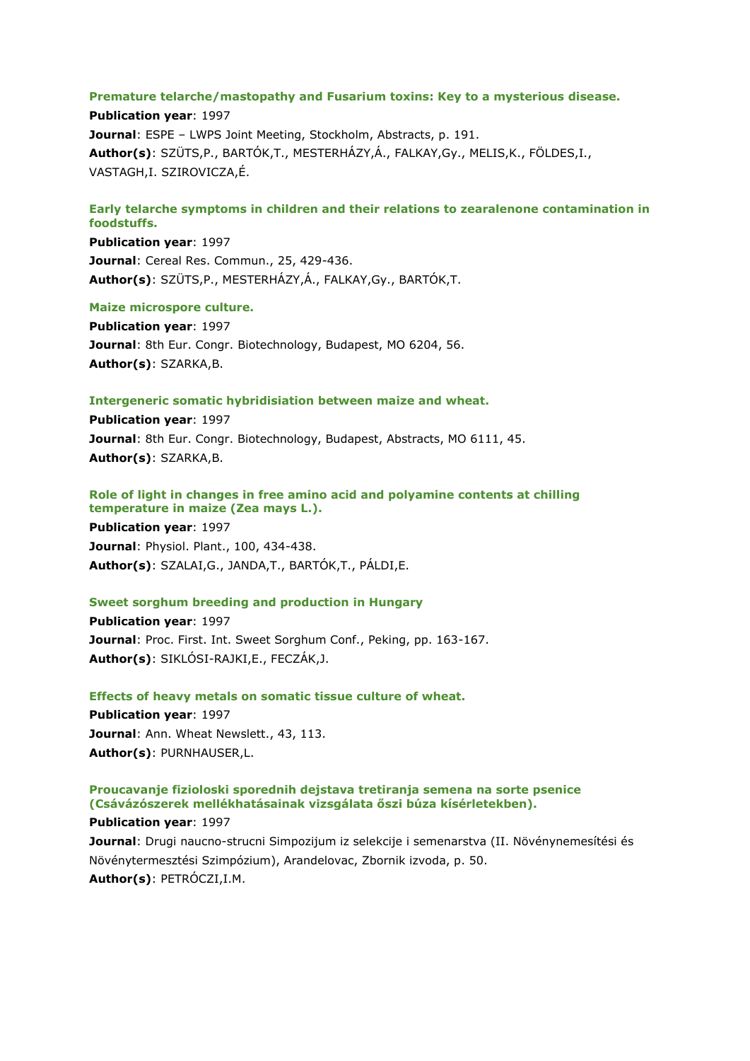**Premature telarche/mastopathy and Fusarium toxins: Key to a mysterious disease.**

**Publication year**: 1997

**Journal**: ESPE – LWPS Joint Meeting, Stockholm, Abstracts, p. 191.

**Author(s)**: SZÜTS,P., BARTÓK,T., MESTERHÁZY,Á., FALKAY,Gy., MELIS,K., FÖLDES,I., VASTAGH,I. SZIROVICZA,É.

**Early telarche symptoms in children and their relations to zearalenone contamination in foodstuffs.**

**Publication year**: 1997

**Journal**: Cereal Res. Commun., 25, 429-436.

**Author(s)**: SZÜTS,P., MESTERHÁZY,Á., FALKAY,Gy., BARTÓK,T.

**Maize microspore culture.**

**Publication year**: 1997

**Journal**: 8th Eur. Congr. Biotechnology, Budapest, MO 6204, 56.

**Author(s)**: SZARKA,B.

**Intergeneric somatic hybridisiation between maize and wheat.**

**Publication year**: 1997

**Journal**: 8th Eur. Congr. Biotechnology, Budapest, Abstracts, MO 6111, 45.

**Author(s)**: SZARKA,B.

**Role of light in changes in free amino acid and polyamine contents at chilling temperature in maize (Zea mays L.).**

**Publication year**: 1997

**Journal**: Physiol. Plant., 100, 434-438.

**Author(s)**: SZALAI,G., JANDA,T., BARTÓK,T., PÁLDI,E.

**Sweet sorghum breeding and production in Hungary**

**Publication year**: 1997

**Journal**: Proc. First. Int. Sweet Sorghum Conf., Peking, pp. 163-167.

**Author(s)**: SIKLÓSI-RAJKI,E., FECZÁK,J.

**Effects of heavy metals on somatic tissue culture of wheat.**

**Publication year**: 1997

**Journal**: Ann. Wheat Newslett., 43, 113.

**Author(s)**: PURNHAUSER,L.

**Proucavanje fizioloski sporednih dejstava tretiranja semena na sorte psenice (Csávázószerek mellékhatásainak vizsgálata őszi búza kísérletekben).**

**Publication year**: 1997

**Journal**: Drugi naucno-strucni Simpozijum iz selekcije i semenarstva (II. Növénynemesítési és Növénytermesztési Szimpózium), Arandelovac, Zbornik izvoda, p. 50.

**Author(s)**: PETRÓCZI,I.M.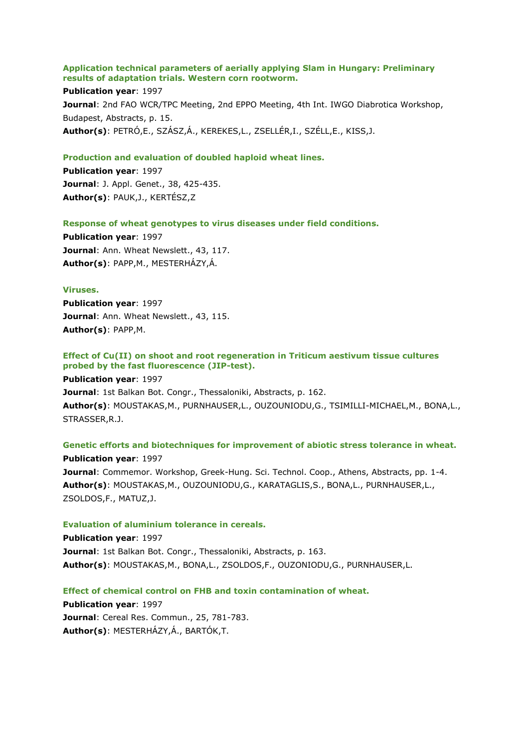**Application technical parameters of aerially applying Slam in Hungary: Preliminary results of adaptation trials. Western corn rootworm.**

**Publication year**: 1997

**Journal**: 2nd FAO WCR/TPC Meeting, 2nd EPPO Meeting, 4th Int. IWGO Diabrotica Workshop, Budapest, Abstracts, p. 15.

**Author(s)**: PETRÓ,E., SZÁSZ,Á., KEREKES,L., ZSELLÉR,I., SZÉLL,E., KISS,J.

**Production and evaluation of doubled haploid wheat lines.**

**Publication year**: 1997

**Journal**: J. Appl. Genet., 38, 425-435.

**Author(s)**: PAUK,J., KERTÉSZ,Z

**Response of wheat genotypes to virus diseases under field conditions.**

**Publication year**: 1997

**Journal**: Ann. Wheat Newslett., 43, 117.

**Author(s)**: PAPP,M., MESTERHÁZY,Á.

**Viruses.**

**Publication year**: 1997

**Journal**: Ann. Wheat Newslett., 43, 115.

**Author(s)**: PAPP,M.

**Effect of Cu(II) on shoot and root regeneration in Triticum aestivum tissue cultures probed by the fast fluorescence (JIP-test).**

**Publication year**: 1997

**Journal**: 1st Balkan Bot. Congr., Thessaloniki, Abstracts, p. 162.

**Author(s)**: MOUSTAKAS,M., PURNHAUSER,L., OUZOUNIODU,G., TSIMILLI-MICHAEL,M., BONA,L., STRASSER,R.J.

**Genetic efforts and biotechniques for improvement of abiotic stress tolerance in wheat.**

**Publication year**: 1997

**Journal**: Commemor. Workshop, Greek-Hung. Sci. Technol. Coop., Athens, Abstracts, pp. 1-4.

**Author(s)**: MOUSTAKAS,M., OUZOUNIODU,G., KARATAGLIS,S., BONA,L., PURNHAUSER,L., ZSOLDOS,F., MATUZ,J.

**Evaluation of aluminium tolerance in cereals.**

**Publication year**: 1997

**Journal**: 1st Balkan Bot. Congr., Thessaloniki, Abstracts, p. 163.

**Author(s)**: MOUSTAKAS,M., BONA,L., ZSOLDOS,F., OUZONIODU,G., PURNHAUSER,L.

**Effect of chemical control on FHB and toxin contamination of wheat.**

**Publication year**: 1997

**Journal**: Cereal Res. Commun., 25, 781-783.

**Author(s)**: MESTERHÁZY,Á., BARTÓK,T.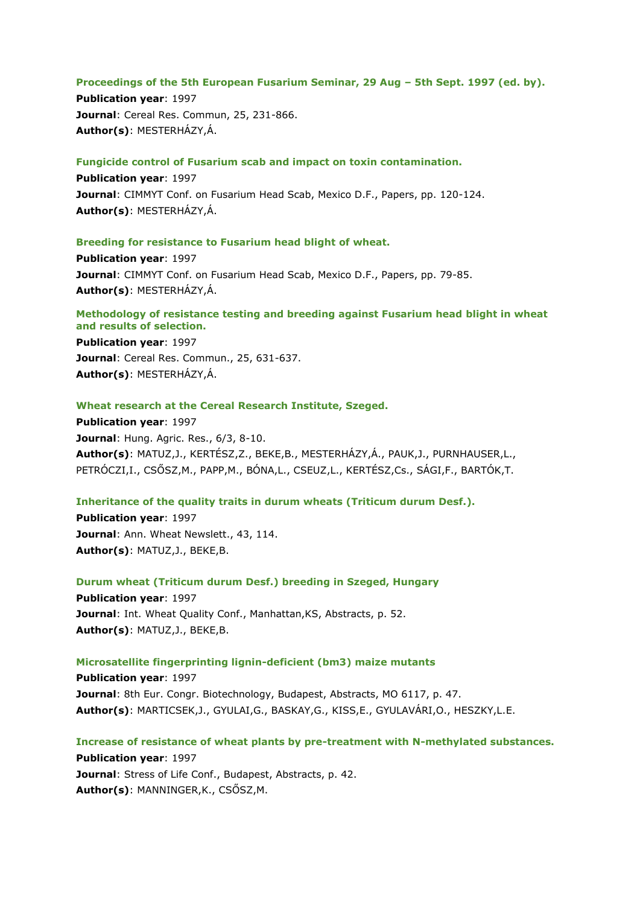**Proceedings of the 5th European Fusarium Seminar, 29 Aug – 5th Sept. 1997 (ed. by).**
**Publication year**: 1997
**Journal**: Cereal Res. Commun, 25, 231-866.
**Author(s)**: MESTERHÁZY,Á.

**Fungicide control of Fusarium scab and impact on toxin contamination.**
**Publication year**: 1997
**Journal**: CIMMYT Conf. on Fusarium Head Scab, Mexico D.F., Papers, pp. 120-124.
**Author(s)**: MESTERHÁZY,Á.

**Breeding for resistance to Fusarium head blight of wheat.**
**Publication year**: 1997
**Journal**: CIMMYT Conf. on Fusarium Head Scab, Mexico D.F., Papers, pp. 79-85.
**Author(s)**: MESTERHÁZY,Á.

**Methodology of resistance testing and breeding against Fusarium head blight in wheat and results of selection.**
**Publication year**: 1997
**Journal**: Cereal Res. Commun., 25, 631-637.
**Author(s)**: MESTERHÁZY,Á.

**Wheat research at the Cereal Research Institute, Szeged.**
**Publication year**: 1997
**Journal**: Hung. Agric. Res., 6/3, 8-10.
**Author(s)**: MATUZ,J., KERTÉSZ,Z., BEKE,B., MESTERHÁZY,Á., PAUK,J., PURNHAUSER,L., PETRÓCZI,I., CSŐSZ,M., PAPP,M., BÓNA,L., CSEUZ,L., KERTÉSZ,Cs., SÁGI,F., BARTÓK,T.

**Inheritance of the quality traits in durum wheats (Triticum durum Desf.).**
**Publication year**: 1997
**Journal**: Ann. Wheat Newslett., 43, 114.
**Author(s)**: MATUZ,J., BEKE,B.

**Durum wheat (Triticum durum Desf.) breeding in Szeged, Hungary**
**Publication year**: 1997
**Journal**: Int. Wheat Quality Conf., Manhattan,KS, Abstracts, p. 52.
**Author(s)**: MATUZ,J., BEKE,B.

**Microsatellite fingerprinting lignin-deficient (bm3) maize mutants**
**Publication year**: 1997
**Journal**: 8th Eur. Congr. Biotechnology, Budapest, Abstracts, MO 6117, p. 47.
**Author(s)**: MARTICSEK,J., GYULAI,G., BASKAY,G., KISS,E., GYULAVÁRI,O., HESZKY,L.E.

**Increase of resistance of wheat plants by pre-treatment with N-methylated substances.**
**Publication year**: 1997
**Journal**: Stress of Life Conf., Budapest, Abstracts, p. 42.
**Author(s)**: MANNINGER,K., CSŐSZ,M.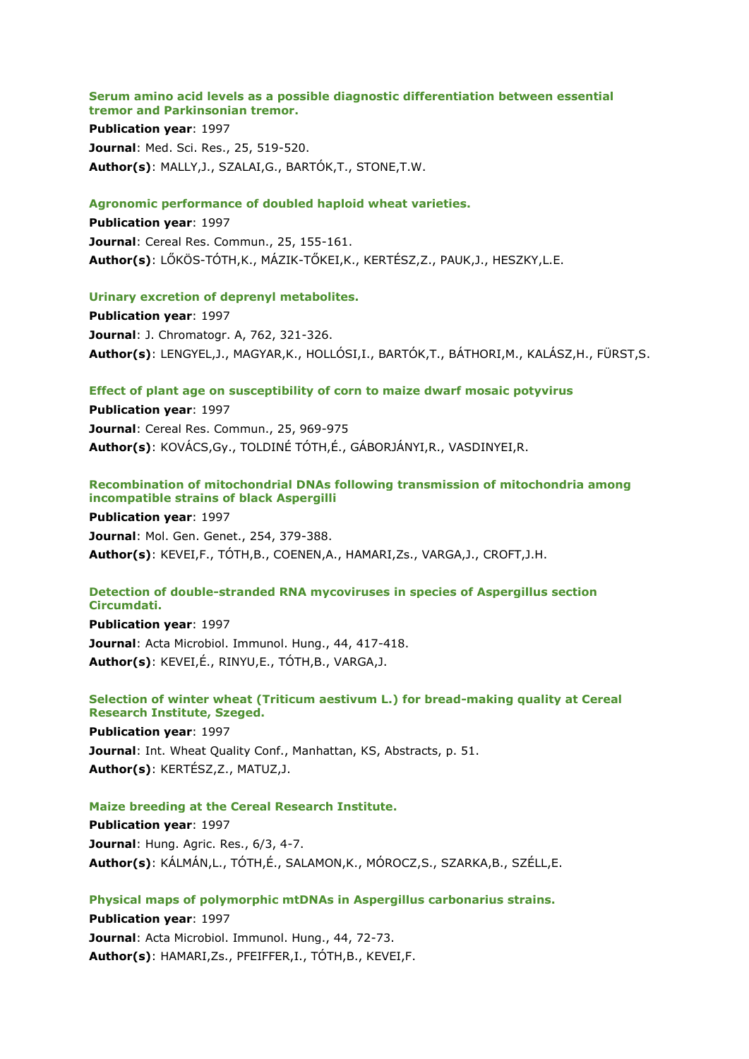**Serum amino acid levels as a possible diagnostic differentiation between essential tremor and Parkinsonian tremor.**

**Publication year**: 1997

**Journal**: Med. Sci. Res., 25, 519-520.

**Author(s)**: MALLY,J., SZALAI,G., BARTÓK,T., STONE,T.W.

**Agronomic performance of doubled haploid wheat varieties.**

**Publication year**: 1997

**Journal**: Cereal Res. Commun., 25, 155-161.

**Author(s)**: LŐKÖS-TÓTH,K., MÁZIK-TŐKEI,K., KERTÉSZ,Z., PAUK,J., HESZKY,L.E.

**Urinary excretion of deprenyl metabolites.**

**Publication year**: 1997

**Journal**: J. Chromatogr. A, 762, 321-326.

**Author(s)**: LENGYEL,J., MAGYAR,K., HOLLÓSI,I., BARTÓK,T., BÁTHORI,M., KALÁSZ,H., FÜRST,S.

**Effect of plant age on susceptibility of corn to maize dwarf mosaic potyvirus**

**Publication year**: 1997

**Journal**: Cereal Res. Commun., 25, 969-975

**Author(s)**: KOVÁCS,Gy., TOLDINÉ TÓTH,É., GÁBORJÁNYI,R., VASDINYEI,R.

**Recombination of mitochondrial DNAs following transmission of mitochondria among incompatible strains of black Aspergilli**

**Publication year**: 1997

**Journal**: Mol. Gen. Genet., 254, 379-388.

**Author(s)**: KEVEI,F., TÓTH,B., COENEN,A., HAMARI,Zs., VARGA,J., CROFT,J.H.

**Detection of double-stranded RNA mycoviruses in species of Aspergillus section Circumdati.**

**Publication year**: 1997

**Journal**: Acta Microbiol. Immunol. Hung., 44, 417-418.

**Author(s)**: KEVEI,É., RINYU,E., TÓTH,B., VARGA,J.

**Selection of winter wheat (Triticum aestivum L.) for bread-making quality at Cereal Research Institute, Szeged.**

**Publication year**: 1997

**Journal**: Int. Wheat Quality Conf., Manhattan, KS, Abstracts, p. 51.

**Author(s)**: KERTÉSZ,Z., MATUZ,J.

**Maize breeding at the Cereal Research Institute.**

**Publication year**: 1997

**Journal**: Hung. Agric. Res., 6/3, 4-7.

**Author(s)**: KÁLMÁN,L., TÓTH,É., SALAMON,K., MÓROCZ,S., SZARKA,B., SZÉLL,E.

**Physical maps of polymorphic mtDNAs in Aspergillus carbonarius strains.**

**Publication year**: 1997

**Journal**: Acta Microbiol. Immunol. Hung., 44, 72-73.

**Author(s)**: HAMARI,Zs., PFEIFFER,I., TÓTH,B., KEVEI,F.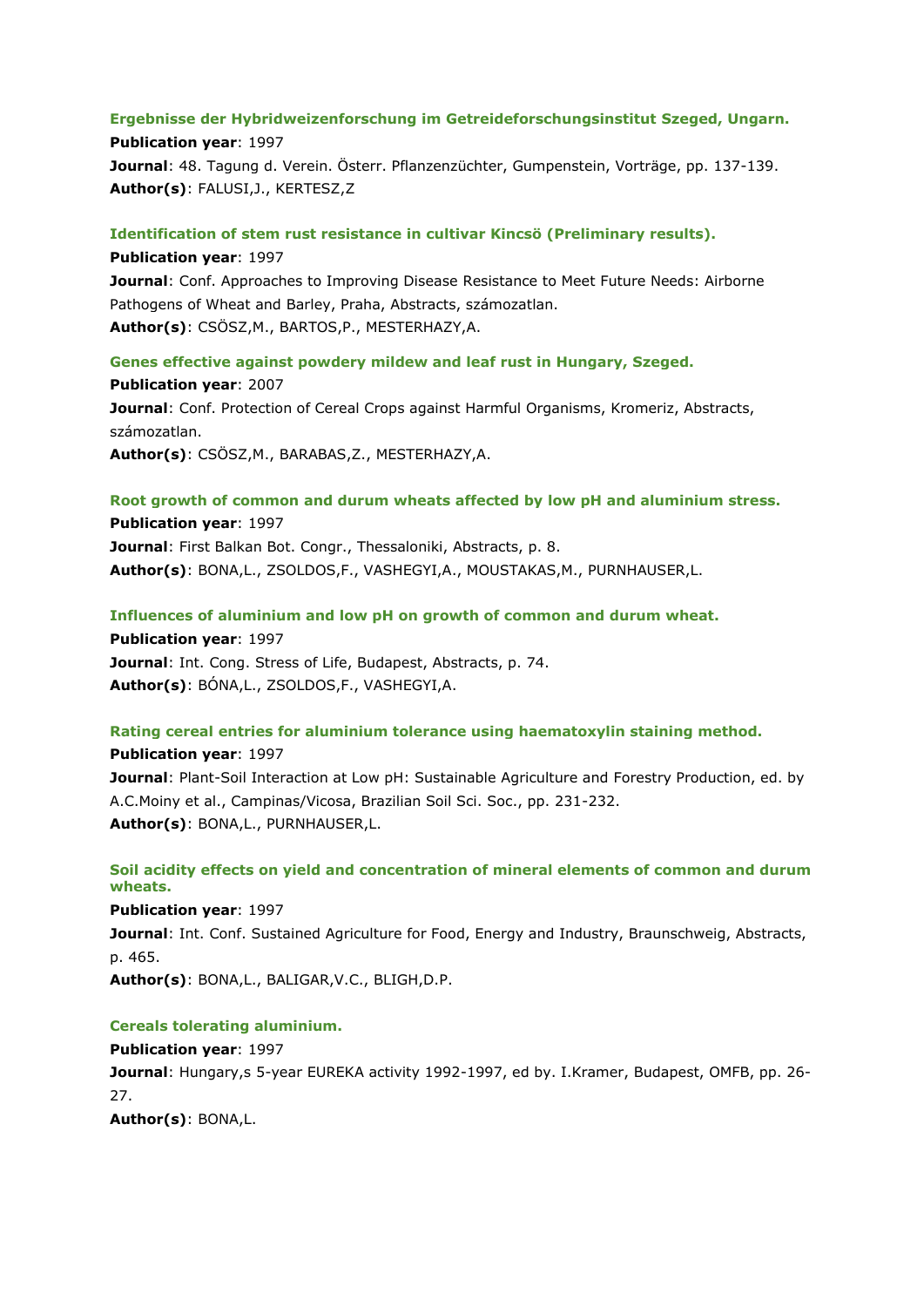**Ergebnisse der Hybridweizenforschung im Getreideforschungsinstitut Szeged, Ungarn.**

**Publication year**: 1997

**Journal**: 48. Tagung d. Verein. Österr. Pflanzenzüchter, Gumpenstein, Vorträge, pp. 137-139.

**Author(s)**: FALUSI,J., KERTESZ,Z

**Identification of stem rust resistance in cultivar Kincsö (Preliminary results).**

**Publication year**: 1997

**Journal**: Conf. Approaches to Improving Disease Resistance to Meet Future Needs: Airborne Pathogens of Wheat and Barley, Praha, Abstracts, számozatlan.

**Author(s)**: CSÖSZ,M., BARTOS,P., MESTERHAZY,A.

**Genes effective against powdery mildew and leaf rust in Hungary, Szeged.**

**Publication year**: 2007

**Journal**: Conf. Protection of Cereal Crops against Harmful Organisms, Kromeriz, Abstracts, számozatlan.

**Author(s)**: CSÖSZ,M., BARABAS,Z., MESTERHAZY,A.

**Root growth of common and durum wheats affected by low pH and aluminium stress.**

**Publication year**: 1997

**Journal**: First Balkan Bot. Congr., Thessaloniki, Abstracts, p. 8.

**Author(s)**: BONA,L., ZSOLDOS,F., VASHEGYI,A., MOUSTAKAS,M., PURNHAUSER,L.

**Influences of aluminium and low pH on growth of common and durum wheat.**

**Publication year**: 1997

**Journal**: Int. Cong. Stress of Life, Budapest, Abstracts, p. 74.

**Author(s)**: BÓNA,L., ZSOLDOS,F., VASHEGYI,A.

**Rating cereal entries for aluminium tolerance using haematoxylin staining method.**

**Publication year**: 1997

**Journal**: Plant-Soil Interaction at Low pH: Sustainable Agriculture and Forestry Production, ed. by A.C.Moiny et al., Campinas/Vicosa, Brazilian Soil Sci. Soc., pp. 231-232.

**Author(s)**: BONA,L., PURNHAUSER,L.

**Soil acidity effects on yield and concentration of mineral elements of common and durum wheats.**

**Publication year**: 1997

**Journal**: Int. Conf. Sustained Agriculture for Food, Energy and Industry, Braunschweig, Abstracts, p. 465.

**Author(s)**: BONA,L., BALIGAR,V.C., BLIGH,D.P.

**Cereals tolerating aluminium.**

**Publication year**: 1997

**Journal**: Hungary,s 5-year EUREKA activity 1992-1997, ed by. I.Kramer, Budapest, OMFB, pp. 26-27.

**Author(s)**: BONA,L.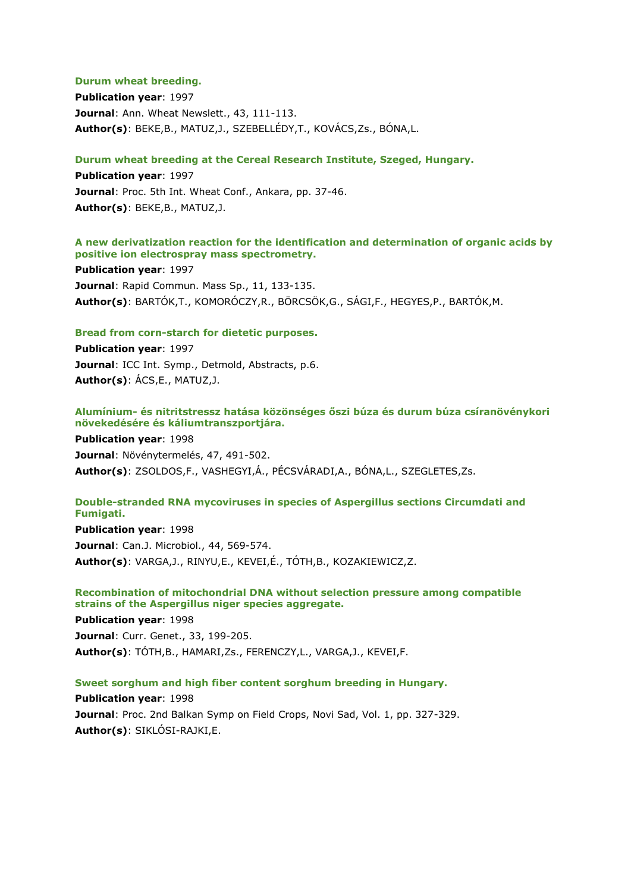### Durum wheat breeding.

**Publication year**: 1997

**Journal**: Ann. Wheat Newslett., 43, 111-113.

**Author(s)**: BEKE,B., MATUZ,J., SZEBELLÉDY,T., KOVÁCS,Zs., BÓNA,L.

### Durum wheat breeding at the Cereal Research Institute, Szeged, Hungary.

**Publication year**: 1997

**Journal**: Proc. 5th Int. Wheat Conf., Ankara, pp. 37-46.

**Author(s)**: BEKE,B., MATUZ,J.

### A new derivatization reaction for the identification and determination of organic acids by positive ion electrospray mass spectrometry.

**Publication year**: 1997

**Journal**: Rapid Commun. Mass Sp., 11, 133-135.

**Author(s)**: BARTÓK,T., KOMORÓCZY,R., BÖRCSÖK,G., SÁGI,F., HEGYES,P., BARTÓK,M.

### Bread from corn-starch for dietetic purposes.

**Publication year**: 1997

**Journal**: ICC Int. Symp., Detmold, Abstracts, p.6.

**Author(s)**: ÁCS,E., MATUZ,J.

### Alumínium- és nitritstressz hatása közönséges őszi búza és durum búza csíranövénykori növekedésére és káliumtranszportjára.

**Publication year**: 1998

**Journal**: Növénytermelés, 47, 491-502.

**Author(s)**: ZSOLDOS,F., VASHEGYI,Á., PÉCSVÁRADI,A., BÓNA,L., SZEGLETES,Zs.

### Double-stranded RNA mycoviruses in species of Aspergillus sections Circumdati and Fumigati.

**Publication year**: 1998

**Journal**: Can.J. Microbiol., 44, 569-574.

**Author(s)**: VARGA,J., RINYU,E., KEVEI,É., TÓTH,B., KOZAKIEWICZ,Z.

### Recombination of mitochondrial DNA without selection pressure among compatible strains of the Aspergillus niger species aggregate.

**Publication year**: 1998

**Journal**: Curr. Genet., 33, 199-205.

**Author(s)**: TÓTH,B., HAMARI,Zs., FERENCZY,L., VARGA,J., KEVEI,F.

### Sweet sorghum and high fiber content sorghum breeding in Hungary.

**Publication year**: 1998

**Journal**: Proc. 2nd Balkan Symp on Field Crops, Novi Sad, Vol. 1, pp. 327-329.

**Author(s)**: SIKLÓSI-RAJKI,E.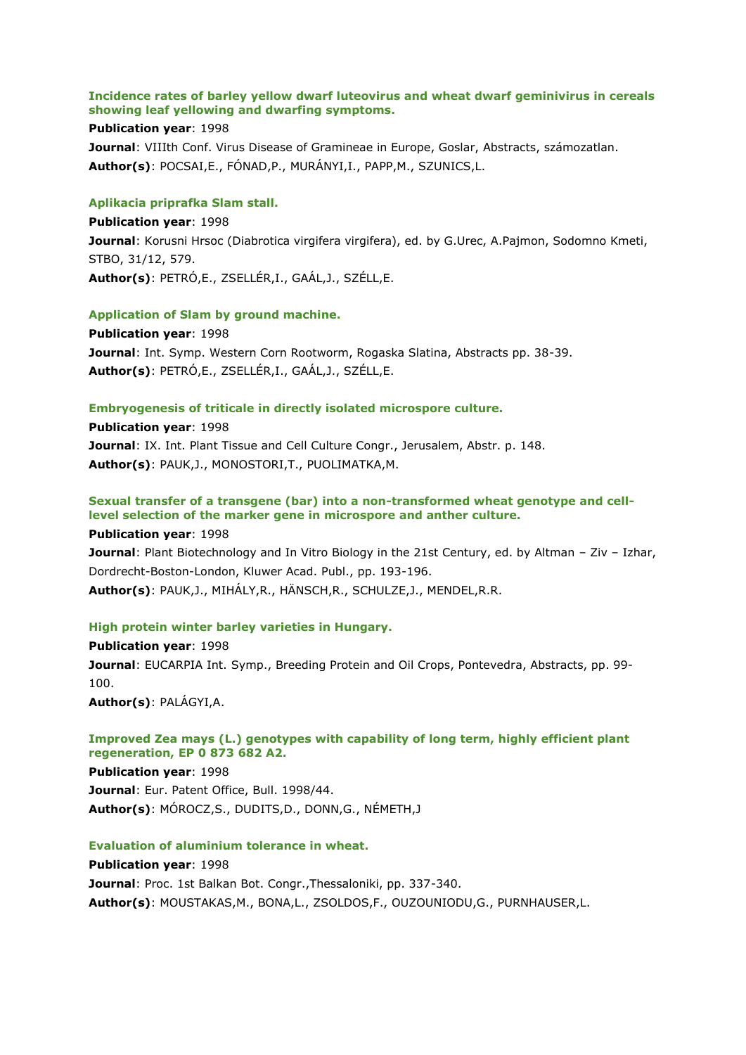**Incidence rates of barley yellow dwarf luteovirus and wheat dwarf geminivirus in cereals showing leaf yellowing and dwarfing symptoms.**

**Publication year**: 1998

**Journal**: VIIIth Conf. Virus Disease of Gramineae in Europe, Goslar, Abstracts, számozatlan.

**Author(s)**: POCSAI,E., FÓNAD,P., MURÁNYI,I., PAPP,M., SZUNICS,L.

**Aplikacia priprafka Slam stall.**

**Publication year**: 1998

**Journal**: Korusni Hrsoc (Diabrotica virgifera virgifera), ed. by G.Urec, A.Pajmon, Sodomno Kmeti, STBO, 31/12, 579.

**Author(s)**: PETRÓ,E., ZSELLÉR,I., GAÁL,J., SZÉLL,E.

**Application of Slam by ground machine.**

**Publication year**: 1998

**Journal**: Int. Symp. Western Corn Rootworm, Rogaska Slatina, Abstracts pp. 38-39.

**Author(s)**: PETRÓ,E., ZSELLÉR,I., GAÁL,J., SZÉLL,E.

**Embryogenesis of triticale in directly isolated microspore culture.**

**Publication year**: 1998

**Journal**: IX. Int. Plant Tissue and Cell Culture Congr., Jerusalem, Abstr. p. 148.

**Author(s)**: PAUK,J., MONOSTORI,T., PUOLIMATKA,M.

**Sexual transfer of a transgene (bar) into a non-transformed wheat genotype and cell-level selection of the marker gene in microspore and anther culture.**

**Publication year**: 1998

**Journal**: Plant Biotechnology and In Vitro Biology in the 21st Century, ed. by Altman – Ziv – Izhar, Dordrecht-Boston-London, Kluwer Acad. Publ., pp. 193-196.

**Author(s)**: PAUK,J., MIHÁLY,R., HÄNSCH,R., SCHULZE,J., MENDEL,R.R.

**High protein winter barley varieties in Hungary.**

**Publication year**: 1998

**Journal**: EUCARPIA Int. Symp., Breeding Protein and Oil Crops, Pontevedra, Abstracts, pp. 99-100.

**Author(s)**: PALÁGYI,A.

**Improved Zea mays (L.) genotypes with capability of long term, highly efficient plant regeneration, EP 0 873 682 A2.**

**Publication year**: 1998

**Journal**: Eur. Patent Office, Bull. 1998/44.

**Author(s)**: MÓROCZ,S., DUDITS,D., DONN,G., NÉMETH,J

**Evaluation of aluminium tolerance in wheat.**

**Publication year**: 1998

**Journal**: Proc. 1st Balkan Bot. Congr.,Thessaloniki, pp. 337-340.

**Author(s)**: MOUSTAKAS,M., BONA,L., ZSOLDOS,F., OUZOUNIODU,G., PURNHAUSER,L.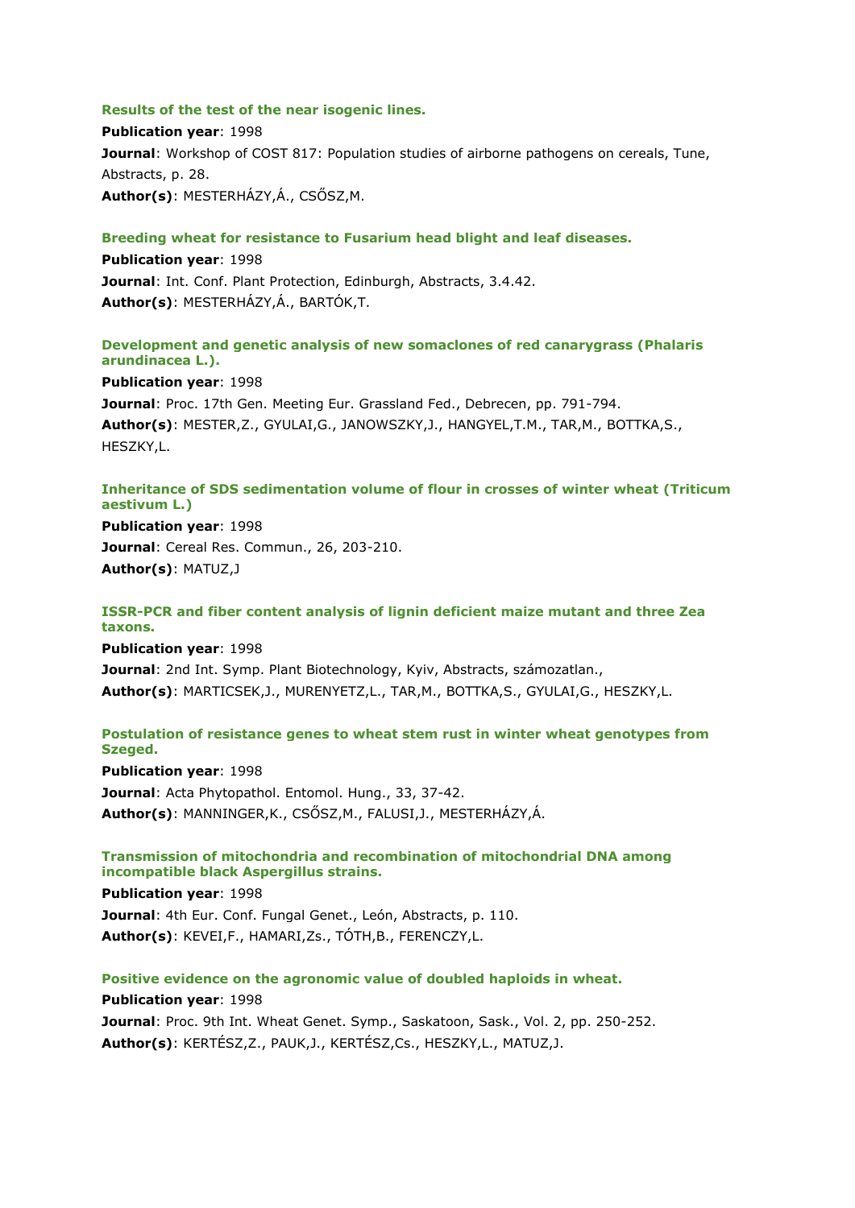### Results of the test of the near isogenic lines.

**Publication year**: 1998

**Journal**: Workshop of COST 817: Population studies of airborne pathogens on cereals, Tune, Abstracts, p. 28.

**Author(s)**: MESTERHÁZY,Á., CSŐSZ,M.

### Breeding wheat for resistance to Fusarium head blight and leaf diseases.

**Publication year**: 1998

**Journal**: Int. Conf. Plant Protection, Edinburgh, Abstracts, 3.4.42.

**Author(s)**: MESTERHÁZY,Á., BARTÓK,T.

### Development and genetic analysis of new somaclones of red canarygrass (Phalaris arundinacea L.).

**Publication year**: 1998

**Journal**: Proc. 17th Gen. Meeting Eur. Grassland Fed., Debrecen, pp. 791-794.

**Author(s)**: MESTER,Z., GYULAI,G., JANOWSZKY,J., HANGYEL,T.M., TAR,M., BOTTKA,S., HESZKY,L.

### Inheritance of SDS sedimentation volume of flour in crosses of winter wheat (Triticum aestivum L.)

**Publication year**: 1998

**Journal**: Cereal Res. Commun., 26, 203-210.

**Author(s)**: MATUZ,J

### ISSR-PCR and fiber content analysis of lignin deficient maize mutant and three Zea taxons.

**Publication year**: 1998

**Journal**: 2nd Int. Symp. Plant Biotechnology, Kyiv, Abstracts, számozatlan.,

**Author(s)**: MARTICSEK,J., MURENYETZ,L., TAR,M., BOTTKA,S., GYULAI,G., HESZKY,L.

### Postulation of resistance genes to wheat stem rust in winter wheat genotypes from Szeged.

**Publication year**: 1998

**Journal**: Acta Phytopathol. Entomol. Hung., 33, 37-42.

**Author(s)**: MANNINGER,K., CSŐSZ,M., FALUSI,J., MESTERHÁZY,Á.

### Transmission of mitochondria and recombination of mitochondrial DNA among incompatible black Aspergillus strains.

**Publication year**: 1998

**Journal**: 4th Eur. Conf. Fungal Genet., León, Abstracts, p. 110.

**Author(s)**: KEVEI,F., HAMARI,Zs., TÓTH,B., FERENCZY,L.

### Positive evidence on the agronomic value of doubled haploids in wheat.

**Publication year**: 1998

**Journal**: Proc. 9th Int. Wheat Genet. Symp., Saskatoon, Sask., Vol. 2, pp. 250-252.

**Author(s)**: KERTÉSZ,Z., PAUK,J., KERTÉSZ,Cs., HESZKY,L., MATUZ,J.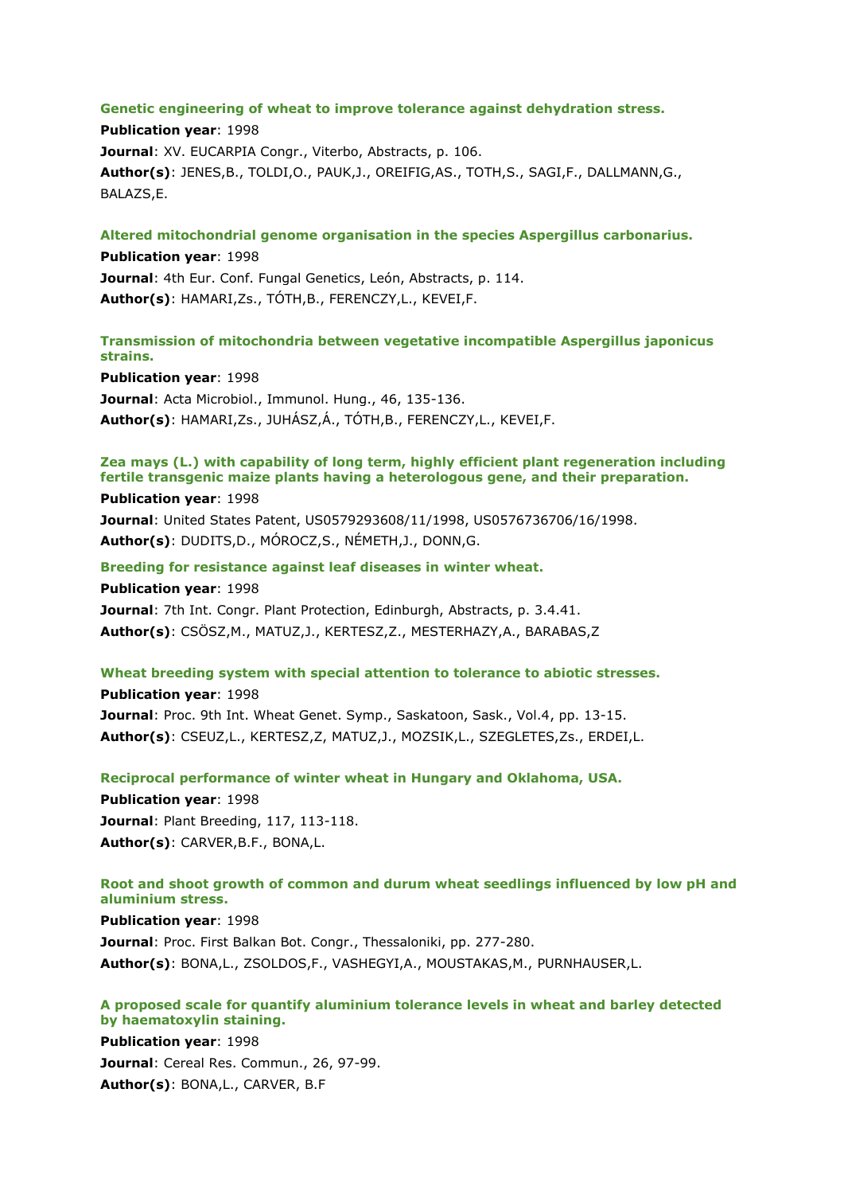**Genetic engineering of wheat to improve tolerance against dehydration stress.**

**Publication year**: 1998

**Journal**: XV. EUCARPIA Congr., Viterbo, Abstracts, p. 106.

**Author(s)**: JENES,B., TOLDI,O., PAUK,J., OREIFIG,AS., TOTH,S., SAGI,F., DALLMANN,G., BALAZS,E.

**Altered mitochondrial genome organisation in the species Aspergillus carbonarius.**

**Publication year**: 1998

**Journal**: 4th Eur. Conf. Fungal Genetics, León, Abstracts, p. 114.

**Author(s)**: HAMARI,Zs., TÓTH,B., FERENCZY,L., KEVEI,F.

**Transmission of mitochondria between vegetative incompatible Aspergillus japonicus strains.**

**Publication year**: 1998

**Journal**: Acta Microbiol., Immunol. Hung., 46, 135-136.

**Author(s)**: HAMARI,Zs., JUHÁSZ,Á., TÓTH,B., FERENCZY,L., KEVEI,F.

**Zea mays (L.) with capability of long term, highly efficient plant regeneration including fertile transgenic maize plants having a heterologous gene, and their preparation.**

**Publication year**: 1998

**Journal**: United States Patent, US0579293608/11/1998, US0576736706/16/1998.

**Author(s)**: DUDITS,D., MÓROCZ,S., NÉMETH,J., DONN,G.

**Breeding for resistance against leaf diseases in winter wheat.**

**Publication year**: 1998

**Journal**: 7th Int. Congr. Plant Protection, Edinburgh, Abstracts, p. 3.4.41.

**Author(s)**: CSÖSZ,M., MATUZ,J., KERTESZ,Z., MESTERHAZY,A., BARABAS,Z

**Wheat breeding system with special attention to tolerance to abiotic stresses.**

**Publication year**: 1998

**Journal**: Proc. 9th Int. Wheat Genet. Symp., Saskatoon, Sask., Vol.4, pp. 13-15.

**Author(s)**: CSEUZ,L., KERTESZ,Z, MATUZ,J., MOZSIK,L., SZEGLETES,Zs., ERDEI,L.

**Reciprocal performance of winter wheat in Hungary and Oklahoma, USA.**

**Publication year**: 1998

**Journal**: Plant Breeding, 117, 113-118.

**Author(s)**: CARVER,B.F., BONA,L.

**Root and shoot growth of common and durum wheat seedlings influenced by low pH and aluminium stress.**

**Publication year**: 1998

**Journal**: Proc. First Balkan Bot. Congr., Thessaloniki, pp. 277-280.

**Author(s)**: BONA,L., ZSOLDOS,F., VASHEGYI,A., MOUSTAKAS,M., PURNHAUSER,L.

**A proposed scale for quantify aluminium tolerance levels in wheat and barley detected by haematoxylin staining.**

**Publication year**: 1998

**Journal**: Cereal Res. Commun., 26, 97-99.

**Author(s)**: BONA,L., CARVER, B.F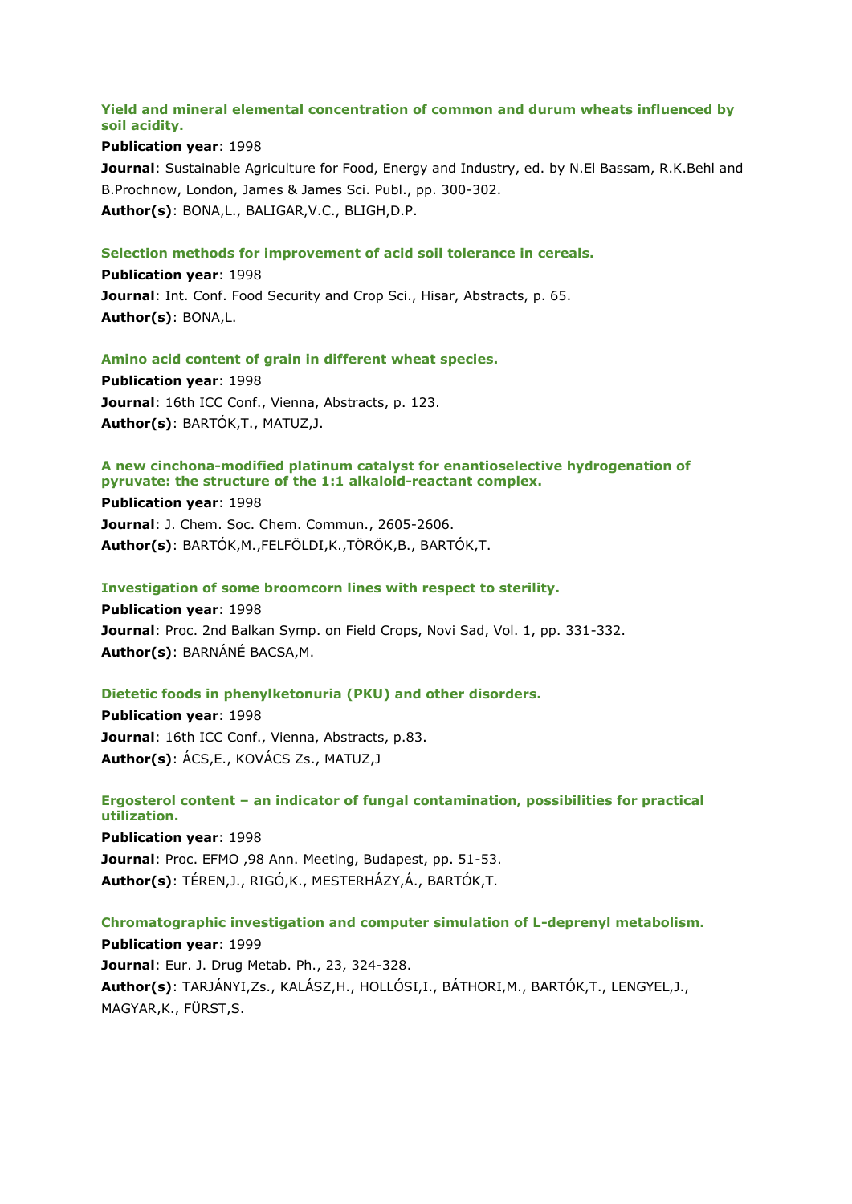### Yield and mineral elemental concentration of common and durum wheats influenced by soil acidity.

**Publication year**: 1998

**Journal**: Sustainable Agriculture for Food, Energy and Industry, ed. by N.El Bassam, R.K.Behl and B.Prochnow, London, James & James Sci. Publ., pp. 300-302.

**Author(s)**: BONA,L., BALIGAR,V.C., BLIGH,D.P.

### Selection methods for improvement of acid soil tolerance in cereals.

**Publication year**: 1998

**Journal**: Int. Conf. Food Security and Crop Sci., Hisar, Abstracts, p. 65.

**Author(s)**: BONA,L.

### Amino acid content of grain in different wheat species.

**Publication year**: 1998

**Journal**: 16th ICC Conf., Vienna, Abstracts, p. 123.

**Author(s)**: BARTÓK,T., MATUZ,J.

### A new cinchona-modified platinum catalyst for enantioselective hydrogenation of pyruvate: the structure of the 1:1 alkaloid-reactant complex.

**Publication year**: 1998

**Journal**: J. Chem. Soc. Chem. Commun., 2605-2606.

**Author(s)**: BARTÓK,M.,FELFÖLDI,K.,TÖRÖK,B., BARTÓK,T.

### Investigation of some broomcorn lines with respect to sterility.

**Publication year**: 1998

**Journal**: Proc. 2nd Balkan Symp. on Field Crops, Novi Sad, Vol. 1, pp. 331-332.

**Author(s)**: BARNÁNÉ BACSA,M.

### Dietetic foods in phenylketonuria (PKU) and other disorders.

**Publication year**: 1998

**Journal**: 16th ICC Conf., Vienna, Abstracts, p.83.

**Author(s)**: ÁCS,E., KOVÁCS Zs., MATUZ,J

### Ergosterol content – an indicator of fungal contamination, possibilities for practical utilization.

**Publication year**: 1998

**Journal**: Proc. EFMO ,98 Ann. Meeting, Budapest, pp. 51-53.

**Author(s)**: TÉREN,J., RIGÓ,K., MESTERHÁZY,Á., BARTÓK,T.

### Chromatographic investigation and computer simulation of L-deprenyl metabolism.

**Publication year**: 1999

**Journal**: Eur. J. Drug Metab. Ph., 23, 324-328.

**Author(s)**: TARJÁNYI,Zs., KALÁSZ,H., HOLLÓSI,I., BÁTHORI,M., BARTÓK,T., LENGYEL,J., MAGYAR,K., FÜRST,S.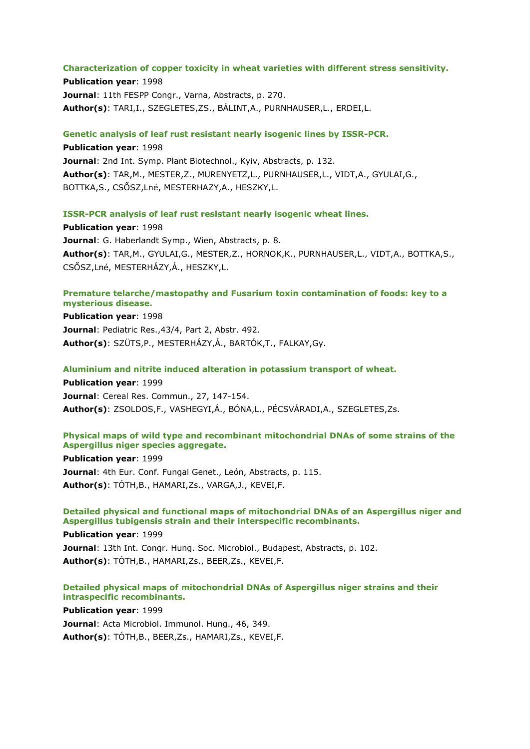### Characterization of copper toxicity in wheat varieties with different stress sensitivity.

**Publication year**: 1998
**Journal**: 11th FESPP Congr., Varna, Abstracts, p. 270.
**Author(s)**: TARI,I., SZEGLETES,ZS., BÁLINT,A., PURNHAUSER,L., ERDEI,L.

### Genetic analysis of leaf rust resistant nearly isogenic lines by ISSR-PCR.

**Publication year**: 1998
**Journal**: 2nd Int. Symp. Plant Biotechnol., Kyiv, Abstracts, p. 132.
**Author(s)**: TAR,M., MESTER,Z., MURENYETZ,L., PURNHAUSER,L., VIDT,A., GYULAI,G., BOTTKA,S., CSŐSZ,Lné, MESTERHAZY,A., HESZKY,L.

### ISSR-PCR analysis of leaf rust resistant nearly isogenic wheat lines.

**Publication year**: 1998
**Journal**: G. Haberlandt Symp., Wien, Abstracts, p. 8.
**Author(s)**: TAR,M., GYULAI,G., MESTER,Z., HORNOK,K., PURNHAUSER,L., VIDT,A., BOTTKA,S., CSŐSZ,Lné, MESTERHÁZY,Á., HESZKY,L.

### Premature telarche/mastopathy and Fusarium toxin contamination of foods: key to a mysterious disease.

**Publication year**: 1998
**Journal**: Pediatric Res.,43/4, Part 2, Abstr. 492.
**Author(s)**: SZÜTS,P., MESTERHÁZY,Á., BARTÓK,T., FALKAY,Gy.

### Aluminium and nitrite induced alteration in potassium transport of wheat.

**Publication year**: 1999
**Journal**: Cereal Res. Commun., 27, 147-154.
**Author(s)**: ZSOLDOS,F., VASHEGYI,Á., BÓNA,L., PÉCSVÁRADI,A., SZEGLETES,Zs.

### Physical maps of wild type and recombinant mitochondrial DNAs of some strains of the Aspergillus niger species aggregate.

**Publication year**: 1999
**Journal**: 4th Eur. Conf. Fungal Genet., León, Abstracts, p. 115.
**Author(s)**: TÓTH,B., HAMARI,Zs., VARGA,J., KEVEI,F.

### Detailed physical and functional maps of mitochondrial DNAs of an Aspergillus niger and Aspergillus tubigensis strain and their interspecific recombinants.

**Publication year**: 1999
**Journal**: 13th Int. Congr. Hung. Soc. Microbiol., Budapest, Abstracts, p. 102.
**Author(s)**: TÓTH,B., HAMARI,Zs., BEER,Zs., KEVEI,F.

### Detailed physical maps of mitochondrial DNAs of Aspergillus niger strains and their intraspecific recombinants.

**Publication year**: 1999
**Journal**: Acta Microbiol. Immunol. Hung., 46, 349.
**Author(s)**: TÓTH,B., BEER,Zs., HAMARI,Zs., KEVEI,F.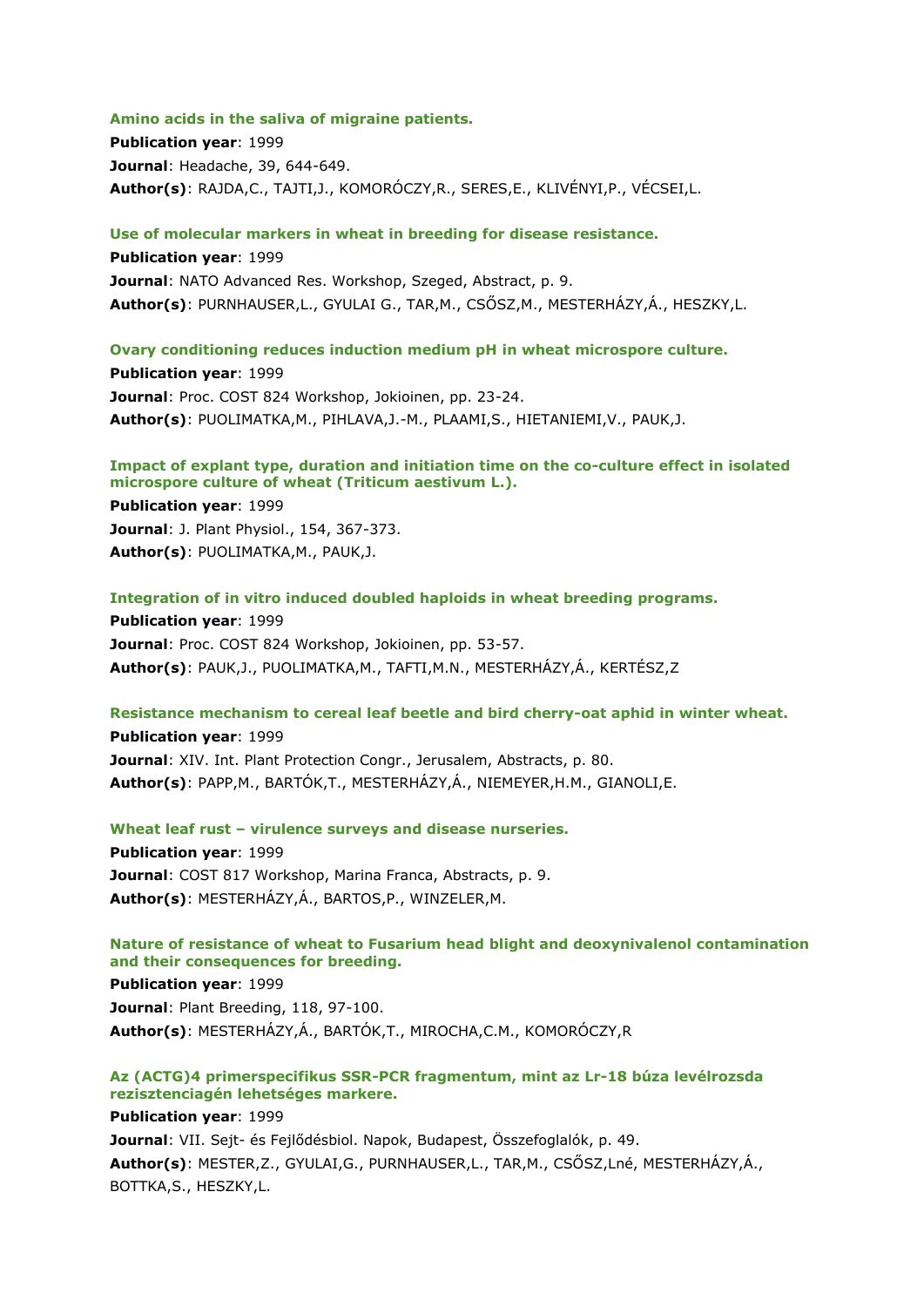**Amino acids in the saliva of migraine patients.**

**Publication year**: 1999

**Journal**: Headache, 39, 644-649.

**Author(s)**: RAJDA,C., TAJTI,J., KOMORÓCZY,R., SERES,E., KLIVÉNYI,P., VÉCSEI,L.

**Use of molecular markers in wheat in breeding for disease resistance.**

**Publication year**: 1999

**Journal**: NATO Advanced Res. Workshop, Szeged, Abstract, p. 9.

**Author(s)**: PURNHAUSER,L., GYULAI G., TAR,M., CSŐSZ,M., MESTERHÁZY,Á., HESZKY,L.

**Ovary conditioning reduces induction medium pH in wheat microspore culture.**

**Publication year**: 1999

**Journal**: Proc. COST 824 Workshop, Jokioinen, pp. 23-24.

**Author(s)**: PUOLIMATKA,M., PIHLAVA,J.-M., PLAAMI,S., HIETANIEMI,V., PAUK,J.

**Impact of explant type, duration and initiation time on the co-culture effect in isolated microspore culture of wheat (Triticum aestivum L.).**

**Publication year**: 1999

**Journal**: J. Plant Physiol., 154, 367-373.

**Author(s)**: PUOLIMATKA,M., PAUK,J.

**Integration of in vitro induced doubled haploids in wheat breeding programs.**

**Publication year**: 1999

**Journal**: Proc. COST 824 Workshop, Jokioinen, pp. 53-57.

**Author(s)**: PAUK,J., PUOLIMATKA,M., TAFTI,M.N., MESTERHÁZY,Á., KERTÉSZ,Z

**Resistance mechanism to cereal leaf beetle and bird cherry-oat aphid in winter wheat.**

**Publication year**: 1999

**Journal**: XIV. Int. Plant Protection Congr., Jerusalem, Abstracts, p. 80.

**Author(s)**: PAPP,M., BARTÓK,T., MESTERHÁZY,Á., NIEMEYER,H.M., GIANOLI,E.

**Wheat leaf rust – virulence surveys and disease nurseries.**

**Publication year**: 1999

**Journal**: COST 817 Workshop, Marina Franca, Abstracts, p. 9.

**Author(s)**: MESTERHÁZY,Á., BARTOS,P., WINZELER,M.

**Nature of resistance of wheat to Fusarium head blight and deoxynivalenol contamination and their consequences for breeding.**

**Publication year**: 1999

**Journal**: Plant Breeding, 118, 97-100.

**Author(s)**: MESTERHÁZY,Á., BARTÓK,T., MIROCHA,C.M., KOMORÓCZY,R

**Az (ACTG)4 primerspecifikus SSR-PCR fragmentum, mint az Lr-18 búza levélrozsda rezisztenciagén lehetséges markere.**

**Publication year**: 1999

**Journal**: VII. Sejt- és Fejlődésbiol. Napok, Budapest, Összefoglalók, p. 49.

**Author(s)**: MESTER,Z., GYULAI,G., PURNHAUSER,L., TAR,M., CSŐSZ,Lné, MESTERHÁZY,Á., BOTTKA,S., HESZKY,L.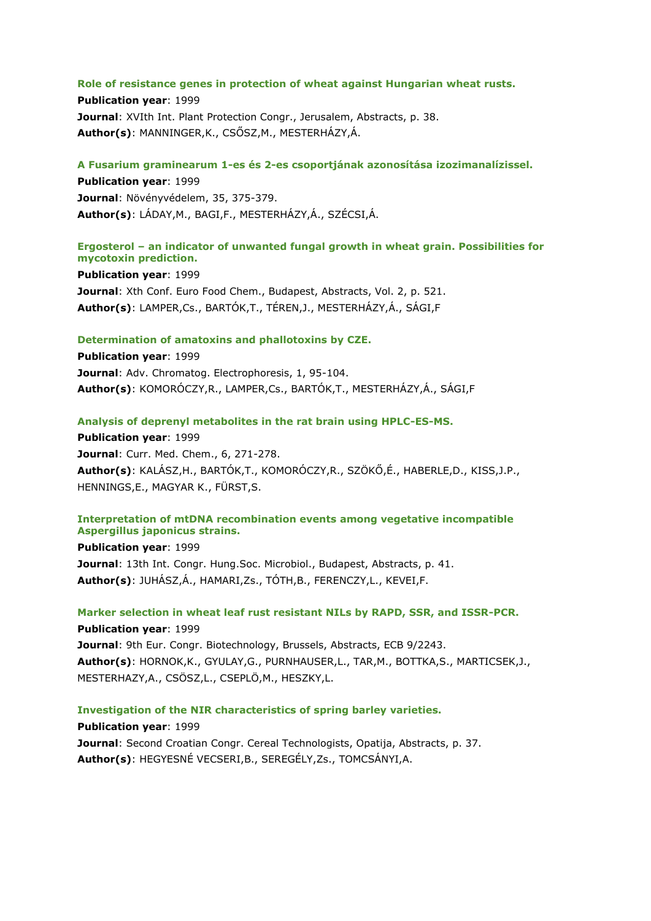### Role of resistance genes in protection of wheat against Hungarian wheat rusts.

**Publication year**: 1999

**Journal**: XVIth Int. Plant Protection Congr., Jerusalem, Abstracts, p. 38.

**Author(s)**: MANNINGER,K., CSŐSZ,M., MESTERHÁZY,Á.

### A Fusarium graminearum 1-es és 2-es csoportjának azonosítása izozimanalízissel.

**Publication year**: 1999

**Journal**: Növényvédelem, 35, 375-379.

**Author(s)**: LÁDAY,M., BAGI,F., MESTERHÁZY,Á., SZÉCSI,Á.

### Ergosterol – an indicator of unwanted fungal growth in wheat grain. Possibilities for mycotoxin prediction.

**Publication year**: 1999

**Journal**: Xth Conf. Euro Food Chem., Budapest, Abstracts, Vol. 2, p. 521.

**Author(s)**: LAMPER,Cs., BARTÓK,T., TÉREN,J., MESTERHÁZY,Á., SÁGI,F

### Determination of amatoxins and phallotoxins by CZE.

**Publication year**: 1999

**Journal**: Adv. Chromatog. Electrophoresis, 1, 95-104.

**Author(s)**: KOMORÓCZY,R., LAMPER,Cs., BARTÓK,T., MESTERHÁZY,Á., SÁGI,F

### Analysis of deprenyl metabolites in the rat brain using HPLC-ES-MS.

**Publication year**: 1999

**Journal**: Curr. Med. Chem., 6, 271-278.

**Author(s)**: KALÁSZ,H., BARTÓK,T., KOMORÓCZY,R., SZÖKŐ,É., HABERLE,D., KISS,J.P., HENNINGS,E., MAGYAR K., FÜRST,S.

### Interpretation of mtDNA recombination events among vegetative incompatible Aspergillus japonicus strains.

**Publication year**: 1999

**Journal**: 13th Int. Congr. Hung.Soc. Microbiol., Budapest, Abstracts, p. 41.

**Author(s)**: JUHÁSZ,Á., HAMARI,Zs., TÓTH,B., FERENCZY,L., KEVEI,F.

### Marker selection in wheat leaf rust resistant NILs by RAPD, SSR, and ISSR-PCR.

**Publication year**: 1999

**Journal**: 9th Eur. Congr. Biotechnology, Brussels, Abstracts, ECB 9/2243.

**Author(s)**: HORNOK,K., GYULAY,G., PURNHAUSER,L., TAR,M., BOTTKA,S., MARTICSEK,J., MESTERHAZY,A., CSÖSZ,L., CSEPLÖ,M., HESZKY,L.

### Investigation of the NIR characteristics of spring barley varieties.

**Publication year**: 1999

**Journal**: Second Croatian Congr. Cereal Technologists, Opatija, Abstracts, p. 37.

**Author(s)**: HEGYESNÉ VECSERI,B., SEREGÉLY,Zs., TOMCSÁNYI,A.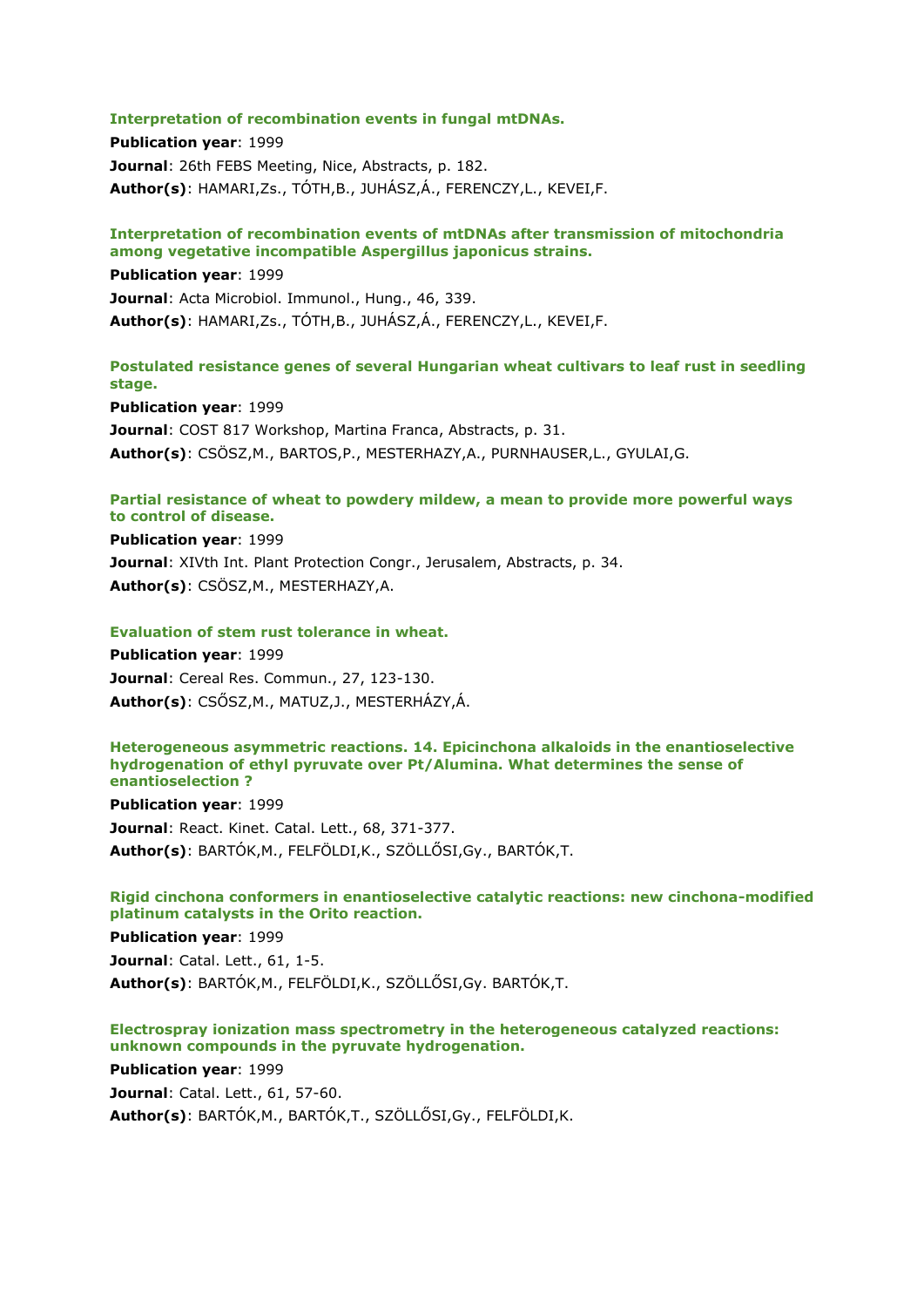**Interpretation of recombination events in fungal mtDNAs.**

**Publication year**: 1999

**Journal**: 26th FEBS Meeting, Nice, Abstracts, p. 182.

**Author(s)**: HAMARI,Zs., TÓTH,B., JUHÁSZ,Á., FERENCZY,L., KEVEI,F.

**Interpretation of recombination events of mtDNAs after transmission of mitochondria among vegetative incompatible Aspergillus japonicus strains.**

**Publication year**: 1999

**Journal**: Acta Microbiol. Immunol., Hung., 46, 339.

**Author(s)**: HAMARI,Zs., TÓTH,B., JUHÁSZ,Á., FERENCZY,L., KEVEI,F.

**Postulated resistance genes of several Hungarian wheat cultivars to leaf rust in seedling stage.**

**Publication year**: 1999

**Journal**: COST 817 Workshop, Martina Franca, Abstracts, p. 31.

**Author(s)**: CSÖSZ,M., BARTOS,P., MESTERHAZY,A., PURNHAUSER,L., GYULAI,G.

**Partial resistance of wheat to powdery mildew, a mean to provide more powerful ways to control of disease.**

**Publication year**: 1999

**Journal**: XIVth Int. Plant Protection Congr., Jerusalem, Abstracts, p. 34.

**Author(s)**: CSÖSZ,M., MESTERHAZY,A.

**Evaluation of stem rust tolerance in wheat.**

**Publication year**: 1999

**Journal**: Cereal Res. Commun., 27, 123-130.

**Author(s)**: CSŐSZ,M., MATUZ,J., MESTERHÁZY,Á.

**Heterogeneous asymmetric reactions. 14. Epicinchona alkaloids in the enantioselective hydrogenation of ethyl pyruvate over Pt/Alumina. What determines the sense of enantioselection ?**

**Publication year**: 1999

**Journal**: React. Kinet. Catal. Lett., 68, 371-377.

**Author(s)**: BARTÓK,M., FELFÖLDI,K., SZÖLLŐSI,Gy., BARTÓK,T.

**Rigid cinchona conformers in enantioselective catalytic reactions: new cinchona-modified platinum catalysts in the Orito reaction.**

**Publication year**: 1999

**Journal**: Catal. Lett., 61, 1-5.

**Author(s)**: BARTÓK,M., FELFÖLDI,K., SZÖLLŐSI,Gy. BARTÓK,T.

**Electrospray ionization mass spectrometry in the heterogeneous catalyzed reactions: unknown compounds in the pyruvate hydrogenation.**

**Publication year**: 1999

**Journal**: Catal. Lett., 61, 57-60.

**Author(s)**: BARTÓK,M., BARTÓK,T., SZÖLLŐSI,Gy., FELFÖLDI,K.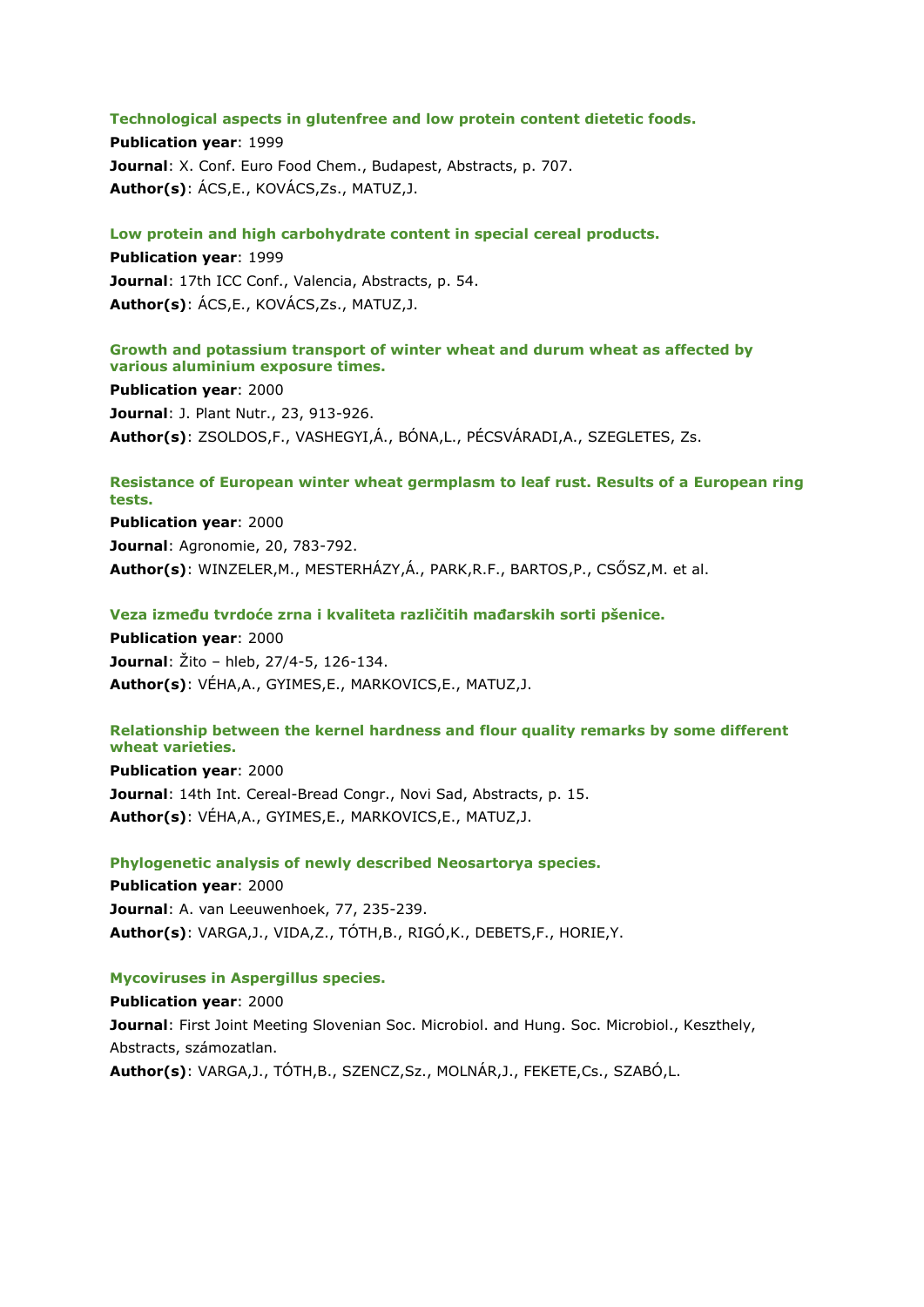### Technological aspects in glutenfree and low protein content dietetic foods.

**Publication year**: 1999

**Journal**: X. Conf. Euro Food Chem., Budapest, Abstracts, p. 707.

**Author(s)**: ÁCS,E., KOVÁCS,Zs., MATUZ,J.

### Low protein and high carbohydrate content in special cereal products.

**Publication year**: 1999

**Journal**: 17th ICC Conf., Valencia, Abstracts, p. 54.

**Author(s)**: ÁCS,E., KOVÁCS,Zs., MATUZ,J.

### Growth and potassium transport of winter wheat and durum wheat as affected by various aluminium exposure times.

**Publication year**: 2000

**Journal**: J. Plant Nutr., 23, 913-926.

**Author(s)**: ZSOLDOS,F., VASHEGYI,Á., BÓNA,L., PÉCSVÁRADI,A., SZEGLETES, Zs.

### Resistance of European winter wheat germplasm to leaf rust. Results of a European ring tests.

**Publication year**: 2000

**Journal**: Agronomie, 20, 783-792.

**Author(s)**: WINZELER,M., MESTERHÁZY,Á., PARK,R.F., BARTOS,P., CSŐSZ,M. et al.

### Veza između tvrdoće zrna i kvaliteta različitih mađarskih sorti pšenice.

**Publication year**: 2000

**Journal**: Žito – hleb, 27/4-5, 126-134.

**Author(s)**: VÉHA,A., GYIMES,E., MARKOVICS,E., MATUZ,J.

### Relationship between the kernel hardness and flour quality remarks by some different wheat varieties.

**Publication year**: 2000

**Journal**: 14th Int. Cereal-Bread Congr., Novi Sad, Abstracts, p. 15.

**Author(s)**: VÉHA,A., GYIMES,E., MARKOVICS,E., MATUZ,J.

### Phylogenetic analysis of newly described Neosartorya species.

**Publication year**: 2000

**Journal**: A. van Leeuwenhoek, 77, 235-239.

**Author(s)**: VARGA,J., VIDA,Z., TÓTH,B., RIGÓ,K., DEBETS,F., HORIE,Y.

### Mycoviruses in Aspergillus species.

**Publication year**: 2000

**Journal**: First Joint Meeting Slovenian Soc. Microbiol. and Hung. Soc. Microbiol., Keszthely, Abstracts, számozatlan.

**Author(s)**: VARGA,J., TÓTH,B., SZENCZ,Sz., MOLNÁR,J., FEKETE,Cs., SZABÓ,L.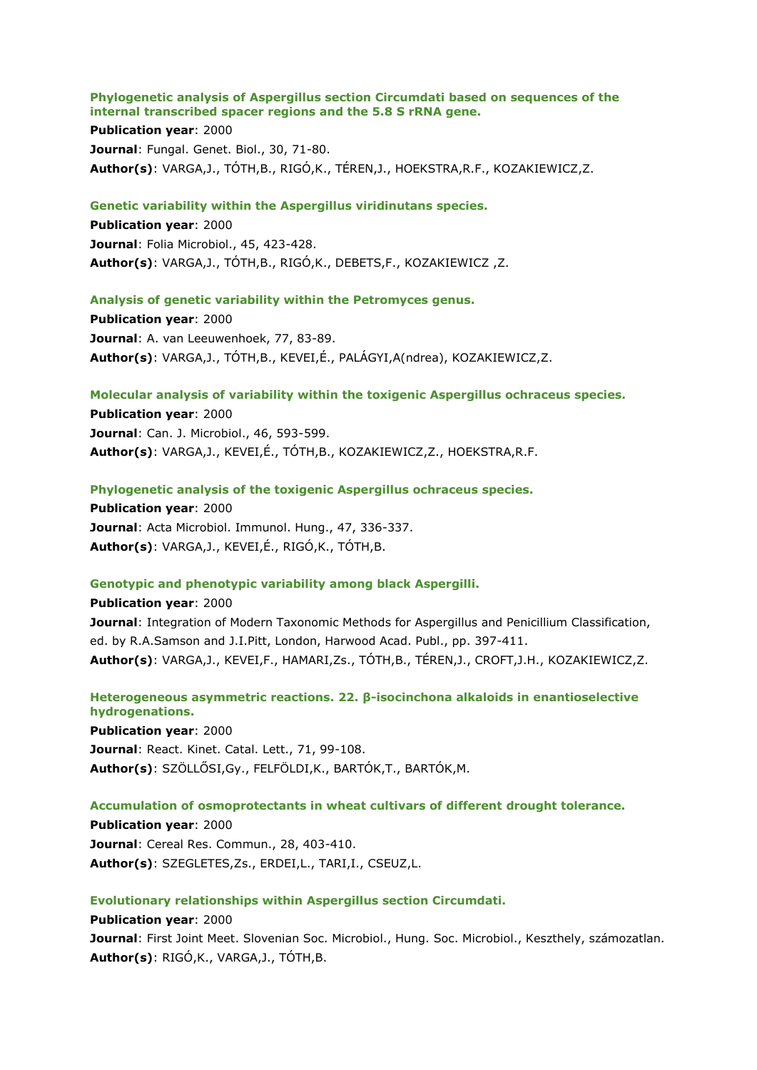**Phylogenetic analysis of Aspergillus section Circumdati based on sequences of the internal transcribed spacer regions and the 5.8 S rRNA gene.**

**Publication year**: 2000

**Journal**: Fungal. Genet. Biol., 30, 71-80.

**Author(s)**: VARGA,J., TÓTH,B., RIGÓ,K., TÉREN,J., HOEKSTRA,R.F., KOZAKIEWICZ,Z.

**Genetic variability within the Aspergillus viridinutans species.**

**Publication year**: 2000

**Journal**: Folia Microbiol., 45, 423-428.

**Author(s)**: VARGA,J., TÓTH,B., RIGÓ,K., DEBETS,F., KOZAKIEWICZ ,Z.

**Analysis of genetic variability within the Petromyces genus.**

**Publication year**: 2000

**Journal**: A. van Leeuwenhoek, 77, 83-89.

**Author(s)**: VARGA,J., TÓTH,B., KEVEI,É., PALÁGYI,A(ndrea), KOZAKIEWICZ,Z.

**Molecular analysis of variability within the toxigenic Aspergillus ochraceus species.**

**Publication year**: 2000

**Journal**: Can. J. Microbiol., 46, 593-599.

**Author(s)**: VARGA,J., KEVEI,É., TÓTH,B., KOZAKIEWICZ,Z., HOEKSTRA,R.F.

**Phylogenetic analysis of the toxigenic Aspergillus ochraceus species.**

**Publication year**: 2000

**Journal**: Acta Microbiol. Immunol. Hung., 47, 336-337.

**Author(s)**: VARGA,J., KEVEI,É., RIGÓ,K., TÓTH,B.

**Genotypic and phenotypic variability among black Aspergilli.**

**Publication year**: 2000

**Journal**: Integration of Modern Taxonomic Methods for Aspergillus and Penicillium Classification, ed. by R.A.Samson and J.I.Pitt, London, Harwood Acad. Publ., pp. 397-411.

**Author(s)**: VARGA,J., KEVEI,F., HAMARI,Zs., TÓTH,B., TÉREN,J., CROFT,J.H., KOZAKIEWICZ,Z.

**Heterogeneous asymmetric reactions. 22. β-isocinchona alkaloids in enantioselective hydrogenations.**

**Publication year**: 2000

**Journal**: React. Kinet. Catal. Lett., 71, 99-108.

**Author(s)**: SZÖLLŐSI,Gy., FELFÖLDI,K., BARTÓK,T., BARTÓK,M.

**Accumulation of osmoprotectants in wheat cultivars of different drought tolerance.**

**Publication year**: 2000

**Journal**: Cereal Res. Commun., 28, 403-410.

**Author(s)**: SZEGLETES,Zs., ERDEI,L., TARI,I., CSEUZ,L.

**Evolutionary relationships within Aspergillus section Circumdati.**

**Publication year**: 2000

**Journal**: First Joint Meet. Slovenian Soc. Microbiol., Hung. Soc. Microbiol., Keszthely, számozatlan.

**Author(s)**: RIGÓ,K., VARGA,J., TÓTH,B.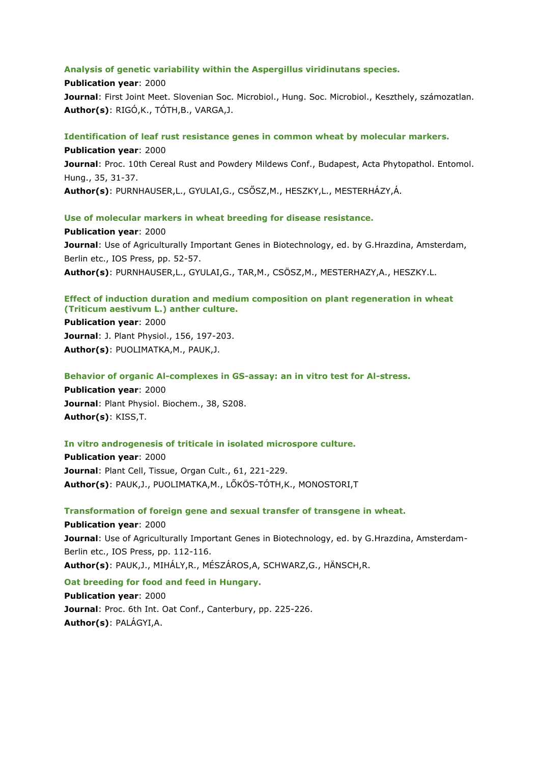**Analysis of genetic variability within the Aspergillus viridinutans species.**

**Publication year**: 2000

**Journal**: First Joint Meet. Slovenian Soc. Microbiol., Hung. Soc. Microbiol., Keszthely, számozatlan.

**Author(s)**: RIGÓ,K., TÓTH,B., VARGA,J.

**Identification of leaf rust resistance genes in common wheat by molecular markers.**

**Publication year**: 2000

**Journal**: Proc. 10th Cereal Rust and Powdery Mildews Conf., Budapest, Acta Phytopathol. Entomol. Hung., 35, 31-37.

**Author(s)**: PURNHAUSER,L., GYULAI,G., CSŐSZ,M., HESZKY,L., MESTERHÁZY,Á.

**Use of molecular markers in wheat breeding for disease resistance.**

**Publication year**: 2000

**Journal**: Use of Agriculturally Important Genes in Biotechnology, ed. by G.Hrazdina, Amsterdam, Berlin etc., IOS Press, pp. 52-57.

**Author(s)**: PURNHAUSER,L., GYULAI,G., TAR,M., CSÖSZ,M., MESTERHAZY,A., HESZKY.L.

**Effect of induction duration and medium composition on plant regeneration in wheat (Triticum aestivum L.) anther culture.**

**Publication year**: 2000

**Journal**: J. Plant Physiol., 156, 197-203.

**Author(s)**: PUOLIMATKA,M., PAUK,J.

**Behavior of organic Al-complexes in GS-assay: an in vitro test for Al-stress.**

**Publication year**: 2000

**Journal**: Plant Physiol. Biochem., 38, S208.

**Author(s)**: KISS,T.

**In vitro androgenesis of triticale in isolated microspore culture.**

**Publication year**: 2000

**Journal**: Plant Cell, Tissue, Organ Cult., 61, 221-229.

**Author(s)**: PAUK,J., PUOLIMATKA,M., LŐKÖS-TÓTH,K., MONOSTORI,T

**Transformation of foreign gene and sexual transfer of transgene in wheat.**

**Publication year**: 2000

**Journal**: Use of Agriculturally Important Genes in Biotechnology, ed. by G.Hrazdina, Amsterdam-Berlin etc., IOS Press, pp. 112-116.

**Author(s)**: PAUK,J., MIHÁLY,R., MÉSZÁROS,A, SCHWARZ,G., HÄNSCH,R.

**Oat breeding for food and feed in Hungary.**

**Publication year**: 2000

**Journal**: Proc. 6th Int. Oat Conf., Canterbury, pp. 225-226.

**Author(s)**: PALÁGYI,A.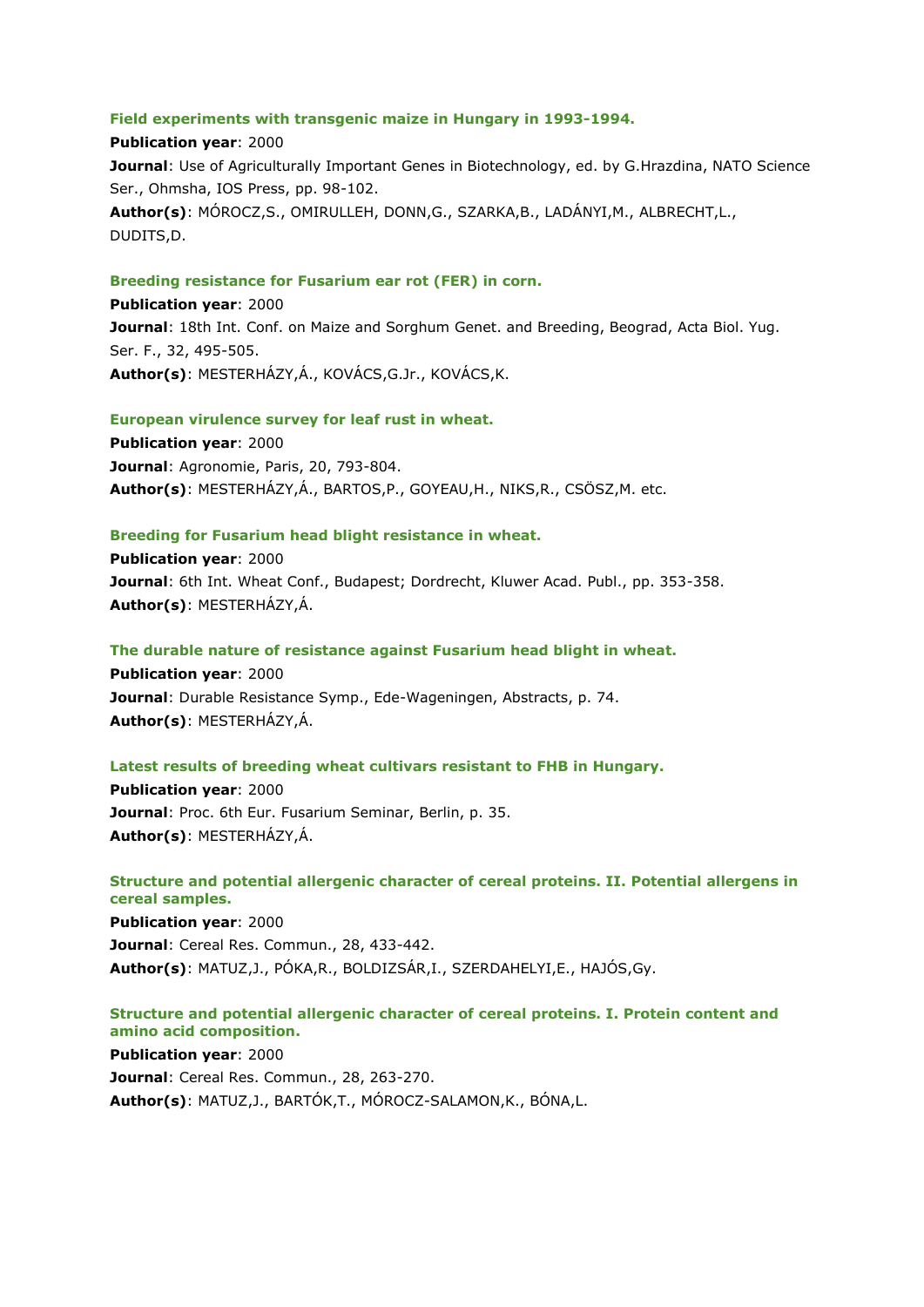### Field experiments with transgenic maize in Hungary in 1993-1994.

**Publication year**: 2000
**Journal**: Use of Agriculturally Important Genes in Biotechnology, ed. by G.Hrazdina, NATO Science Ser., Ohmsha, IOS Press, pp. 98-102.
**Author(s)**: MÓROCZ,S., OMIRULLEH, DONN,G., SZARKA,B., LADÁNYI,M., ALBRECHT,L., DUDITS,D.

### Breeding resistance for Fusarium ear rot (FER) in corn.

**Publication year**: 2000
**Journal**: 18th Int. Conf. on Maize and Sorghum Genet. and Breeding, Beograd, Acta Biol. Yug. Ser. F., 32, 495-505.
**Author(s)**: MESTERHÁZY,Á., KOVÁCS,G.Jr., KOVÁCS,K.

### European virulence survey for leaf rust in wheat.

**Publication year**: 2000
**Journal**: Agronomie, Paris, 20, 793-804.
**Author(s)**: MESTERHÁZY,Á., BARTOS,P., GOYEAU,H., NIKS,R., CSÖSZ,M. etc.

### Breeding for Fusarium head blight resistance in wheat.

**Publication year**: 2000
**Journal**: 6th Int. Wheat Conf., Budapest; Dordrecht, Kluwer Acad. Publ., pp. 353-358.
**Author(s)**: MESTERHÁZY,Á.

### The durable nature of resistance against Fusarium head blight in wheat.

**Publication year**: 2000
**Journal**: Durable Resistance Symp., Ede-Wageningen, Abstracts, p. 74.
**Author(s)**: MESTERHÁZY,Á.

### Latest results of breeding wheat cultivars resistant to FHB in Hungary.

**Publication year**: 2000
**Journal**: Proc. 6th Eur. Fusarium Seminar, Berlin, p. 35.
**Author(s)**: MESTERHÁZY,Á.

### Structure and potential allergenic character of cereal proteins. II. Potential allergens in cereal samples.

**Publication year**: 2000
**Journal**: Cereal Res. Commun., 28, 433-442.
**Author(s)**: MATUZ,J., PÓKA,R., BOLDIZSÁR,I., SZERDAHELYI,E., HAJÓS,Gy.

### Structure and potential allergenic character of cereal proteins. I. Protein content and amino acid composition.

**Publication year**: 2000
**Journal**: Cereal Res. Commun., 28, 263-270.
**Author(s)**: MATUZ,J., BARTÓK,T., MÓROCZ-SALAMON,K., BÓNA,L.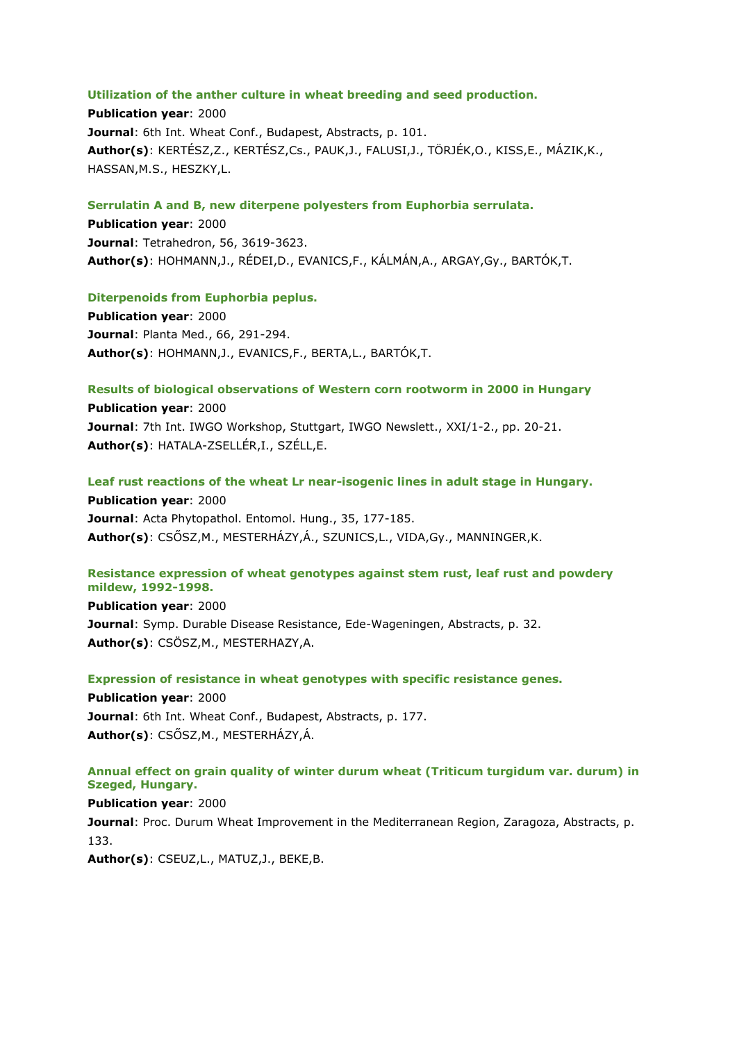**Utilization of the anther culture in wheat breeding and seed production.**

**Publication year**: 2000

**Journal**: 6th Int. Wheat Conf., Budapest, Abstracts, p. 101.

**Author(s)**: KERTÉSZ,Z., KERTÉSZ,Cs., PAUK,J., FALUSI,J., TÖRJÉK,O., KISS,E., MÁZIK,K., HASSAN,M.S., HESZKY,L.

**Serrulatin A and B, new diterpene polyesters from Euphorbia serrulata.**

**Publication year**: 2000

**Journal**: Tetrahedron, 56, 3619-3623.

**Author(s)**: HOHMANN,J., RÉDEI,D., EVANICS,F., KÁLMÁN,A., ARGAY,Gy., BARTÓK,T.

**Diterpenoids from Euphorbia peplus.**

**Publication year**: 2000

**Journal**: Planta Med., 66, 291-294.

**Author(s)**: HOHMANN,J., EVANICS,F., BERTA,L., BARTÓK,T.

**Results of biological observations of Western corn rootworm in 2000 in Hungary**

**Publication year**: 2000

**Journal**: 7th Int. IWGO Workshop, Stuttgart, IWGO Newslett., XXI/1-2., pp. 20-21.

**Author(s)**: HATALA-ZSELLÉR,I., SZÉLL,E.

**Leaf rust reactions of the wheat Lr near-isogenic lines in adult stage in Hungary.**

**Publication year**: 2000

**Journal**: Acta Phytopathol. Entomol. Hung., 35, 177-185.

**Author(s)**: CSŐSZ,M., MESTERHÁZY,Á., SZUNICS,L., VIDA,Gy., MANNINGER,K.

**Resistance expression of wheat genotypes against stem rust, leaf rust and powdery mildew, 1992-1998.**

**Publication year**: 2000

**Journal**: Symp. Durable Disease Resistance, Ede-Wageningen, Abstracts, p. 32.

**Author(s)**: CSÖSZ,M., MESTERHAZY,A.

**Expression of resistance in wheat genotypes with specific resistance genes.**

**Publication year**: 2000

**Journal**: 6th Int. Wheat Conf., Budapest, Abstracts, p. 177.

**Author(s)**: CSŐSZ,M., MESTERHÁZY,Á.

**Annual effect on grain quality of winter durum wheat (Triticum turgidum var. durum) in Szeged, Hungary.**

**Publication year**: 2000

**Journal**: Proc. Durum Wheat Improvement in the Mediterranean Region, Zaragoza, Abstracts, p. 133.

**Author(s)**: CSEUZ,L., MATUZ,J., BEKE,B.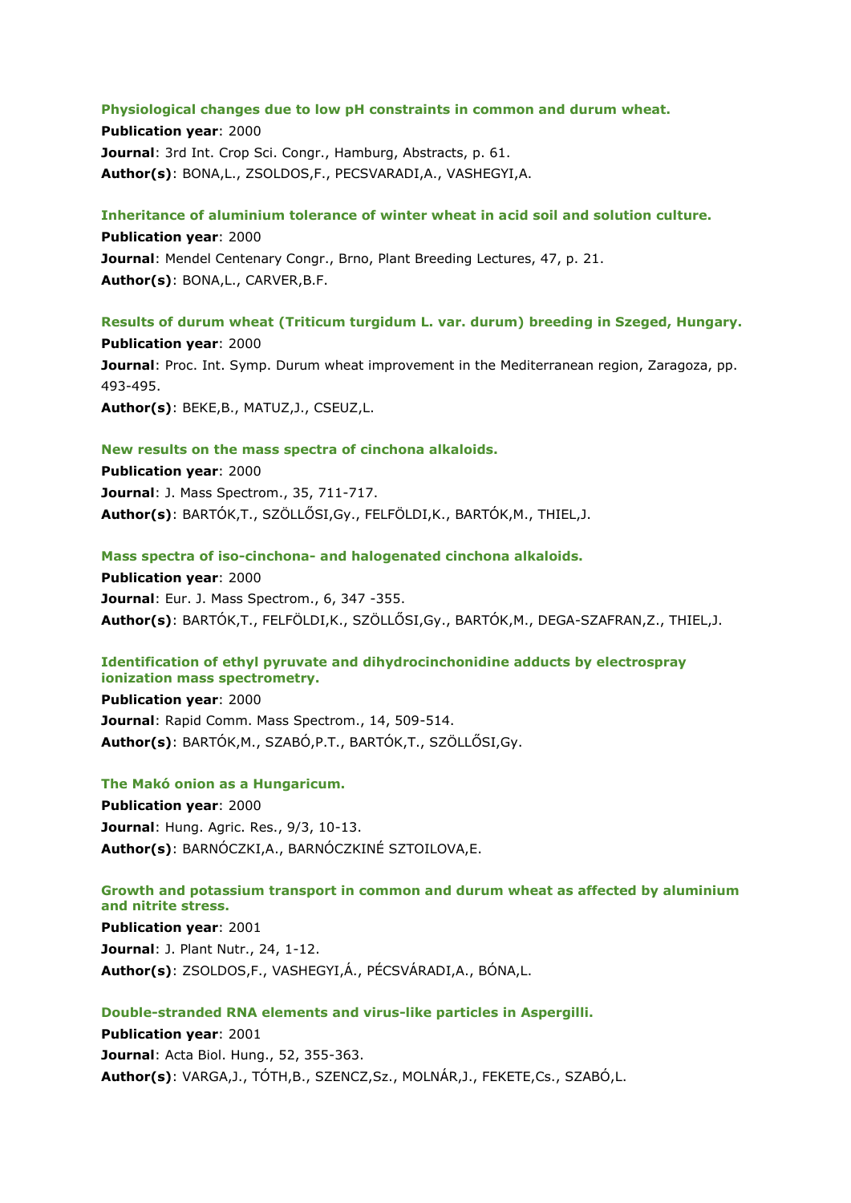**Physiological changes due to low pH constraints in common and durum wheat.**

**Publication year**: 2000

**Journal**: 3rd Int. Crop Sci. Congr., Hamburg, Abstracts, p. 61.

**Author(s)**: BONA,L., ZSOLDOS,F., PECSVARADI,A., VASHEGYI,A.

**Inheritance of aluminium tolerance of winter wheat in acid soil and solution culture.**

**Publication year**: 2000

**Journal**: Mendel Centenary Congr., Brno, Plant Breeding Lectures, 47, p. 21.

**Author(s)**: BONA,L., CARVER,B.F.

**Results of durum wheat (Triticum turgidum L. var. durum) breeding in Szeged, Hungary.**

**Publication year**: 2000

**Journal**: Proc. Int. Symp. Durum wheat improvement in the Mediterranean region, Zaragoza, pp. 493-495.

**Author(s)**: BEKE,B., MATUZ,J., CSEUZ,L.

**New results on the mass spectra of cinchona alkaloids.**

**Publication year**: 2000

**Journal**: J. Mass Spectrom., 35, 711-717.

**Author(s)**: BARTÓK,T., SZÖLLŐSI,Gy., FELFÖLDI,K., BARTÓK,M., THIEL,J.

**Mass spectra of iso-cinchona- and halogenated cinchona alkaloids.**

**Publication year**: 2000

**Journal**: Eur. J. Mass Spectrom., 6, 347 -355.

**Author(s)**: BARTÓK,T., FELFÖLDI,K., SZÖLLŐSI,Gy., BARTÓK,M., DEGA-SZAFRAN,Z., THIEL,J.

**Identification of ethyl pyruvate and dihydrocinchonidine adducts by electrospray ionization mass spectrometry.**

**Publication year**: 2000

**Journal**: Rapid Comm. Mass Spectrom., 14, 509-514.

**Author(s)**: BARTÓK,M., SZABÓ,P.T., BARTÓK,T., SZÖLLŐSI,Gy.

**The Makó onion as a Hungaricum.**

**Publication year**: 2000

**Journal**: Hung. Agric. Res., 9/3, 10-13.

**Author(s)**: BARNÓCZKI,A., BARNÓCZKINÉ SZTOILOVA,E.

**Growth and potassium transport in common and durum wheat as affected by aluminium and nitrite stress.**

**Publication year**: 2001

**Journal**: J. Plant Nutr., 24, 1-12.

**Author(s)**: ZSOLDOS,F., VASHEGYI,Á., PÉCSVÁRADI,A., BÓNA,L.

**Double-stranded RNA elements and virus-like particles in Aspergilli.**

**Publication year**: 2001

**Journal**: Acta Biol. Hung., 52, 355-363.

**Author(s)**: VARGA,J., TÓTH,B., SZENCZ,Sz., MOLNÁR,J., FEKETE,Cs., SZABÓ,L.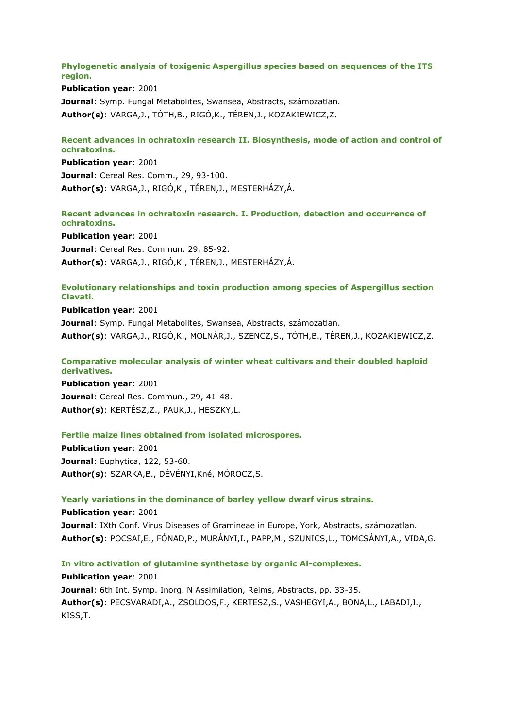**Phylogenetic analysis of toxigenic Aspergillus species based on sequences of the ITS region.**

**Publication year**: 2001

**Journal**: Symp. Fungal Metabolites, Swansea, Abstracts, számozatlan.

**Author(s)**: VARGA,J., TÓTH,B., RIGÓ,K., TÉREN,J., KOZAKIEWICZ,Z.

**Recent advances in ochratoxin research II. Biosynthesis, mode of action and control of ochratoxins.**

**Publication year**: 2001

**Journal**: Cereal Res. Comm., 29, 93-100.

**Author(s)**: VARGA,J., RIGÓ,K., TÉREN,J., MESTERHÁZY,Á.

**Recent advances in ochratoxin research. I. Production, detection and occurrence of ochratoxins.**

**Publication year**: 2001

**Journal**: Cereal Res. Commun. 29, 85-92.

**Author(s)**: VARGA,J., RIGÓ,K., TÉREN,J., MESTERHÁZY,Á.

**Evolutionary relationships and toxin production among species of Aspergillus section Clavati.**

**Publication year**: 2001

**Journal**: Symp. Fungal Metabolites, Swansea, Abstracts, számozatlan.

**Author(s)**: VARGA,J., RIGÓ,K., MOLNÁR,J., SZENCZ,S., TÓTH,B., TÉREN,J., KOZAKIEWICZ,Z.

**Comparative molecular analysis of winter wheat cultivars and their doubled haploid derivatives.**

**Publication year**: 2001

**Journal**: Cereal Res. Commun., 29, 41-48.

**Author(s)**: KERTÉSZ,Z., PAUK,J., HESZKY,L.

**Fertile maize lines obtained from isolated microspores.**

**Publication year**: 2001

**Journal**: Euphytica, 122, 53-60.

**Author(s)**: SZARKA,B., DÉVÉNYI,Kné, MÓROCZ,S.

**Yearly variations in the dominance of barley yellow dwarf virus strains.**

**Publication year**: 2001

**Journal**: IXth Conf. Virus Diseases of Gramineae in Europe, York, Abstracts, számozatlan.

**Author(s)**: POCSAI,E., FÓNAD,P., MURÁNYI,I., PAPP,M., SZUNICS,L., TOMCSÁNYI,A., VIDA,G.

**In vitro activation of glutamine synthetase by organic Al-complexes.**

**Publication year**: 2001

**Journal**: 6th Int. Symp. Inorg. N Assimilation, Reims, Abstracts, pp. 33-35.

**Author(s)**: PECSVARADI,A., ZSOLDOS,F., KERTESZ,S., VASHEGYI,A., BONA,L., LABADI,I., KISS,T.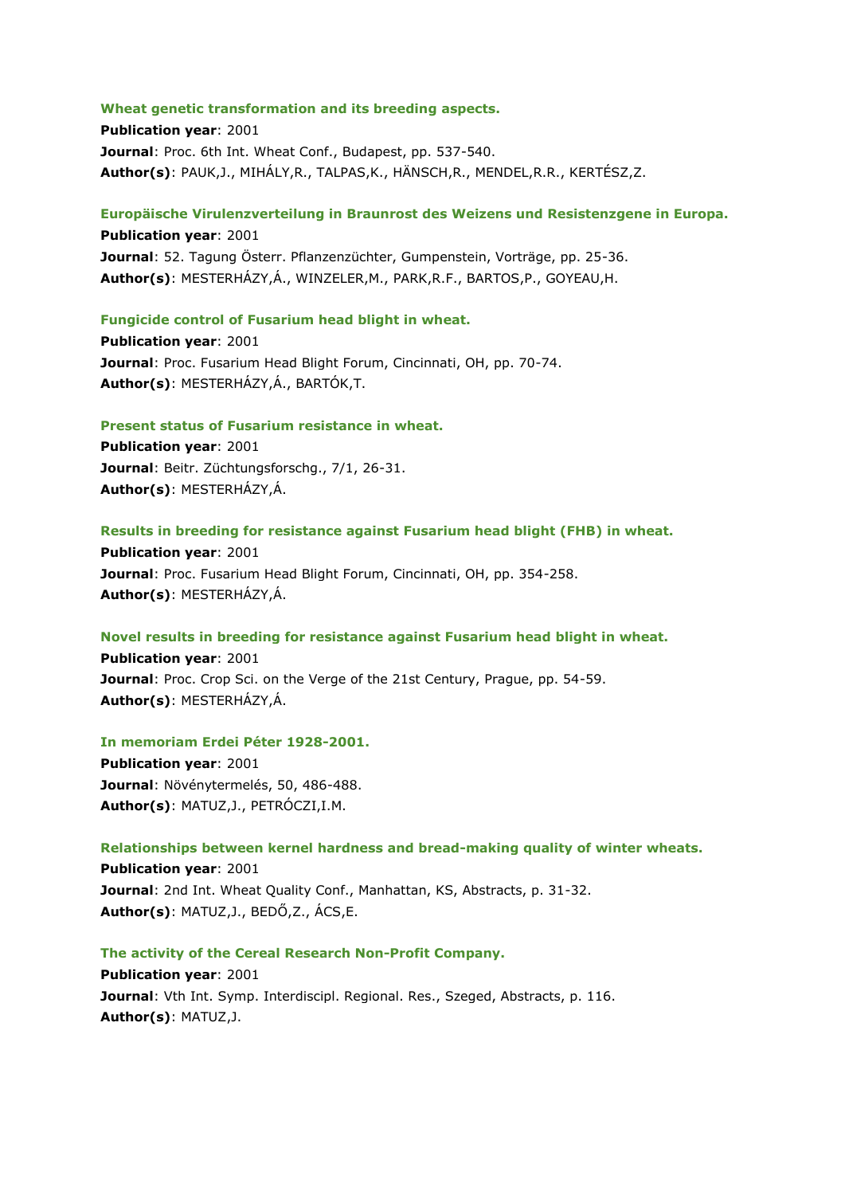**Wheat genetic transformation and its breeding aspects.**

**Publication year**: 2001

**Journal**: Proc. 6th Int. Wheat Conf., Budapest, pp. 537-540.

**Author(s)**: PAUK,J., MIHÁLY,R., TALPAS,K., HÄNSCH,R., MENDEL,R.R., KERTÉSZ,Z.

**Europäische Virulenzverteilung in Braunrost des Weizens und Resistenzgene in Europa.**

**Publication year**: 2001

**Journal**: 52. Tagung Österr. Pflanzenzüchter, Gumpenstein, Vorträge, pp. 25-36.

**Author(s)**: MESTERHÁZY,Á., WINZELER,M., PARK,R.F., BARTOS,P., GOYEAU,H.

**Fungicide control of Fusarium head blight in wheat.**

**Publication year**: 2001

**Journal**: Proc. Fusarium Head Blight Forum, Cincinnati, OH, pp. 70-74.

**Author(s)**: MESTERHÁZY,Á., BARTÓK,T.

**Present status of Fusarium resistance in wheat.**

**Publication year**: 2001

**Journal**: Beitr. Züchtungsforschg., 7/1, 26-31.

**Author(s)**: MESTERHÁZY,Á.

**Results in breeding for resistance against Fusarium head blight (FHB) in wheat.**

**Publication year**: 2001

**Journal**: Proc. Fusarium Head Blight Forum, Cincinnati, OH, pp. 354-258.

**Author(s)**: MESTERHÁZY,Á.

**Novel results in breeding for resistance against Fusarium head blight in wheat.**

**Publication year**: 2001

**Journal**: Proc. Crop Sci. on the Verge of the 21st Century, Prague, pp. 54-59.

**Author(s)**: MESTERHÁZY,Á.

**In memoriam Erdei Péter 1928-2001.**

**Publication year**: 2001

**Journal**: Növénytermelés, 50, 486-488.

**Author(s)**: MATUZ,J., PETRÓCZI,I.M.

**Relationships between kernel hardness and bread-making quality of winter wheats.**

**Publication year**: 2001

**Journal**: 2nd Int. Wheat Quality Conf., Manhattan, KS, Abstracts, p. 31-32.

**Author(s)**: MATUZ,J., BEDŐ,Z., ÁCS,E.

**The activity of the Cereal Research Non-Profit Company.**

**Publication year**: 2001

**Journal**: Vth Int. Symp. Interdiscipl. Regional. Res., Szeged, Abstracts, p. 116.

**Author(s)**: MATUZ,J.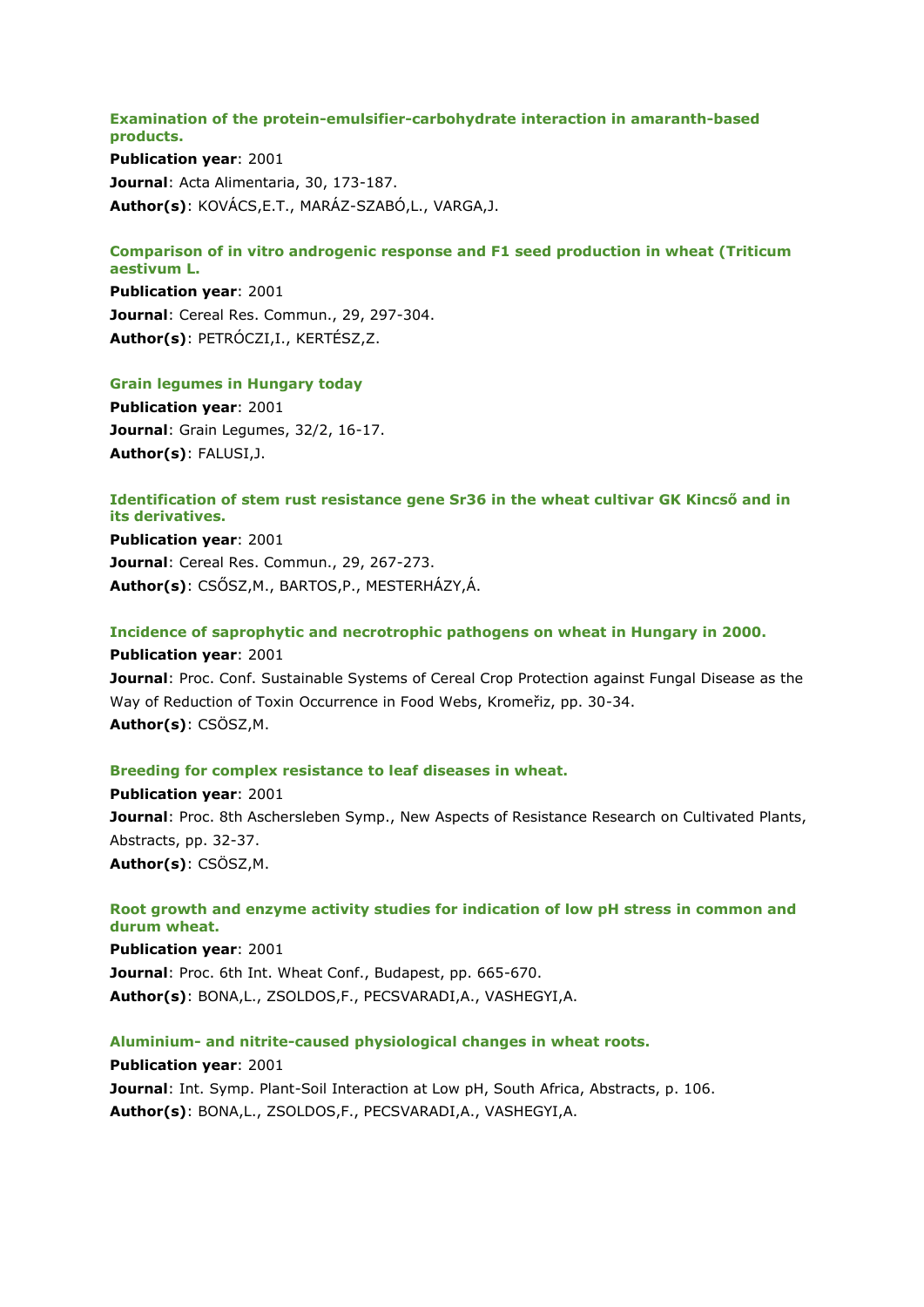### Examination of the protein-emulsifier-carbohydrate interaction in amaranth-based products.

**Publication year**: 2001

**Journal**: Acta Alimentaria, 30, 173-187.

**Author(s)**: KOVÁCS,E.T., MARÁZ-SZABÓ,L., VARGA,J.

### Comparison of in vitro androgenic response and F1 seed production in wheat (Triticum aestivum L.

**Publication year**: 2001

**Journal**: Cereal Res. Commun., 29, 297-304.

**Author(s)**: PETRÓCZI,I., KERTÉSZ,Z.

### Grain legumes in Hungary today

**Publication year**: 2001

**Journal**: Grain Legumes, 32/2, 16-17.

**Author(s)**: FALUSI,J.

### Identification of stem rust resistance gene Sr36 in the wheat cultivar GK Kincső and in its derivatives.

**Publication year**: 2001

**Journal**: Cereal Res. Commun., 29, 267-273.

**Author(s)**: CSŐSZ,M., BARTOS,P., MESTERHÁZY,Á.

### Incidence of saprophytic and necrotrophic pathogens on wheat in Hungary in 2000.

**Publication year**: 2001

**Journal**: Proc. Conf. Sustainable Systems of Cereal Crop Protection against Fungal Disease as the Way of Reduction of Toxin Occurrence in Food Webs, Kromeřiz, pp. 30-34.

**Author(s)**: CSÖSZ,M.

### Breeding for complex resistance to leaf diseases in wheat.

**Publication year**: 2001

**Journal**: Proc. 8th Aschersleben Symp., New Aspects of Resistance Research on Cultivated Plants, Abstracts, pp. 32-37.

**Author(s)**: CSÖSZ,M.

### Root growth and enzyme activity studies for indication of low pH stress in common and durum wheat.

**Publication year**: 2001

**Journal**: Proc. 6th Int. Wheat Conf., Budapest, pp. 665-670.

**Author(s)**: BONA,L., ZSOLDOS,F., PECSVARADI,A., VASHEGYI,A.

### Aluminium- and nitrite-caused physiological changes in wheat roots.

**Publication year**: 2001

**Journal**: Int. Symp. Plant-Soil Interaction at Low pH, South Africa, Abstracts, p. 106.

**Author(s)**: BONA,L., ZSOLDOS,F., PECSVARADI,A., VASHEGYI,A.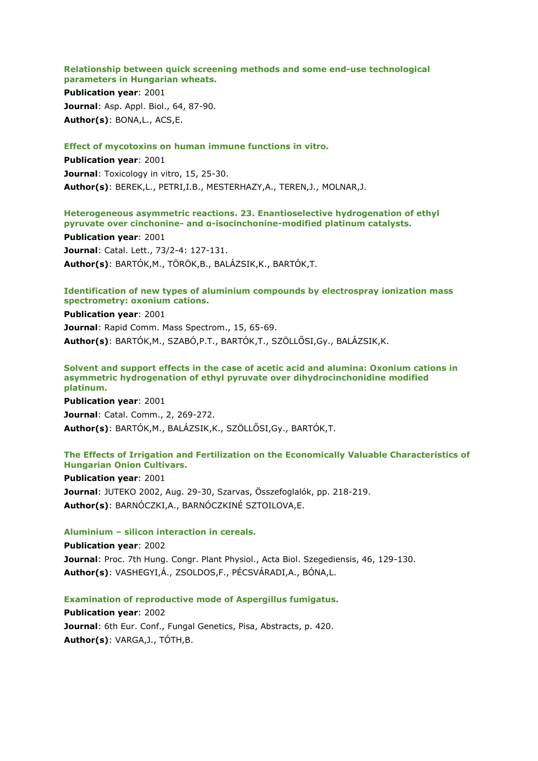**Relationship between quick screening methods and some end-use technological parameters in Hungarian wheats.**

**Publication year**: 2001

**Journal**: Asp. Appl. Biol., 64, 87-90.

**Author(s)**: BONA,L., ACS,E.

**Effect of mycotoxins on human immune functions in vitro.**

**Publication year**: 2001

**Journal**: Toxicology in vitro, 15, 25-30.

**Author(s)**: BEREK,L., PETRI,I.B., MESTERHAZY,A., TEREN,J., MOLNAR,J.

**Heterogeneous asymmetric reactions. 23. Enantioselective hydrogenation of ethyl pyruvate over cinchonine- and α-isocinchonine-modified platinum catalysts.**

**Publication year**: 2001

**Journal**: Catal. Lett., 73/2-4: 127-131.

**Author(s)**: BARTÓK,M., TÖRÖK,B., BALÁZSIK,K., BARTÓK,T.

**Identification of new types of aluminium compounds by electrospray ionization mass spectrometry: oxonium cations.**

**Publication year**: 2001

**Journal**: Rapid Comm. Mass Spectrom., 15, 65-69.

**Author(s)**: BARTÓK,M., SZABÓ,P.T., BARTÓK,T., SZÖLLŐSI,Gy., BALÁZSIK,K.

**Solvent and support effects in the case of acetic acid and alumina: Oxonium cations in asymmetric hydrogenation of ethyl pyruvate over dihydrocinchonidine modified platinum.**

**Publication year**: 2001

**Journal**: Catal. Comm., 2, 269-272.

**Author(s)**: BARTÓK,M., BALÁZSIK,K., SZÖLLŐSI,Gy., BARTÓK,T.

**The Effects of Irrigation and Fertilization on the Economically Valuable Characteristics of Hungarian Onion Cultivars.**

**Publication year**: 2001

**Journal**: JUTEKO 2002, Aug. 29-30, Szarvas, Összefoglalók, pp. 218-219.

**Author(s)**: BARNÓCZKI,A., BARNÓCZKINÉ SZTOILOVA,E.

**Aluminium – silicon interaction in cereals.**

**Publication year**: 2002

**Journal**: Proc. 7th Hung. Congr. Plant Physiol., Acta Biol. Szegediensis, 46, 129-130.

**Author(s)**: VASHEGYI,Á., ZSOLDOS,F., PÉCSVÁRADI,A., BÓNA,L.

**Examination of reproductive mode of Aspergillus fumigatus.**

**Publication year**: 2002

**Journal**: 6th Eur. Conf., Fungal Genetics, Pisa, Abstracts, p. 420.

**Author(s)**: VARGA,J., TÓTH,B.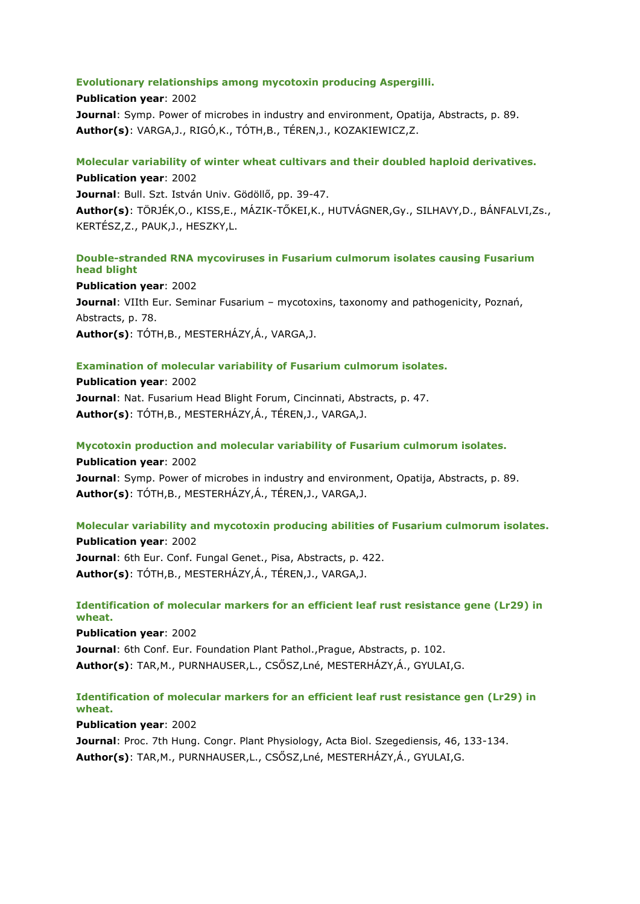### Evolutionary relationships among mycotoxin producing Aspergilli.

**Publication year**: 2002

**Journal**: Symp. Power of microbes in industry and environment, Opatija, Abstracts, p. 89.

**Author(s)**: VARGA,J., RIGÓ,K., TÓTH,B., TÉREN,J., KOZAKIEWICZ,Z.

### Molecular variability of winter wheat cultivars and their doubled haploid derivatives.

**Publication year**: 2002

**Journal**: Bull. Szt. István Univ. Gödöllő, pp. 39-47.

**Author(s)**: TÖRJÉK,O., KISS,E., MÁZIK-TŐKEI,K., HUTVÁGNER,Gy., SILHAVY,D., BÁNFALVI,Zs., KERTÉSZ,Z., PAUK,J., HESZKY,L.

### Double-stranded RNA mycoviruses in Fusarium culmorum isolates causing Fusarium head blight

**Publication year**: 2002

**Journal**: VIIth Eur. Seminar Fusarium – mycotoxins, taxonomy and pathogenicity, Poznań, Abstracts, p. 78.

**Author(s)**: TÓTH,B., MESTERHÁZY,Á., VARGA,J.

### Examination of molecular variability of Fusarium culmorum isolates.

**Publication year**: 2002

**Journal**: Nat. Fusarium Head Blight Forum, Cincinnati, Abstracts, p. 47.

**Author(s)**: TÓTH,B., MESTERHÁZY,Á., TÉREN,J., VARGA,J.

### Mycotoxin production and molecular variability of Fusarium culmorum isolates.

**Publication year**: 2002

**Journal**: Symp. Power of microbes in industry and environment, Opatija, Abstracts, p. 89.

**Author(s)**: TÓTH,B., MESTERHÁZY,Á., TÉREN,J., VARGA,J.

### Molecular variability and mycotoxin producing abilities of Fusarium culmorum isolates.

**Publication year**: 2002

**Journal**: 6th Eur. Conf. Fungal Genet., Pisa, Abstracts, p. 422.

**Author(s)**: TÓTH,B., MESTERHÁZY,Á., TÉREN,J., VARGA,J.

### Identification of molecular markers for an efficient leaf rust resistance gene (Lr29) in wheat.

**Publication year**: 2002

**Journal**: 6th Conf. Eur. Foundation Plant Pathol.,Prague, Abstracts, p. 102.

**Author(s)**: TAR,M., PURNHAUSER,L., CSŐSZ,Lné, MESTERHÁZY,Á., GYULAI,G.

### Identification of molecular markers for an efficient leaf rust resistance gen (Lr29) in wheat.

**Publication year**: 2002

**Journal**: Proc. 7th Hung. Congr. Plant Physiology, Acta Biol. Szegediensis, 46, 133-134.

**Author(s)**: TAR,M., PURNHAUSER,L., CSŐSZ,Lné, MESTERHÁZY,Á., GYULAI,G.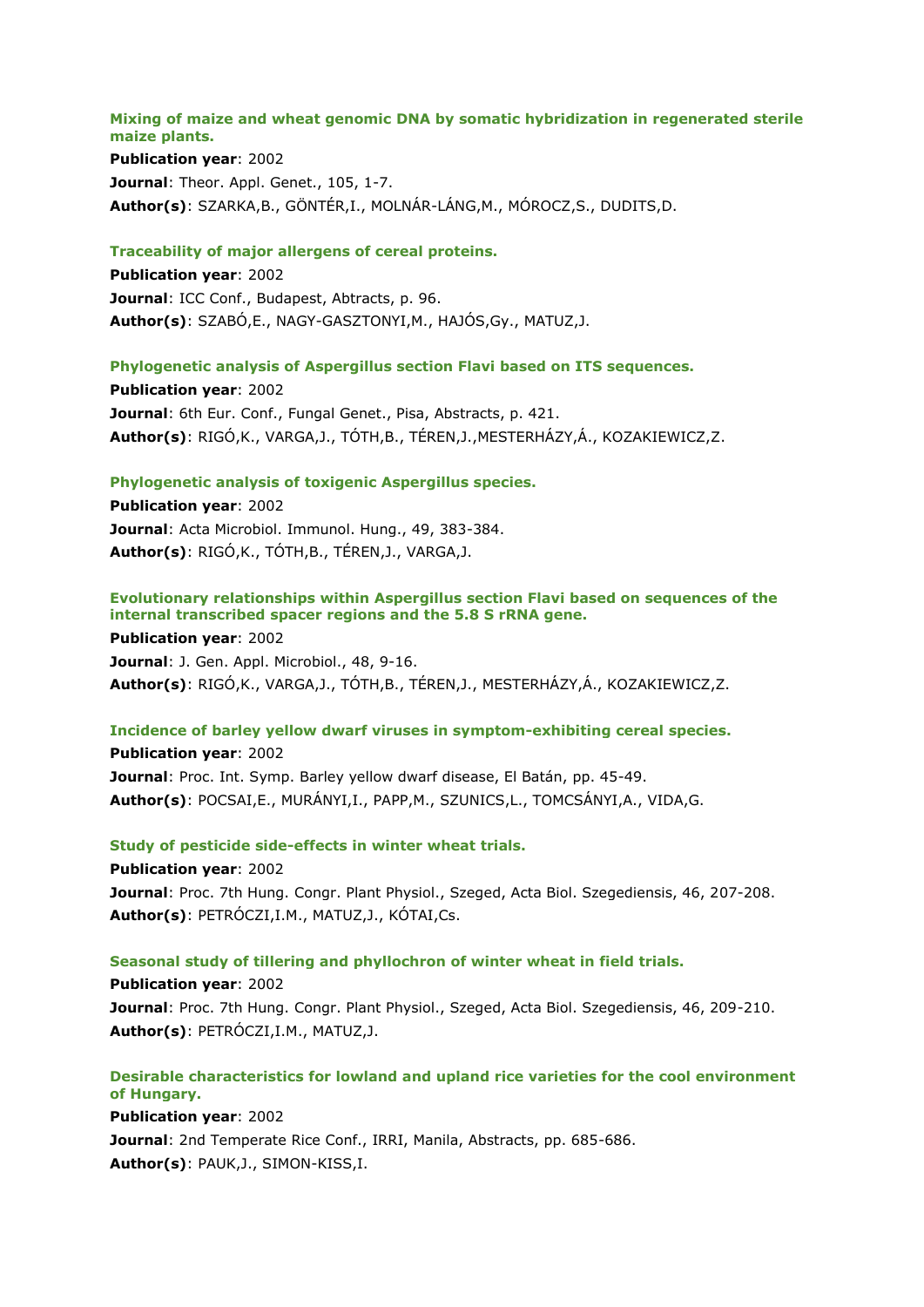### Mixing of maize and wheat genomic DNA by somatic hybridization in regenerated sterile maize plants.

**Publication year**: 2002
**Journal**: Theor. Appl. Genet., 105, 1-7.
**Author(s)**: SZARKA,B., GÖNTÉR,I., MOLNÁR-LÁNG,M., MÓROCZ,S., DUDITS,D.

### Traceability of major allergens of cereal proteins.

**Publication year**: 2002
**Journal**: ICC Conf., Budapest, Abtracts, p. 96.
**Author(s)**: SZABÓ,E., NAGY-GASZTONYI,M., HAJÓS,Gy., MATUZ,J.

### Phylogenetic analysis of Aspergillus section Flavi based on ITS sequences.

**Publication year**: 2002
**Journal**: 6th Eur. Conf., Fungal Genet., Pisa, Abstracts, p. 421.
**Author(s)**: RIGÓ,K., VARGA,J., TÓTH,B., TÉREN,J.,MESTERHÁZY,Á., KOZAKIEWICZ,Z.

### Phylogenetic analysis of toxigenic Aspergillus species.

**Publication year**: 2002
**Journal**: Acta Microbiol. Immunol. Hung., 49, 383-384.
**Author(s)**: RIGÓ,K., TÓTH,B., TÉREN,J., VARGA,J.

### Evolutionary relationships within Aspergillus section Flavi based on sequences of the internal transcribed spacer regions and the 5.8 S rRNA gene.

**Publication year**: 2002
**Journal**: J. Gen. Appl. Microbiol., 48, 9-16.
**Author(s)**: RIGÓ,K., VARGA,J., TÓTH,B., TÉREN,J., MESTERHÁZY,Á., KOZAKIEWICZ,Z.

### Incidence of barley yellow dwarf viruses in symptom-exhibiting cereal species.

**Publication year**: 2002
**Journal**: Proc. Int. Symp. Barley yellow dwarf disease, El Batán, pp. 45-49.
**Author(s)**: POCSAI,E., MURÁNYI,I., PAPP,M., SZUNICS,L., TOMCSÁNYI,A., VIDA,G.

### Study of pesticide side-effects in winter wheat trials.

**Publication year**: 2002
**Journal**: Proc. 7th Hung. Congr. Plant Physiol., Szeged, Acta Biol. Szegediensis, 46, 207-208.
**Author(s)**: PETRÓCZI,I.M., MATUZ,J., KÓTAI,Cs.

### Seasonal study of tillering and phyllochron of winter wheat in field trials.

**Publication year**: 2002
**Journal**: Proc. 7th Hung. Congr. Plant Physiol., Szeged, Acta Biol. Szegediensis, 46, 209-210.
**Author(s)**: PETRÓCZI,I.M., MATUZ,J.

### Desirable characteristics for lowland and upland rice varieties for the cool environment of Hungary.

**Publication year**: 2002
**Journal**: 2nd Temperate Rice Conf., IRRI, Manila, Abstracts, pp. 685-686.
**Author(s)**: PAUK,J., SIMON-KISS,I.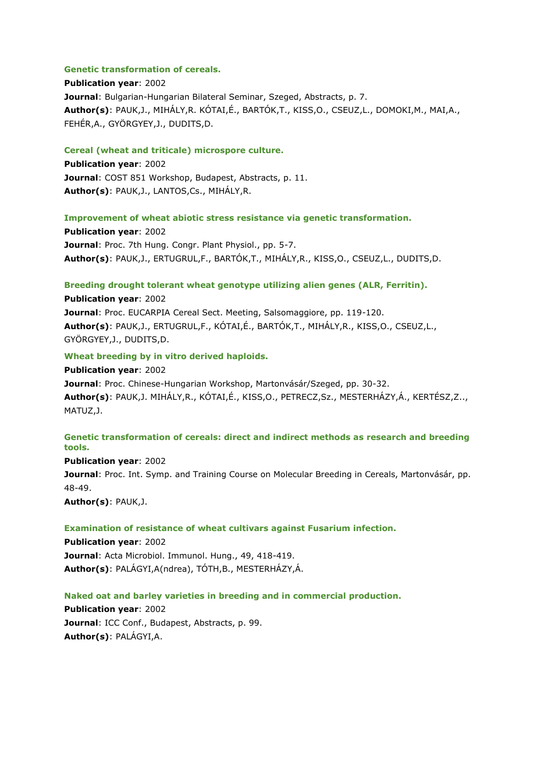**Genetic transformation of cereals.**

**Publication year**: 2002

**Journal**: Bulgarian-Hungarian Bilateral Seminar, Szeged, Abstracts, p. 7.

**Author(s)**: PAUK,J., MIHÁLY,R. KÓTAI,É., BARTÓK,T., KISS,O., CSEUZ,L., DOMOKI,M., MAI,A., FEHÉR,A., GYÖRGYEY,J., DUDITS,D.

**Cereal (wheat and triticale) microspore culture.**

**Publication year**: 2002

**Journal**: COST 851 Workshop, Budapest, Abstracts, p. 11.

**Author(s)**: PAUK,J., LANTOS,Cs., MIHÁLY,R.

**Improvement of wheat abiotic stress resistance via genetic transformation.**

**Publication year**: 2002

**Journal**: Proc. 7th Hung. Congr. Plant Physiol., pp. 5-7.

**Author(s)**: PAUK,J., ERTUGRUL,F., BARTÓK,T., MIHÁLY,R., KISS,O., CSEUZ,L., DUDITS,D.

**Breeding drought tolerant wheat genotype utilizing alien genes (ALR, Ferritin).**

**Publication year**: 2002

**Journal**: Proc. EUCARPIA Cereal Sect. Meeting, Salsomaggiore, pp. 119-120.

**Author(s)**: PAUK,J., ERTUGRUL,F., KÓTAI,É., BARTÓK,T., MIHÁLY,R., KISS,O., CSEUZ,L., GYÖRGYEY,J., DUDITS,D.

**Wheat breeding by in vitro derived haploids.**

**Publication year**: 2002

**Journal**: Proc. Chinese-Hungarian Workshop, Martonvásár/Szeged, pp. 30-32.

**Author(s)**: PAUK,J. MIHÁLY,R., KÓTAI,É., KISS,O., PETRECZ,Sz., MESTERHÁZY,Á., KERTÉSZ,Z.., MATUZ,J.

**Genetic transformation of cereals: direct and indirect methods as research and breeding tools.**

**Publication year**: 2002

**Journal**: Proc. Int. Symp. and Training Course on Molecular Breeding in Cereals, Martonvásár, pp. 48-49.

**Author(s)**: PAUK,J.

**Examination of resistance of wheat cultivars against Fusarium infection.**

**Publication year**: 2002

**Journal**: Acta Microbiol. Immunol. Hung., 49, 418-419.

**Author(s)**: PALÁGYI,A(ndrea), TÓTH,B., MESTERHÁZY,Á.

**Naked oat and barley varieties in breeding and in commercial production.**

**Publication year**: 2002

**Journal**: ICC Conf., Budapest, Abstracts, p. 99.

**Author(s)**: PALÁGYI,A.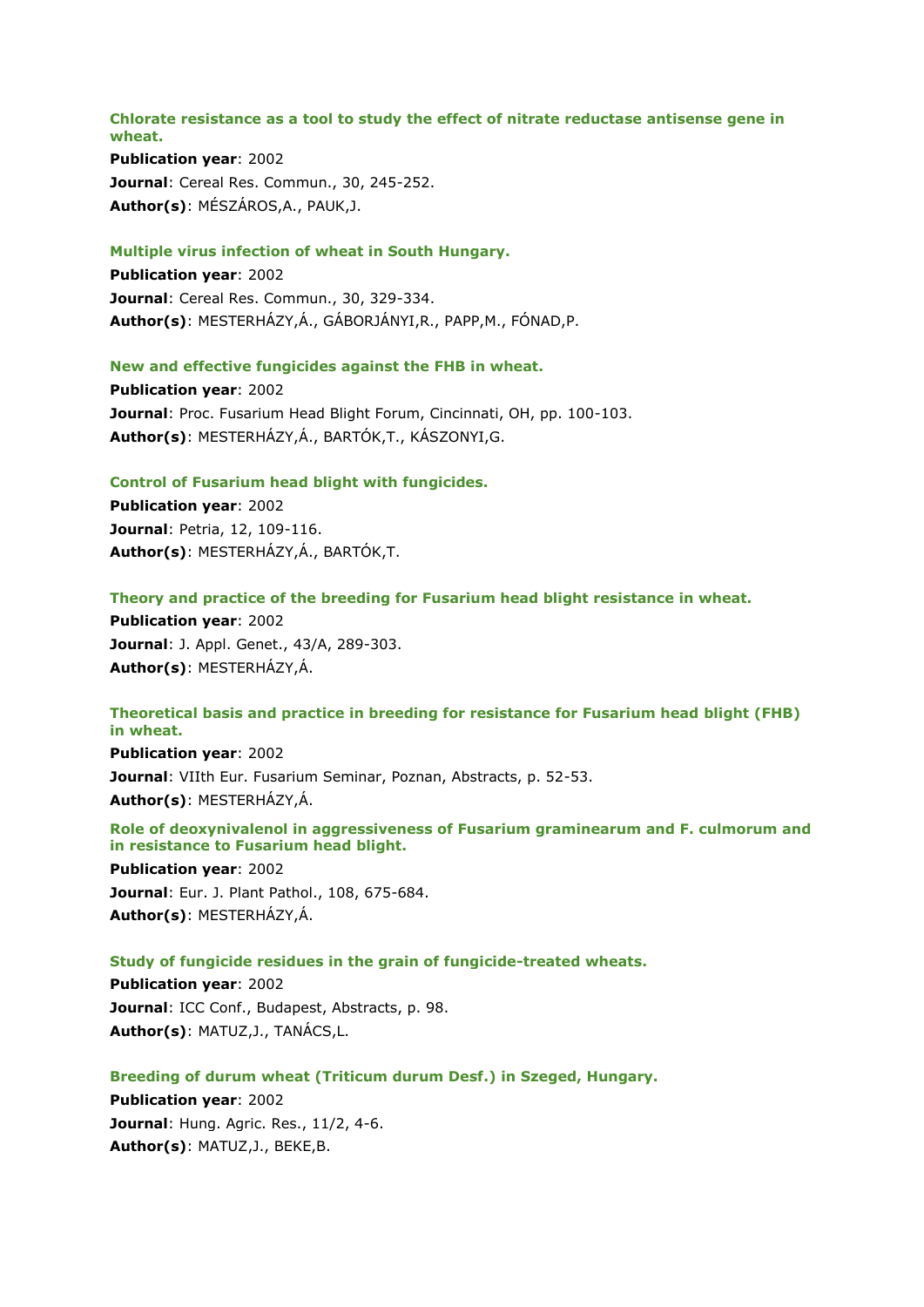**Chlorate resistance as a tool to study the effect of nitrate reductase antisense gene in wheat.**

**Publication year**: 2002

**Journal**: Cereal Res. Commun., 30, 245-252.

**Author(s)**: MÉSZÁROS,A., PAUK,J.

**Multiple virus infection of wheat in South Hungary.**

**Publication year**: 2002

**Journal**: Cereal Res. Commun., 30, 329-334.

**Author(s)**: MESTERHÁZY,Á., GÁBORJÁNYI,R., PAPP,M., FÓNAD,P.

**New and effective fungicides against the FHB in wheat.**

**Publication year**: 2002

**Journal**: Proc. Fusarium Head Blight Forum, Cincinnati, OH, pp. 100-103.

**Author(s)**: MESTERHÁZY,Á., BARTÓK,T., KÁSZONYI,G.

**Control of Fusarium head blight with fungicides.**

**Publication year**: 2002

**Journal**: Petria, 12, 109-116.

**Author(s)**: MESTERHÁZY,Á., BARTÓK,T.

**Theory and practice of the breeding for Fusarium head blight resistance in wheat.**

**Publication year**: 2002

**Journal**: J. Appl. Genet., 43/A, 289-303.

**Author(s)**: MESTERHÁZY,Á.

**Theoretical basis and practice in breeding for resistance for Fusarium head blight (FHB) in wheat.**

**Publication year**: 2002

**Journal**: VIIth Eur. Fusarium Seminar, Poznan, Abstracts, p. 52-53.

**Author(s)**: MESTERHÁZY,Á.

**Role of deoxynivalenol in aggressiveness of Fusarium graminearum and F. culmorum and in resistance to Fusarium head blight.**

**Publication year**: 2002

**Journal**: Eur. J. Plant Pathol., 108, 675-684.

**Author(s)**: MESTERHÁZY,Á.

**Study of fungicide residues in the grain of fungicide-treated wheats.**

**Publication year**: 2002

**Journal**: ICC Conf., Budapest, Abstracts, p. 98.

**Author(s)**: MATUZ,J., TANÁCS,L.

**Breeding of durum wheat (Triticum durum Desf.) in Szeged, Hungary.**

**Publication year**: 2002

**Journal**: Hung. Agric. Res., 11/2, 4-6.

**Author(s)**: MATUZ,J., BEKE,B.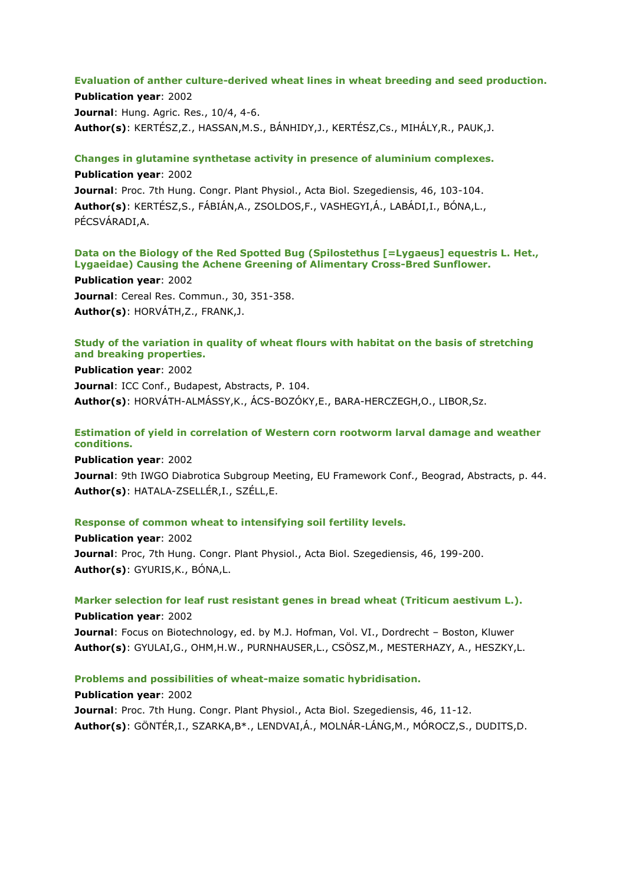**Evaluation of anther culture-derived wheat lines in wheat breeding and seed production.**

**Publication year**: 2002

**Journal**: Hung. Agric. Res., 10/4, 4-6.

**Author(s)**: KERTÉSZ,Z., HASSAN,M.S., BÁNHIDY,J., KERTÉSZ,Cs., MIHÁLY,R., PAUK,J.

**Changes in glutamine synthetase activity in presence of aluminium complexes.**

**Publication year**: 2002

**Journal**: Proc. 7th Hung. Congr. Plant Physiol., Acta Biol. Szegediensis, 46, 103-104.

**Author(s)**: KERTÉSZ,S., FÁBIÁN,A., ZSOLDOS,F., VASHEGYI,Á., LABÁDI,I., BÓNA,L., PÉCSVÁRADI,A.

**Data on the Biology of the Red Spotted Bug (Spilostethus [=Lygaeus] equestris L. Het., Lygaeidae) Causing the Achene Greening of Alimentary Cross-Bred Sunflower.**

**Publication year**: 2002

**Journal**: Cereal Res. Commun., 30, 351-358.

**Author(s)**: HORVÁTH,Z., FRANK,J.

**Study of the variation in quality of wheat flours with habitat on the basis of stretching and breaking properties.**

**Publication year**: 2002

**Journal**: ICC Conf., Budapest, Abstracts, P. 104.

**Author(s)**: HORVÁTH-ALMÁSSY,K., ÁCS-BOZÓKY,E., BARA-HERCZEGH,O., LIBOR,Sz.

**Estimation of yield in correlation of Western corn rootworm larval damage and weather conditions.**

**Publication year**: 2002

**Journal**: 9th IWGO Diabrotica Subgroup Meeting, EU Framework Conf., Beograd, Abstracts, p. 44.

**Author(s)**: HATALA-ZSELLÉR,I., SZÉLL,E.

**Response of common wheat to intensifying soil fertility levels.**

**Publication year**: 2002

**Journal**: Proc, 7th Hung. Congr. Plant Physiol., Acta Biol. Szegediensis, 46, 199-200.

**Author(s)**: GYURIS,K., BÓNA,L.

**Marker selection for leaf rust resistant genes in bread wheat (Triticum aestivum L.).**

**Publication year**: 2002

**Journal**: Focus on Biotechnology, ed. by M.J. Hofman, Vol. VI., Dordrecht – Boston, Kluwer

**Author(s)**: GYULAI,G., OHM,H.W., PURNHAUSER,L., CSÖSZ,M., MESTERHAZY, A., HESZKY,L.

**Problems and possibilities of wheat-maize somatic hybridisation.**

**Publication year**: 2002

**Journal**: Proc. 7th Hung. Congr. Plant Physiol., Acta Biol. Szegediensis, 46, 11-12.

**Author(s)**: GÖNTÉR,I., SZARKA,B*., LENDVAI,Á., MOLNÁR-LÁNG,M., MÓROCZ,S., DUDITS,D.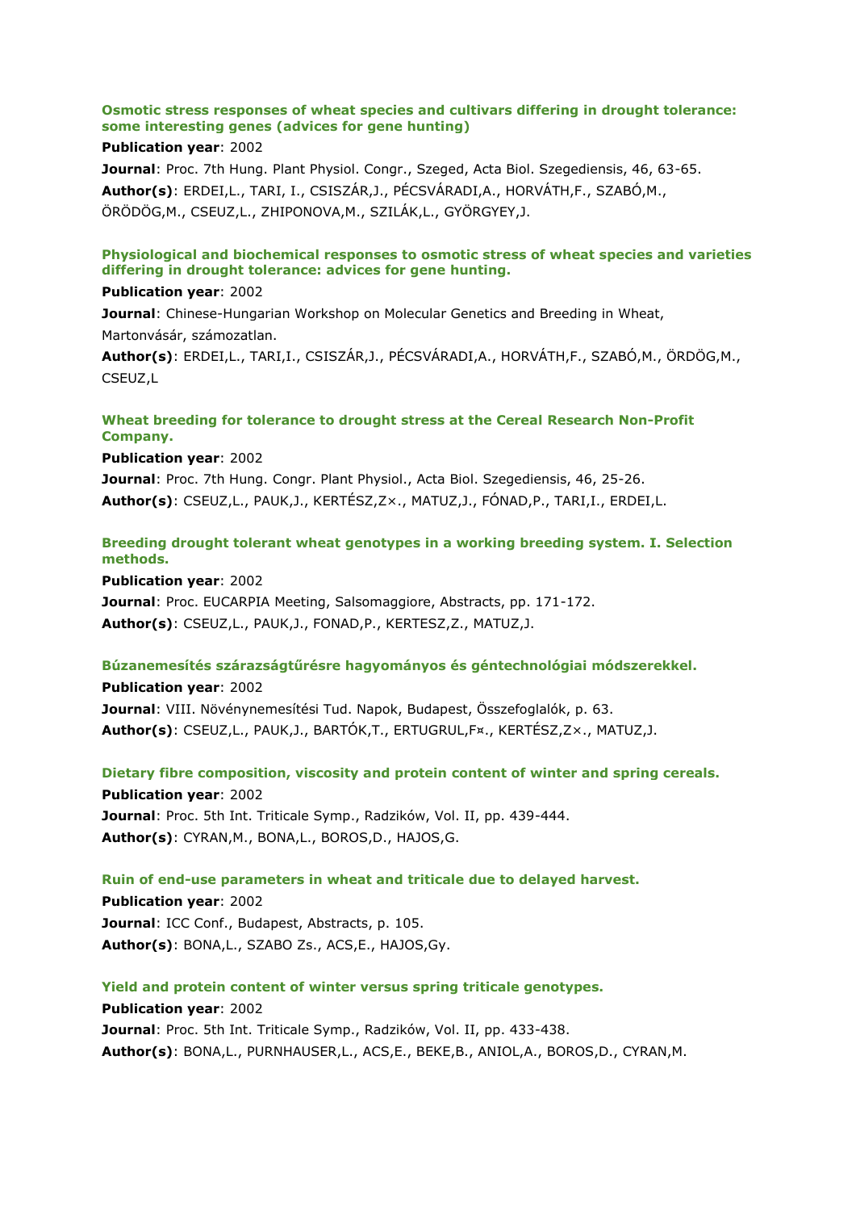**Osmotic stress responses of wheat species and cultivars differing in drought tolerance: some interesting genes (advices for gene hunting)**

**Publication year**: 2002

**Journal**: Proc. 7th Hung. Plant Physiol. Congr., Szeged, Acta Biol. Szegediensis, 46, 63-65.

**Author(s)**: ERDEI,L., TARI, I., CSISZÁR,J., PÉCSVÁRADI,A., HORVÁTH,F., SZABÓ,M., ÖRÖDÖG,M., CSEUZ,L., ZHIPONOVA,M., SZILÁK,L., GYÖRGYEY,J.

**Physiological and biochemical responses to osmotic stress of wheat species and varieties differing in drought tolerance: advices for gene hunting.**

**Publication year**: 2002

**Journal**: Chinese-Hungarian Workshop on Molecular Genetics and Breeding in Wheat, Martonvásár, számozatlan.

**Author(s)**: ERDEI,L., TARI,I., CSISZÁR,J., PÉCSVÁRADI,A., HORVÁTH,F., SZABÓ,M., ÖRDÖG,M., CSEUZ,L

**Wheat breeding for tolerance to drought stress at the Cereal Research Non-Profit Company.**

**Publication year**: 2002

**Journal**: Proc. 7th Hung. Congr. Plant Physiol., Acta Biol. Szegediensis, 46, 25-26.

**Author(s)**: CSEUZ,L., PAUK,J., KERTÉSZ,Z×., MATUZ,J., FÓNAD,P., TARI,I., ERDEI,L.

**Breeding drought tolerant wheat genotypes in a working breeding system. I. Selection methods.**

**Publication year**: 2002

**Journal**: Proc. EUCARPIA Meeting, Salsomaggiore, Abstracts, pp. 171-172.

**Author(s)**: CSEUZ,L., PAUK,J., FONAD,P., KERTESZ,Z., MATUZ,J.

**Búzanemesítés szárazságtűrésre hagyományos és géntechnológiai módszerekkel.**

**Publication year**: 2002

**Journal**: VIII. Növénynemesítési Tud. Napok, Budapest, Összefoglalók, p. 63.

**Author(s)**: CSEUZ,L., PAUK,J., BARTÓK,T., ERTUGRUL,F¤., KERTÉSZ,Z×., MATUZ,J.

**Dietary fibre composition, viscosity and protein content of winter and spring cereals.**

**Publication year**: 2002

**Journal**: Proc. 5th Int. Triticale Symp., Radzików, Vol. II, pp. 439-444.

**Author(s)**: CYRAN,M., BONA,L., BOROS,D., HAJOS,G.

**Ruin of end-use parameters in wheat and triticale due to delayed harvest.**

**Publication year**: 2002

**Journal**: ICC Conf., Budapest, Abstracts, p. 105.

**Author(s)**: BONA,L., SZABO Zs., ACS,E., HAJOS,Gy.

**Yield and protein content of winter versus spring triticale genotypes.**

**Publication year**: 2002

**Journal**: Proc. 5th Int. Triticale Symp., Radzików, Vol. II, pp. 433-438.

**Author(s)**: BONA,L., PURNHAUSER,L., ACS,E., BEKE,B., ANIOL,A., BOROS,D., CYRAN,M.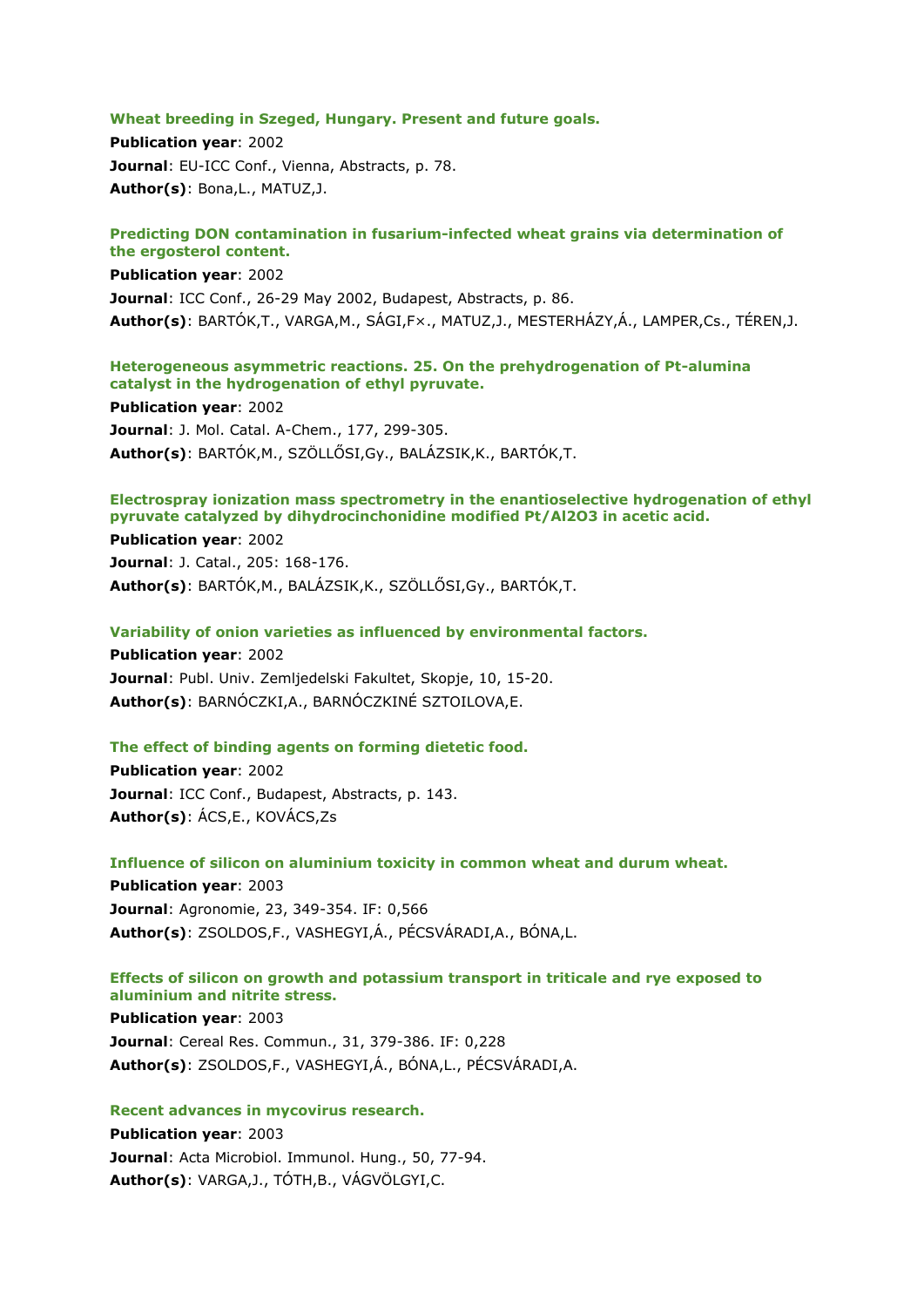**Wheat breeding in Szeged, Hungary. Present and future goals.**

**Publication year**: 2002

**Journal**: EU-ICC Conf., Vienna, Abstracts, p. 78.

**Author(s)**: Bona,L., MATUZ,J.

**Predicting DON contamination in fusarium-infected wheat grains via determination of the ergosterol content.**

**Publication year**: 2002

**Journal**: ICC Conf., 26-29 May 2002, Budapest, Abstracts, p. 86.

**Author(s)**: BARTÓK,T., VARGA,M., SÁGI,F×., MATUZ,J., MESTERHÁZY,Á., LAMPER,Cs., TÉREN,J.

**Heterogeneous asymmetric reactions. 25. On the prehydrogenation of Pt-alumina catalyst in the hydrogenation of ethyl pyruvate.**

**Publication year**: 2002

**Journal**: J. Mol. Catal. A-Chem., 177, 299-305.

**Author(s)**: BARTÓK,M., SZÖLLŐSI,Gy., BALÁZSIK,K., BARTÓK,T.

**Electrospray ionization mass spectrometry in the enantioselective hydrogenation of ethyl pyruvate catalyzed by dihydrocinchonidine modified Pt/Al2O3 in acetic acid.**

**Publication year**: 2002

**Journal**: J. Catal., 205: 168-176.

**Author(s)**: BARTÓK,M., BALÁZSIK,K., SZÖLLŐSI,Gy., BARTÓK,T.

**Variability of onion varieties as influenced by environmental factors.**

**Publication year**: 2002

**Journal**: Publ. Univ. Zemljedelski Fakultet, Skopje, 10, 15-20.

**Author(s)**: BARNÓCZKI,A., BARNÓCZKINÉ SZTOILOVA,E.

**The effect of binding agents on forming dietetic food.**

**Publication year**: 2002

**Journal**: ICC Conf., Budapest, Abstracts, p. 143.

**Author(s)**: ÁCS,E., KOVÁCS,Zs

**Influence of silicon on aluminium toxicity in common wheat and durum wheat.**

**Publication year**: 2003

**Journal**: Agronomie, 23, 349-354. IF: 0,566

**Author(s)**: ZSOLDOS,F., VASHEGYI,Á., PÉCSVÁRADI,A., BÓNA,L.

**Effects of silicon on growth and potassium transport in triticale and rye exposed to aluminium and nitrite stress.**

**Publication year**: 2003

**Journal**: Cereal Res. Commun., 31, 379-386. IF: 0,228

**Author(s)**: ZSOLDOS,F., VASHEGYI,Á., BÓNA,L., PÉCSVÁRADI,A.

**Recent advances in mycovirus research.**

**Publication year**: 2003

**Journal**: Acta Microbiol. Immunol. Hung., 50, 77-94.

**Author(s)**: VARGA,J., TÓTH,B., VÁGVÖLGYI,C.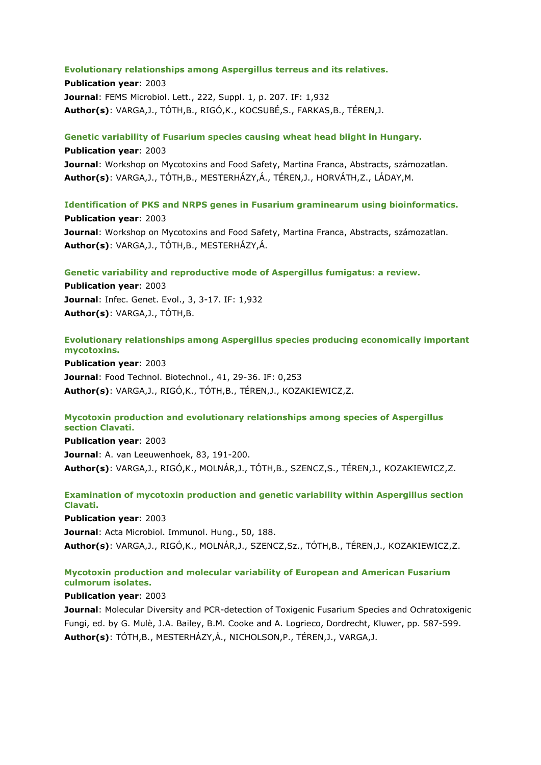### Evolutionary relationships among Aspergillus terreus and its relatives.

**Publication year**: 2003

**Journal**: FEMS Microbiol. Lett., 222, Suppl. 1, p. 207. IF: 1,932

**Author(s)**: VARGA,J., TÓTH,B., RIGÓ,K., KOCSUBÉ,S., FARKAS,B., TÉREN,J.

### Genetic variability of Fusarium species causing wheat head blight in Hungary.

**Publication year**: 2003

**Journal**: Workshop on Mycotoxins and Food Safety, Martina Franca, Abstracts, számozatlan.

**Author(s)**: VARGA,J., TÓTH,B., MESTERHÁZY,Á., TÉREN,J., HORVÁTH,Z., LÁDAY,M.

### Identification of PKS and NRPS genes in Fusarium graminearum using bioinformatics.

**Publication year**: 2003

**Journal**: Workshop on Mycotoxins and Food Safety, Martina Franca, Abstracts, számozatlan.

**Author(s)**: VARGA,J., TÓTH,B., MESTERHÁZY,Á.

### Genetic variability and reproductive mode of Aspergillus fumigatus: a review.

**Publication year**: 2003

**Journal**: Infec. Genet. Evol., 3, 3-17. IF: 1,932

**Author(s)**: VARGA,J., TÓTH,B.

### Evolutionary relationships among Aspergillus species producing economically important mycotoxins.

**Publication year**: 2003

**Journal**: Food Technol. Biotechnol., 41, 29-36. IF: 0,253

**Author(s)**: VARGA,J., RIGÓ,K., TÓTH,B., TÉREN,J., KOZAKIEWICZ,Z.

### Mycotoxin production and evolutionary relationships among species of Aspergillus section Clavati.

**Publication year**: 2003

**Journal**: A. van Leeuwenhoek, 83, 191-200.

**Author(s)**: VARGA,J., RIGÓ,K., MOLNÁR,J., TÓTH,B., SZENCZ,S., TÉREN,J., KOZAKIEWICZ,Z.

### Examination of mycotoxin production and genetic variability within Aspergillus section Clavati.

**Publication year**: 2003

**Journal**: Acta Microbiol. Immunol. Hung., 50, 188.

**Author(s)**: VARGA,J., RIGÓ,K., MOLNÁR,J., SZENCZ,Sz., TÓTH,B., TÉREN,J., KOZAKIEWICZ,Z.

### Mycotoxin production and molecular variability of European and American Fusarium culmorum isolates.

**Publication year**: 2003

**Journal**: Molecular Diversity and PCR-detection of Toxigenic Fusarium Species and Ochratoxigenic Fungi, ed. by G. Mulè, J.A. Bailey, B.M. Cooke and A. Logrieco, Dordrecht, Kluwer, pp. 587-599.

**Author(s)**: TÓTH,B., MESTERHÁZY,Á., NICHOLSON,P., TÉREN,J., VARGA,J.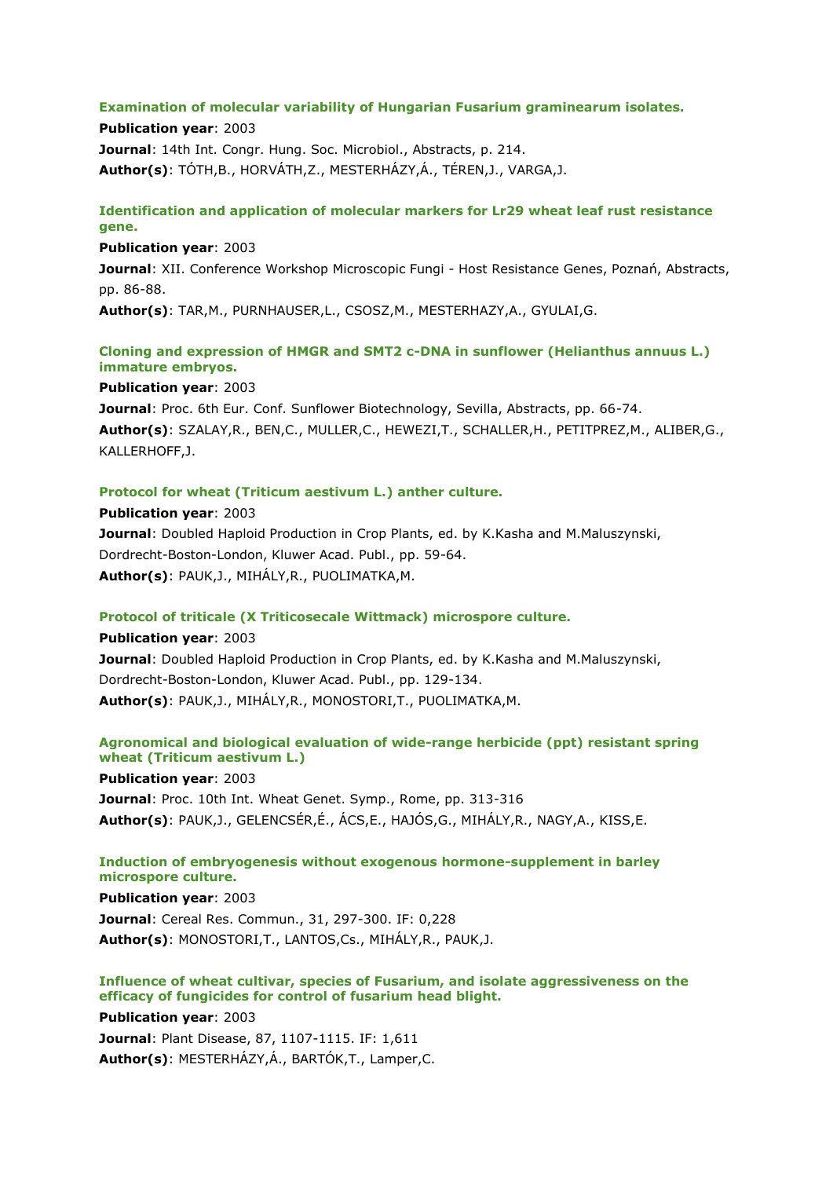**Examination of molecular variability of Hungarian Fusarium graminearum isolates.**

**Publication year**: 2003

**Journal**: 14th Int. Congr. Hung. Soc. Microbiol., Abstracts, p. 214.

**Author(s)**: TÓTH,B., HORVÁTH,Z., MESTERHÁZY,Á., TÉREN,J., VARGA,J.

**Identification and application of molecular markers for Lr29 wheat leaf rust resistance gene.**

**Publication year**: 2003

**Journal**: XII. Conference Workshop Microscopic Fungi - Host Resistance Genes, Poznań, Abstracts, pp. 86-88.

**Author(s)**: TAR,M., PURNHAUSER,L., CSOSZ,M., MESTERHAZY,A., GYULAI,G.

**Cloning and expression of HMGR and SMT2 c-DNA in sunflower (Helianthus annuus L.) immature embryos.**

**Publication year**: 2003

**Journal**: Proc. 6th Eur. Conf. Sunflower Biotechnology, Sevilla, Abstracts, pp. 66-74.

**Author(s)**: SZALAY,R., BEN,C., MULLER,C., HEWEZI,T., SCHALLER,H., PETITPREZ,M., ALIBER,G., KALLERHOFF,J.

**Protocol for wheat (Triticum aestivum L.) anther culture.**

**Publication year**: 2003

**Journal**: Doubled Haploid Production in Crop Plants, ed. by K.Kasha and M.Maluszynski, Dordrecht-Boston-London, Kluwer Acad. Publ., pp. 59-64.

**Author(s)**: PAUK,J., MIHÁLY,R., PUOLIMATKA,M.

**Protocol of triticale (X Triticosecale Wittmack) microspore culture.**

**Publication year**: 2003

**Journal**: Doubled Haploid Production in Crop Plants, ed. by K.Kasha and M.Maluszynski, Dordrecht-Boston-London, Kluwer Acad. Publ., pp. 129-134.

**Author(s)**: PAUK,J., MIHÁLY,R., MONOSTORI,T., PUOLIMATKA,M.

**Agronomical and biological evaluation of wide-range herbicide (ppt) resistant spring wheat (Triticum aestivum L.)**

**Publication year**: 2003

**Journal**: Proc. 10th Int. Wheat Genet. Symp., Rome, pp. 313-316

**Author(s)**: PAUK,J., GELENCSÉR,É., ÁCS,E., HAJÓS,G., MIHÁLY,R., NAGY,A., KISS,E.

**Induction of embryogenesis without exogenous hormone-supplement in barley microspore culture.**

**Publication year**: 2003

**Journal**: Cereal Res. Commun., 31, 297-300. IF: 0,228

**Author(s)**: MONOSTORI,T., LANTOS,Cs., MIHÁLY,R., PAUK,J.

**Influence of wheat cultivar, species of Fusarium, and isolate aggressiveness on the efficacy of fungicides for control of fusarium head blight.**

**Publication year**: 2003

**Journal**: Plant Disease, 87, 1107-1115. IF: 1,611

**Author(s)**: MESTERHÁZY,Á., BARTÓK,T., Lamper,C.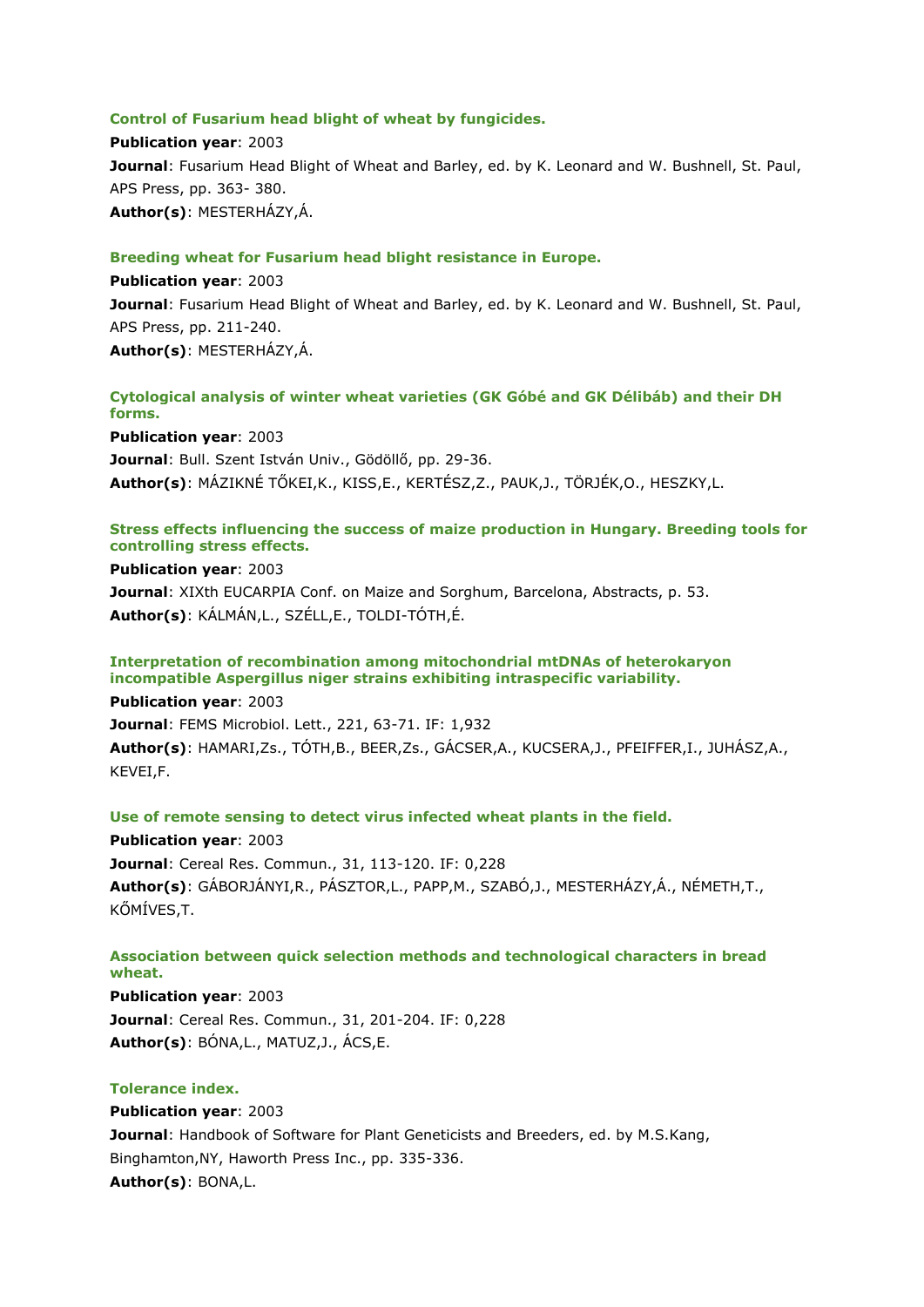### Control of Fusarium head blight of wheat by fungicides.

**Publication year**: 2003

**Journal**: Fusarium Head Blight of Wheat and Barley, ed. by K. Leonard and W. Bushnell, St. Paul, APS Press, pp. 363- 380.

**Author(s)**: MESTERHÁZY,Á.

### Breeding wheat for Fusarium head blight resistance in Europe.

**Publication year**: 2003

**Journal**: Fusarium Head Blight of Wheat and Barley, ed. by K. Leonard and W. Bushnell, St. Paul, APS Press, pp. 211-240.

**Author(s)**: MESTERHÁZY,Á.

### Cytological analysis of winter wheat varieties (GK Góbé and GK Délibáb) and their DH forms.

**Publication year**: 2003

**Journal**: Bull. Szent István Univ., Gödöllő, pp. 29-36.

**Author(s)**: MÁZIKNÉ TŐKEI,K., KISS,E., KERTÉSZ,Z., PAUK,J., TÖRJÉK,O., HESZKY,L.

### Stress effects influencing the success of maize production in Hungary. Breeding tools for controlling stress effects.

**Publication year**: 2003

**Journal**: XIXth EUCARPIA Conf. on Maize and Sorghum, Barcelona, Abstracts, p. 53.

**Author(s)**: KÁLMÁN,L., SZÉLL,E., TOLDI-TÓTH,É.

### Interpretation of recombination among mitochondrial mtDNAs of heterokaryon incompatible Aspergillus niger strains exhibiting intraspecific variability.

**Publication year**: 2003

**Journal**: FEMS Microbiol. Lett., 221, 63-71. IF: 1,932

**Author(s)**: HAMARI,Zs., TÓTH,B., BEER,Zs., GÁCSER,A., KUCSERA,J., PFEIFFER,I., JUHÁSZ,A., KEVEI,F.

### Use of remote sensing to detect virus infected wheat plants in the field.

**Publication year**: 2003

**Journal**: Cereal Res. Commun., 31, 113-120. IF: 0,228

**Author(s)**: GÁBORJÁNYI,R., PÁSZTOR,L., PAPP,M., SZABÓ,J., MESTERHÁZY,Á., NÉMETH,T., KŐMÍVES,T.

### Association between quick selection methods and technological characters in bread wheat.

**Publication year**: 2003

**Journal**: Cereal Res. Commun., 31, 201-204. IF: 0,228

**Author(s)**: BÓNA,L., MATUZ,J., ÁCS,E.

### Tolerance index.

**Publication year**: 2003

**Journal**: Handbook of Software for Plant Geneticists and Breeders, ed. by M.S.Kang, Binghamton,NY, Haworth Press Inc., pp. 335-336.

**Author(s)**: BONA,L.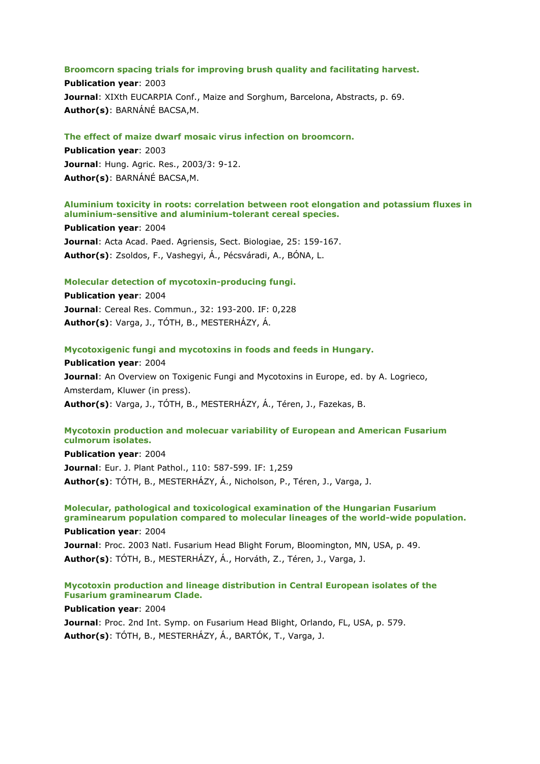**Broomcorn spacing trials for improving brush quality and facilitating harvest.**

**Publication year**: 2003

**Journal**: XIXth EUCARPIA Conf., Maize and Sorghum, Barcelona, Abstracts, p. 69.

**Author(s)**: BARNÁNÉ BACSA,M.

**The effect of maize dwarf mosaic virus infection on broomcorn.**

**Publication year**: 2003

**Journal**: Hung. Agric. Res., 2003/3: 9-12.

**Author(s)**: BARNÁNÉ BACSA,M.

**Aluminium toxicity in roots: correlation between root elongation and potassium fluxes in aluminium-sensitive and aluminium-tolerant cereal species.**

**Publication year**: 2004

**Journal**: Acta Acad. Paed. Agriensis, Sect. Biologiae, 25: 159-167.

**Author(s)**: Zsoldos, F., Vashegyi, Á., Pécsváradi, A., BÓNA, L.

**Molecular detection of mycotoxin-producing fungi.**

**Publication year**: 2004

**Journal**: Cereal Res. Commun., 32: 193-200. IF: 0,228

**Author(s)**: Varga, J., TÓTH, B., MESTERHÁZY, Á.

**Mycotoxigenic fungi and mycotoxins in foods and feeds in Hungary.**

**Publication year**: 2004

**Journal**: An Overview on Toxigenic Fungi and Mycotoxins in Europe, ed. by A. Logrieco, Amsterdam, Kluwer (in press).

**Author(s)**: Varga, J., TÓTH, B., MESTERHÁZY, Á., Téren, J., Fazekas, B.

**Mycotoxin production and molecuar variability of European and American Fusarium culmorum isolates.**

**Publication year**: 2004

**Journal**: Eur. J. Plant Pathol., 110: 587-599. IF: 1,259

**Author(s)**: TÓTH, B., MESTERHÁZY, Á., Nicholson, P., Téren, J., Varga, J.

**Molecular, pathological and toxicological examination of the Hungarian Fusarium graminearum population compared to molecular lineages of the world-wide population.**

**Publication year**: 2004

**Journal**: Proc. 2003 Natl. Fusarium Head Blight Forum, Bloomington, MN, USA, p. 49.

**Author(s)**: TÓTH, B., MESTERHÁZY, Á., Horváth, Z., Téren, J., Varga, J.

**Mycotoxin production and lineage distribution in Central European isolates of the Fusarium graminearum Clade.**

**Publication year**: 2004

**Journal**: Proc. 2nd Int. Symp. on Fusarium Head Blight, Orlando, FL, USA, p. 579.

**Author(s)**: TÓTH, B., MESTERHÁZY, Á., BARTÓK, T., Varga, J.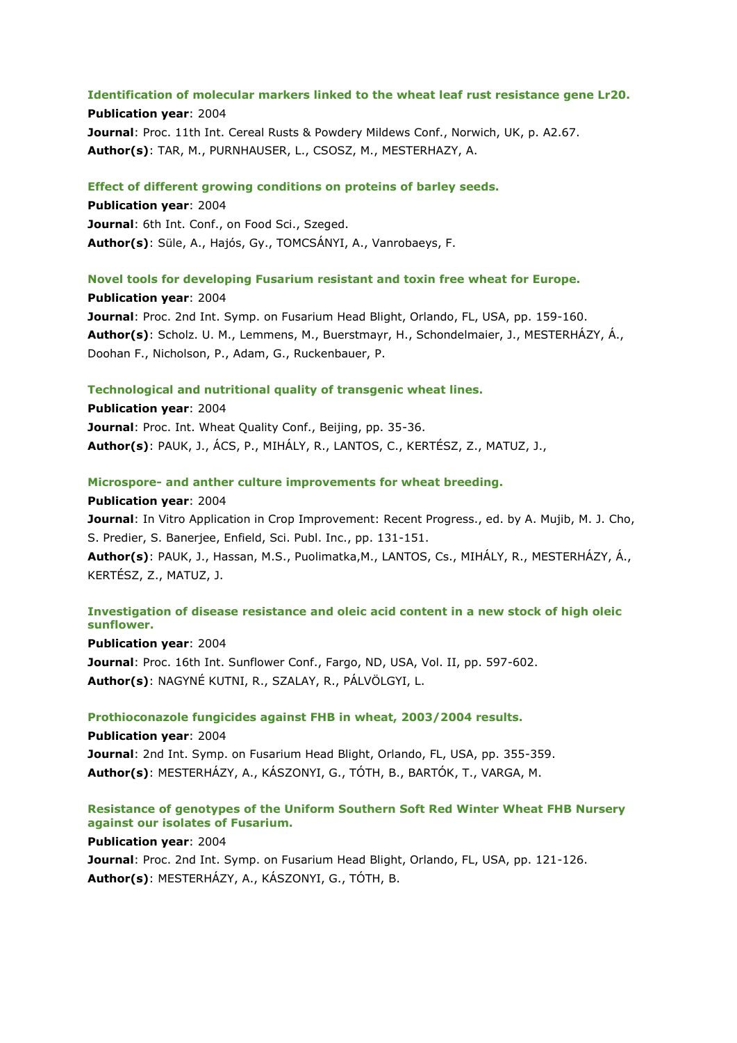**Identification of molecular markers linked to the wheat leaf rust resistance gene Lr20.**

**Publication year**: 2004

**Journal**: Proc. 11th Int. Cereal Rusts & Powdery Mildews Conf., Norwich, UK, p. A2.67.

**Author(s)**: TAR, M., PURNHAUSER, L., CSOSZ, M., MESTERHAZY, A.

**Effect of different growing conditions on proteins of barley seeds.**

**Publication year**: 2004

**Journal**: 6th Int. Conf., on Food Sci., Szeged.

**Author(s)**: Süle, A., Hajós, Gy., TOMCSÁNYI, A., Vanrobaeys, F.

**Novel tools for developing Fusarium resistant and toxin free wheat for Europe.**

**Publication year**: 2004

**Journal**: Proc. 2nd Int. Symp. on Fusarium Head Blight, Orlando, FL, USA, pp. 159-160.

**Author(s)**: Scholz. U. M., Lemmens, M., Buerstmayr, H., Schondelmaier, J., MESTERHÁZY, Á., Doohan F., Nicholson, P., Adam, G., Ruckenbauer, P.

**Technological and nutritional quality of transgenic wheat lines.**

**Publication year**: 2004

**Journal**: Proc. Int. Wheat Quality Conf., Beijing, pp. 35-36.

**Author(s)**: PAUK, J., ÁCS, P., MIHÁLY, R., LANTOS, C., KERTÉSZ, Z., MATUZ, J.,

**Microspore- and anther culture improvements for wheat breeding.**

**Publication year**: 2004

**Journal**: In Vitro Application in Crop Improvement: Recent Progress., ed. by A. Mujib, M. J. Cho, S. Predier, S. Banerjee, Enfield, Sci. Publ. Inc., pp. 131-151.

**Author(s)**: PAUK, J., Hassan, M.S., Puolimatka,M., LANTOS, Cs., MIHÁLY, R., MESTERHÁZY, Á., KERTÉSZ, Z., MATUZ, J.

**Investigation of disease resistance and oleic acid content in a new stock of high oleic sunflower.**

**Publication year**: 2004

**Journal**: Proc. 16th Int. Sunflower Conf., Fargo, ND, USA, Vol. II, pp. 597-602.

**Author(s)**: NAGYNÉ KUTNI, R., SZALAY, R., PÁLVÖLGYI, L.

**Prothioconazole fungicides against FHB in wheat, 2003/2004 results.**

**Publication year**: 2004

**Journal**: 2nd Int. Symp. on Fusarium Head Blight, Orlando, FL, USA, pp. 355-359.

**Author(s)**: MESTERHÁZY, A., KÁSZONYI, G., TÓTH, B., BARTÓK, T., VARGA, M.

**Resistance of genotypes of the Uniform Southern Soft Red Winter Wheat FHB Nursery against our isolates of Fusarium.**

**Publication year**: 2004

**Journal**: Proc. 2nd Int. Symp. on Fusarium Head Blight, Orlando, FL, USA, pp. 121-126.

**Author(s)**: MESTERHÁZY, A., KÁSZONYI, G., TÓTH, B.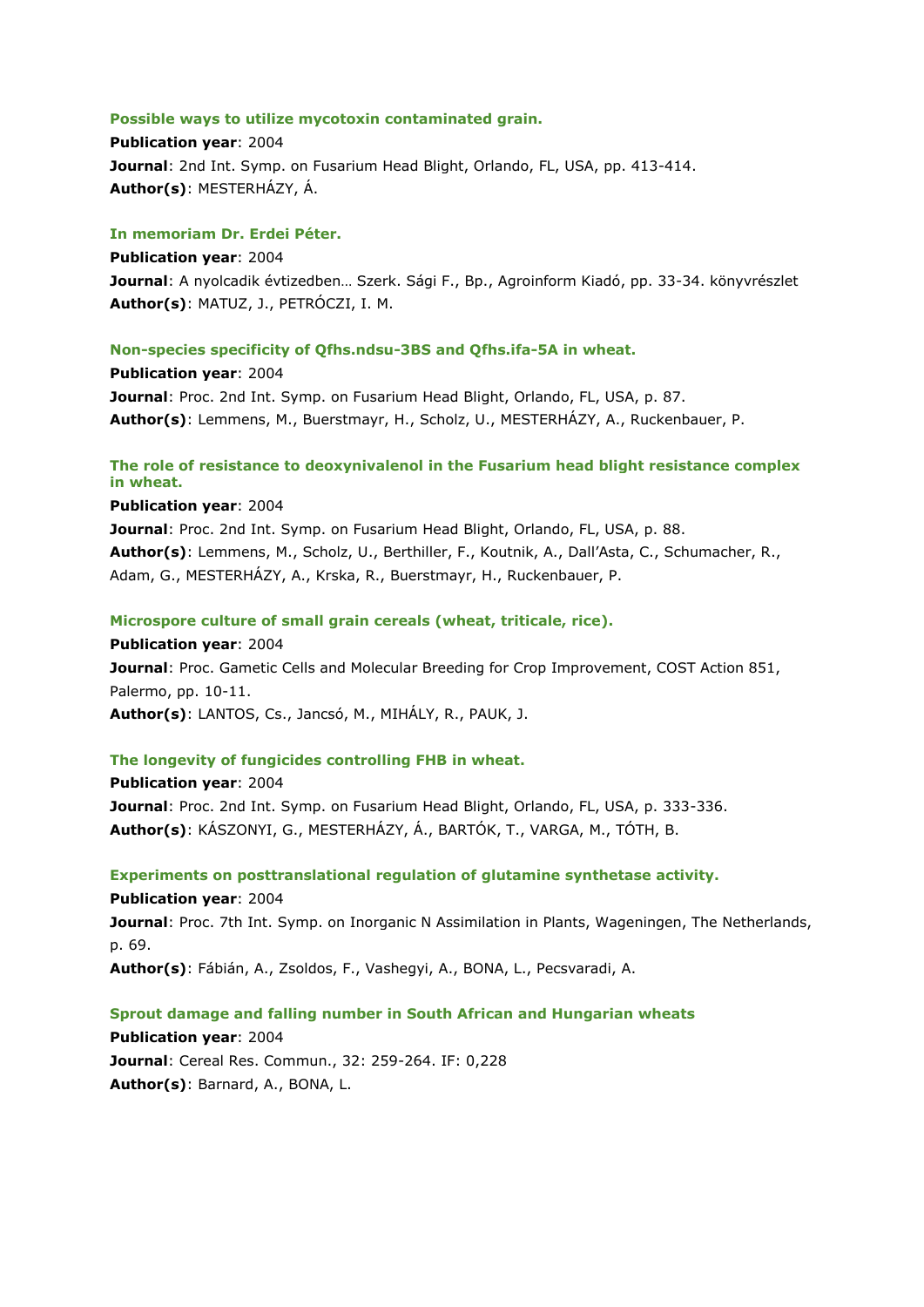### Possible ways to utilize mycotoxin contaminated grain.

**Publication year**: 2004

**Journal**: 2nd Int. Symp. on Fusarium Head Blight, Orlando, FL, USA, pp. 413-414.

**Author(s)**: MESTERHÁZY, Á.

### In memoriam Dr. Erdei Péter.

**Publication year**: 2004

**Journal**: A nyolcadik évtizedben… Szerk. Sági F., Bp., Agroinform Kiadó, pp. 33-34. könyvrészlet

**Author(s)**: MATUZ, J., PETRÓCZI, I. M.

### Non-species specificity of Qfhs.ndsu-3BS and Qfhs.ifa-5A in wheat.

**Publication year**: 2004

**Journal**: Proc. 2nd Int. Symp. on Fusarium Head Blight, Orlando, FL, USA, p. 87.

**Author(s)**: Lemmens, M., Buerstmayr, H., Scholz, U., MESTERHÁZY, A., Ruckenbauer, P.

### The role of resistance to deoxynivalenol in the Fusarium head blight resistance complex in wheat.

**Publication year**: 2004

**Journal**: Proc. 2nd Int. Symp. on Fusarium Head Blight, Orlando, FL, USA, p. 88.

**Author(s)**: Lemmens, M., Scholz, U., Berthiller, F., Koutnik, A., Dall'Asta, C., Schumacher, R., Adam, G., MESTERHÁZY, A., Krska, R., Buerstmayr, H., Ruckenbauer, P.

### Microspore culture of small grain cereals (wheat, triticale, rice).

**Publication year**: 2004

**Journal**: Proc. Gametic Cells and Molecular Breeding for Crop Improvement, COST Action 851, Palermo, pp. 10-11.

**Author(s)**: LANTOS, Cs., Jancsó, M., MIHÁLY, R., PAUK, J.

### The longevity of fungicides controlling FHB in wheat.

**Publication year**: 2004

**Journal**: Proc. 2nd Int. Symp. on Fusarium Head Blight, Orlando, FL, USA, p. 333-336.

**Author(s)**: KÁSZONYI, G., MESTERHÁZY, Á., BARTÓK, T., VARGA, M., TÓTH, B.

### Experiments on posttranslational regulation of glutamine synthetase activity.

**Publication year**: 2004

**Journal**: Proc. 7th Int. Symp. on Inorganic N Assimilation in Plants, Wageningen, The Netherlands, p. 69.

**Author(s)**: Fábián, A., Zsoldos, F., Vashegyi, A., BONA, L., Pecsvaradi, A.

### Sprout damage and falling number in South African and Hungarian wheats

**Publication year**: 2004

**Journal**: Cereal Res. Commun., 32: 259-264. IF: 0,228

**Author(s)**: Barnard, A., BONA, L.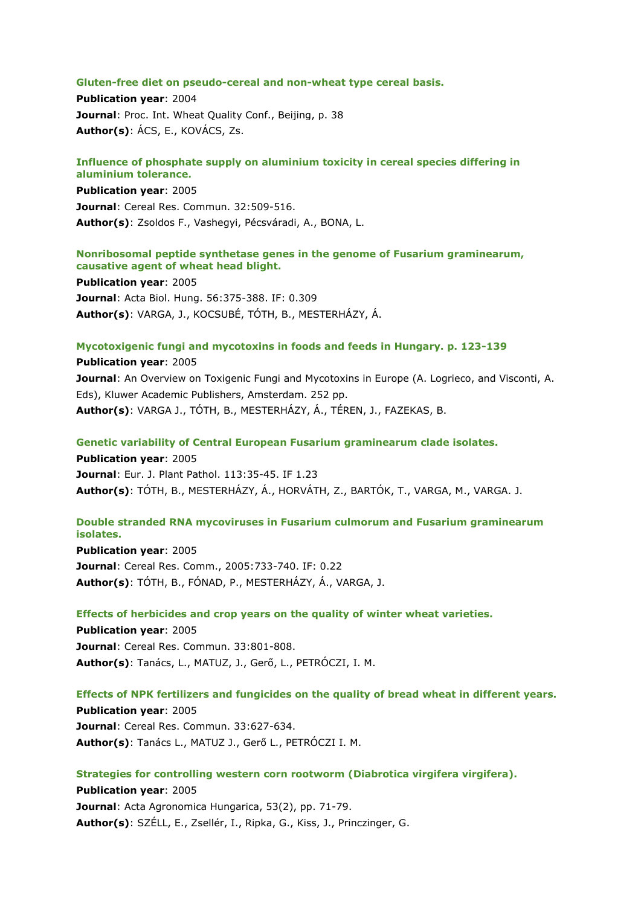**Gluten-free diet on pseudo-cereal and non-wheat type cereal basis.**

**Publication year**: 2004

**Journal**: Proc. Int. Wheat Quality Conf., Beijing, p. 38

**Author(s)**: ÁCS, E., KOVÁCS, Zs.

**Influence of phosphate supply on aluminium toxicity in cereal species differing in aluminium tolerance.**

**Publication year**: 2005

**Journal**: Cereal Res. Commun. 32:509-516.

**Author(s)**: Zsoldos F., Vashegyi, Pécsváradi, A., BONA, L.

**Nonribosomal peptide synthetase genes in the genome of Fusarium graminearum, causative agent of wheat head blight.**

**Publication year**: 2005

**Journal**: Acta Biol. Hung. 56:375-388. IF: 0.309

**Author(s)**: VARGA, J., KOCSUBÉ, TÓTH, B., MESTERHÁZY, Á.

**Mycotoxigenic fungi and mycotoxins in foods and feeds in Hungary. p. 123-139**

**Publication year**: 2005

**Journal**: An Overview on Toxigenic Fungi and Mycotoxins in Europe (A. Logrieco, and Visconti, A. Eds), Kluwer Academic Publishers, Amsterdam. 252 pp.

**Author(s)**: VARGA J., TÓTH, B., MESTERHÁZY, Á., TÉREN, J., FAZEKAS, B.

**Genetic variability of Central European Fusarium graminearum clade isolates.**

**Publication year**: 2005

**Journal**: Eur. J. Plant Pathol. 113:35-45. IF 1.23

**Author(s)**: TÓTH, B., MESTERHÁZY, Á., HORVÁTH, Z., BARTÓK, T., VARGA, M., VARGA. J.

**Double stranded RNA mycoviruses in Fusarium culmorum and Fusarium graminearum isolates.**

**Publication year**: 2005

**Journal**: Cereal Res. Comm., 2005:733-740. IF: 0.22

**Author(s)**: TÓTH, B., FÓNAD, P., MESTERHÁZY, Á., VARGA, J.

**Effects of herbicides and crop years on the quality of winter wheat varieties.**

**Publication year**: 2005

**Journal**: Cereal Res. Commun. 33:801-808.

**Author(s)**: Tanács, L., MATUZ, J., Gerő, L., PETRÓCZI, I. M.

**Effects of NPK fertilizers and fungicides on the quality of bread wheat in different years.**

**Publication year**: 2005

**Journal**: Cereal Res. Commun. 33:627-634.

**Author(s)**: Tanács L., MATUZ J., Gerő L., PETRÓCZI I. M.

**Strategies for controlling western corn rootworm (Diabrotica virgifera virgifera).**

**Publication year**: 2005

**Journal**: Acta Agronomica Hungarica, 53(2), pp. 71-79.

**Author(s)**: SZÉLL, E., Zsellér, I., Ripka, G., Kiss, J., Princzinger, G.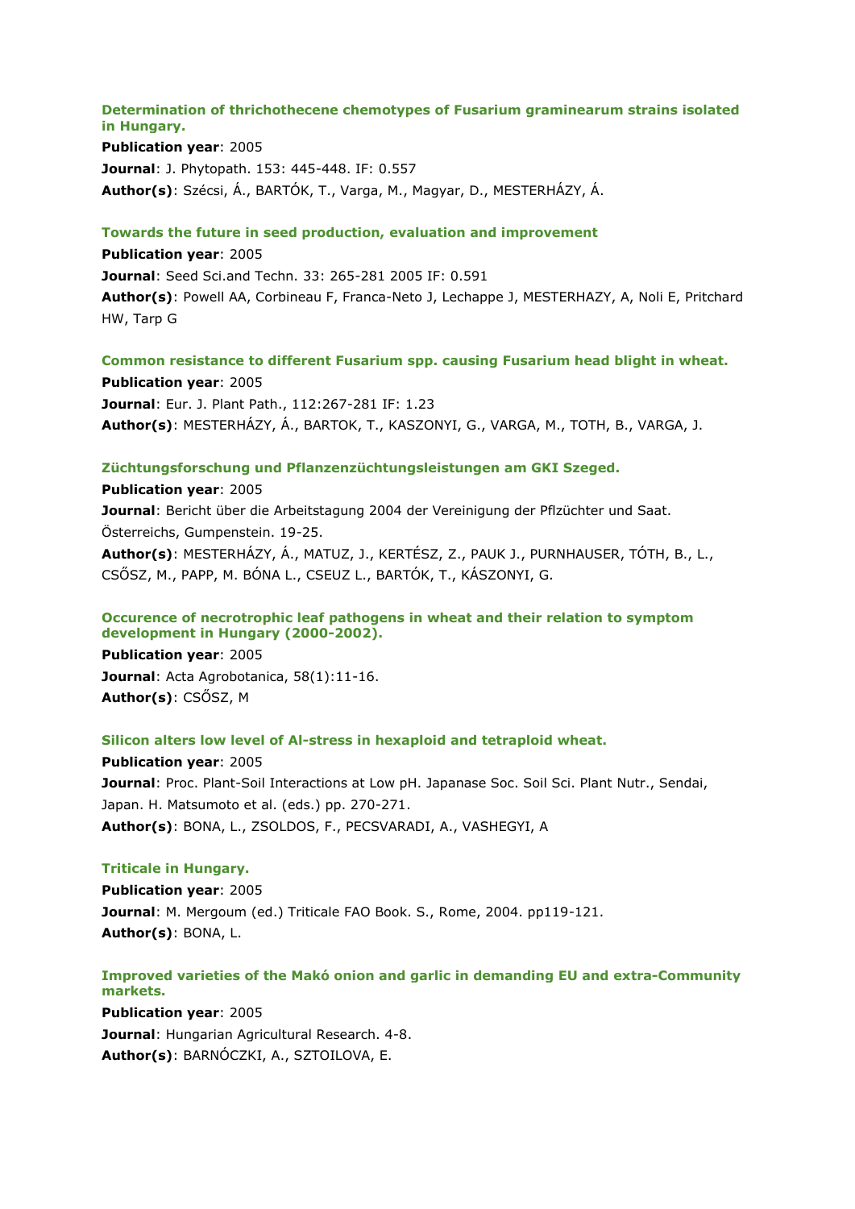### Determination of thrichothecene chemotypes of Fusarium graminearum strains isolated in Hungary.

**Publication year**: 2005
**Journal**: J. Phytopath. 153: 445-448. IF: 0.557
**Author(s)**: Szécsi, Á., BARTÓK, T., Varga, M., Magyar, D., MESTERHÁZY, Á.

### Towards the future in seed production, evaluation and improvement

**Publication year**: 2005
**Journal**: Seed Sci.and Techn. 33: 265-281 2005 IF: 0.591
**Author(s)**: Powell AA, Corbineau F, Franca-Neto J, Lechappe J, MESTERHAZY, A, Noli E, Pritchard HW, Tarp G

### Common resistance to different Fusarium spp. causing Fusarium head blight in wheat.

**Publication year**: 2005
**Journal**: Eur. J. Plant Path., 112:267-281 IF: 1.23
**Author(s)**: MESTERHÁZY, Á., BARTOK, T., KASZONYI, G., VARGA, M., TOTH, B., VARGA, J.

### Züchtungsforschung und Pflanzenzüchtungsleistungen am GKI Szeged.

**Publication year**: 2005
**Journal**: Bericht über die Arbeitstagung 2004 der Vereinigung der Pflzüchter und Saat. Österreichs, Gumpenstein. 19-25.
**Author(s)**: MESTERHÁZY, Á., MATUZ, J., KERTÉSZ, Z., PAUK J., PURNHAUSER, TÓTH, B., L., CSŐSZ, M., PAPP, M. BÓNA L., CSEUZ L., BARTÓK, T., KÁSZONYI, G.

### Occurence of necrotrophic leaf pathogens in wheat and their relation to symptom development in Hungary (2000-2002).

**Publication year**: 2005
**Journal**: Acta Agrobotanica, 58(1):11-16.
**Author(s)**: CSŐSZ, M

### Silicon alters low level of Al-stress in hexaploid and tetraploid wheat.

**Publication year**: 2005
**Journal**: Proc. Plant-Soil Interactions at Low pH. Japanase Soc. Soil Sci. Plant Nutr., Sendai, Japan. H. Matsumoto et al. (eds.) pp. 270-271.
**Author(s)**: BONA, L., ZSOLDOS, F., PECSVARADI, A., VASHEGYI, A

### Triticale in Hungary.

**Publication year**: 2005
**Journal**: M. Mergoum (ed.) Triticale FAO Book. S., Rome, 2004. pp119-121.
**Author(s)**: BONA, L.

### Improved varieties of the Makó onion and garlic in demanding EU and extra-Community markets.

**Publication year**: 2005
**Journal**: Hungarian Agricultural Research. 4-8.
**Author(s)**: BARNÓCZKI, A., SZTOILOVA, E.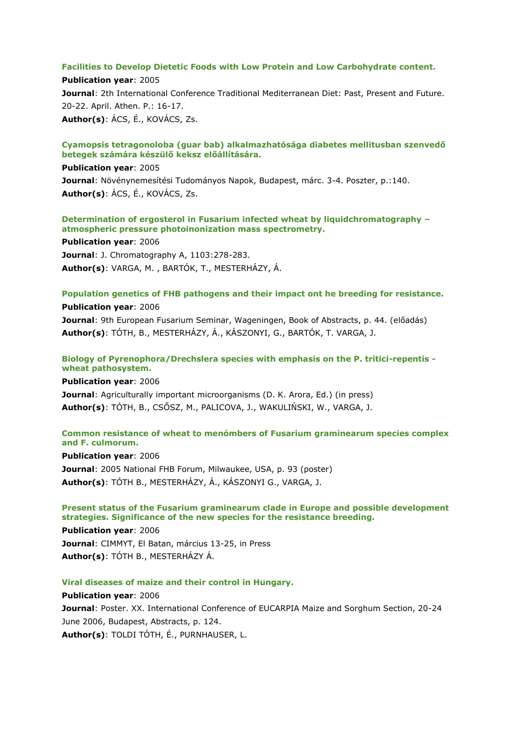**Facilities to Develop Dietetic Foods with Low Protein and Low Carbohydrate content.**

**Publication year**: 2005

**Journal**: 2th International Conference Traditional Mediterranean Diet: Past, Present and Future. 20-22. April. Athen. P.: 16-17.

**Author(s)**: ÁCS, É., KOVÁCS, Zs.

**Cyamopsis tetragonoloba (guar bab) alkalmazhatósága diabetes mellitusban szenvedő betegek számára készülő keksz előállítására.**

**Publication year**: 2005

**Journal**: Növénynemesítési Tudományos Napok, Budapest, márc. 3-4. Poszter, p.:140.

**Author(s)**: ÁCS, É., KOVÁCS, Zs.

**Determination of ergosterol in Fusarium infected wheat by liquidchromatography – atmospheric pressure photoinonization mass spectrometry.**

**Publication year**: 2006

**Journal**: J. Chromatography A, 1103:278-283.

**Author(s)**: VARGA, M. , BARTÓK, T., MESTERHÁZY, Á.

**Population genetics of FHB pathogens and their impact ont he breeding for resistance.**

**Publication year**: 2006

**Journal**: 9th European Fusarium Seminar, Wageningen, Book of Abstracts, p. 44. (előadás)

**Author(s)**: TÓTH, B., MESTERHÁZY, Á., KÁSZONYI, G., BARTÓK, T. VARGA, J.

**Biology of Pyrenophora/Drechslera species with emphasis on the P. tritici-repentis - wheat pathosystem.**

**Publication year**: 2006

**Journal**: Agriculturally important microorganisms (D. K. Arora, Ed.) (in press)

**Author(s)**: TÓTH, B., CSŐSZ, M., PALICOVA, J., WAKULIŃSKI, W., VARGA, J.

**Common resistance of wheat to menómbers of Fusarium graminearum species complex and F. culmorum.**

**Publication year**: 2006

**Journal**: 2005 National FHB Forum, Milwaukee, USA, p. 93 (poster)

**Author(s)**: TÓTH B., MESTERHÁZY, Á., KÁSZONYI G., VARGA, J.

**Present status of the Fusarium graminearum clade in Europe and possible development strategies. Significance of the new species for the resistance breeding.**

**Publication year**: 2006

**Journal**: CIMMYT, El Batan, március 13-25, in Press

**Author(s)**: TÓTH B., MESTERHÁZY Á.

**Viral diseases of maize and their control in Hungary.**

**Publication year**: 2006

**Journal**: Poster. XX. International Conference of EUCARPIA Maize and Sorghum Section, 20-24 June 2006, Budapest, Abstracts, p. 124.

**Author(s)**: TOLDI TÓTH, É., PURNHAUSER, L.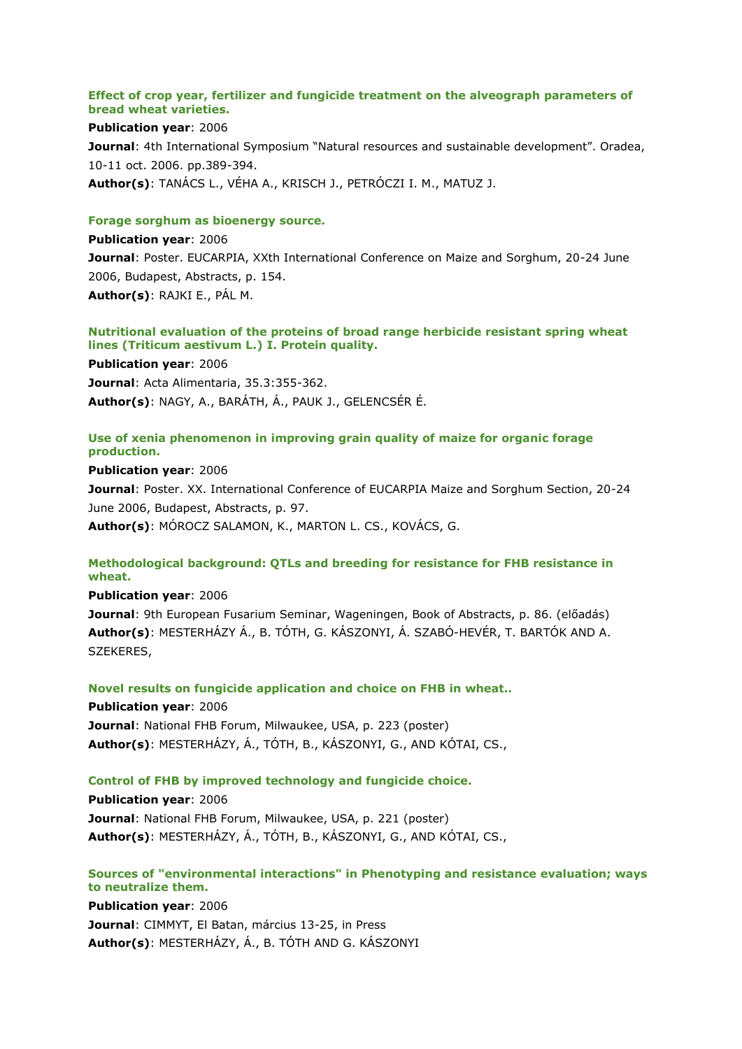**Effect of crop year, fertilizer and fungicide treatment on the alveograph parameters of bread wheat varieties.**

**Publication year**: 2006

**Journal**: 4th International Symposium "Natural resources and sustainable development". Oradea, 10-11 oct. 2006. pp.389-394.

**Author(s)**: TANÁCS L., VÉHA A., KRISCH J., PETRÓCZI I. M., MATUZ J.

**Forage sorghum as bioenergy source.**

**Publication year**: 2006

**Journal**: Poster. EUCARPIA, XXth International Conference on Maize and Sorghum, 20-24 June 2006, Budapest, Abstracts, p. 154.

**Author(s)**: RAJKI E., PÁL M.

**Nutritional evaluation of the proteins of broad range herbicide resistant spring wheat lines (Triticum aestivum L.) I. Protein quality.**

**Publication year**: 2006

**Journal**: Acta Alimentaria, 35.3:355-362.

**Author(s)**: NAGY, A., BARÁTH, Á., PAUK J., GELENCSÉR É.

**Use of xenia phenomenon in improving grain quality of maize for organic forage production.**

**Publication year**: 2006

**Journal**: Poster. XX. International Conference of EUCARPIA Maize and Sorghum Section, 20-24 June 2006, Budapest, Abstracts, p. 97.

**Author(s)**: MÓROCZ SALAMON, K., MARTON L. CS., KOVÁCS, G.

**Methodological background: QTLs and breeding for resistance for FHB resistance in wheat.**

**Publication year**: 2006

**Journal**: 9th European Fusarium Seminar, Wageningen, Book of Abstracts, p. 86. (előadás)

**Author(s)**: MESTERHÁZY Á., B. TÓTH, G. KÁSZONYI, Á. SZABÓ-HEVÉR, T. BARTÓK AND A. SZEKERES,

**Novel results on fungicide application and choice on FHB in wheat..**

**Publication year**: 2006

**Journal**: National FHB Forum, Milwaukee, USA, p. 223 (poster)

**Author(s)**: MESTERHÁZY, Á., TÓTH, B., KÁSZONYI, G., AND KÓTAI, CS.,

**Control of FHB by improved technology and fungicide choice.**

**Publication year**: 2006

**Journal**: National FHB Forum, Milwaukee, USA, p. 221 (poster)

**Author(s)**: MESTERHÁZY, Á., TÓTH, B., KÁSZONYI, G., AND KÓTAI, CS.,

**Sources of "environmental interactions" in Phenotyping and resistance evaluation; ways to neutralize them.**

**Publication year**: 2006

**Journal**: CIMMYT, El Batan, március 13-25, in Press

**Author(s)**: MESTERHÁZY, Á., B. TÓTH AND G. KÁSZONYI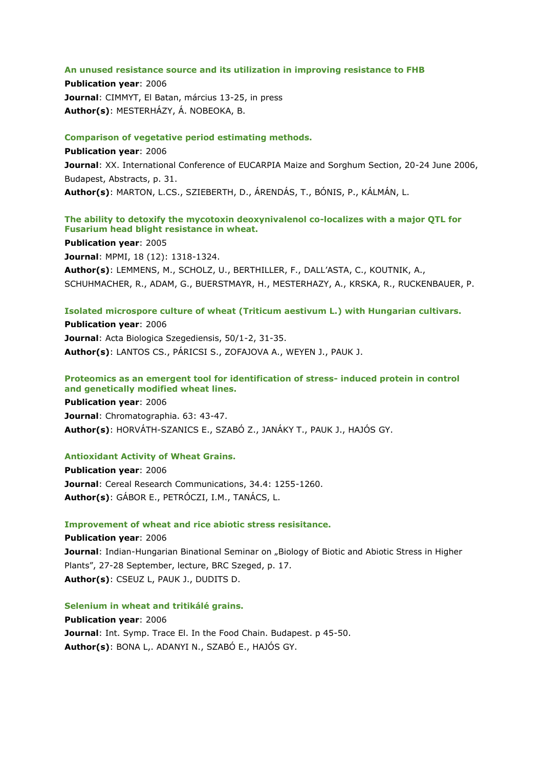**An unused resistance source and its utilization in improving resistance to FHB**

**Publication year**: 2006

**Journal**: CIMMYT, El Batan, március 13-25, in press

**Author(s)**: MESTERHÁZY, Á. NOBEOKA, B.

**Comparison of vegetative period estimating methods.**

**Publication year**: 2006

**Journal**: XX. International Conference of EUCARPIA Maize and Sorghum Section, 20-24 June 2006, Budapest, Abstracts, p. 31.

**Author(s)**: MARTON, L.CS., SZIEBERTH, D., ÁRENDÁS, T., BÓNIS, P., KÁLMÁN, L.

**The ability to detoxify the mycotoxin deoxynivalenol co-localizes with a major QTL for Fusarium head blight resistance in wheat.**

**Publication year**: 2005

**Journal**: MPMI, 18 (12): 1318-1324.

**Author(s)**: LEMMENS, M., SCHOLZ, U., BERTHILLER, F., DALL'ASTA, C., KOUTNIK, A., SCHUHMACHER, R., ADAM, G., BUERSTMAYR, H., MESTERHAZY, A., KRSKA, R., RUCKENBAUER, P.

**Isolated microspore culture of wheat (Triticum aestivum L.) with Hungarian cultivars.**

**Publication year**: 2006

**Journal**: Acta Biologica Szegediensis, 50/1-2, 31-35.

**Author(s)**: LANTOS CS., PÁRICSI S., ZOFAJOVA A., WEYEN J., PAUK J.

**Proteomics as an emergent tool for identification of stress- induced protein in control and genetically modified wheat lines.**

**Publication year**: 2006

**Journal**: Chromatographia. 63: 43-47.

**Author(s)**: HORVÁTH-SZANICS E., SZABÓ Z., JANÁKY T., PAUK J., HAJÓS GY.

**Antioxidant Activity of Wheat Grains.**

**Publication year**: 2006

**Journal**: Cereal Research Communications, 34.4: 1255-1260.

**Author(s)**: GÁBOR E., PETRÓCZI, I.M., TANÁCS, L.

**Improvement of wheat and rice abiotic stress resisitance.**

**Publication year**: 2006

**Journal**: Indian-Hungarian Binational Seminar on „Biology of Biotic and Abiotic Stress in Higher Plants", 27-28 September, lecture, BRC Szeged, p. 17.

**Author(s)**: CSEUZ L, PAUK J., DUDITS D.

**Selenium in wheat and tritikálé grains.**

**Publication year**: 2006

**Journal**: Int. Symp. Trace El. In the Food Chain. Budapest. p 45-50.

**Author(s)**: BONA L,. ADANYI N., SZABÓ E., HAJÓS GY.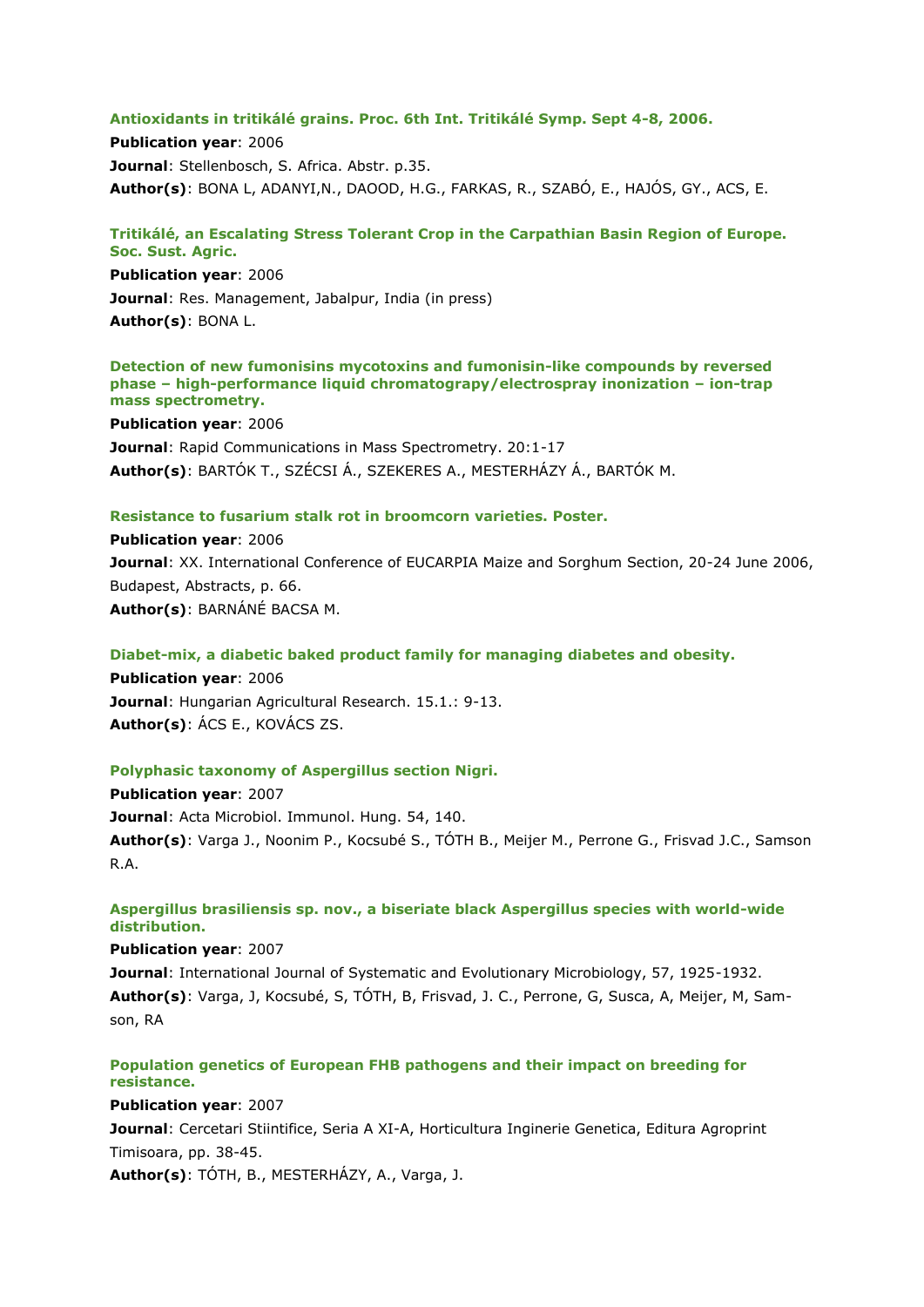**Antioxidants in tritikálé grains. Proc. 6th Int. Tritikálé Symp. Sept 4-8, 2006.**

**Publication year**: 2006

**Journal**: Stellenbosch, S. Africa. Abstr. p.35.

**Author(s)**: BONA L, ADANYI,N., DAOOD, H.G., FARKAS, R., SZABÓ, E., HAJÓS, GY., ACS, E.

**Tritikálé, an Escalating Stress Tolerant Crop in the Carpathian Basin Region of Europe. Soc. Sust. Agric.**

**Publication year**: 2006

**Journal**: Res. Management, Jabalpur, India (in press)

**Author(s)**: BONA L.

**Detection of new fumonisins mycotoxins and fumonisin-like compounds by reversed phase – high-performance liquid chromatograpy/electrospray inonization – ion-trap mass spectrometry.**

**Publication year**: 2006

**Journal**: Rapid Communications in Mass Spectrometry. 20:1-17

**Author(s)**: BARTÓK T., SZÉCSI Á., SZEKERES A., MESTERHÁZY Á., BARTÓK M.

**Resistance to fusarium stalk rot in broomcorn varieties. Poster.**

**Publication year**: 2006

**Journal**: XX. International Conference of EUCARPIA Maize and Sorghum Section, 20-24 June 2006, Budapest, Abstracts, p. 66.

**Author(s)**: BARNÁNÉ BACSA M.

**Diabet-mix, a diabetic baked product family for managing diabetes and obesity.**

**Publication year**: 2006

**Journal**: Hungarian Agricultural Research. 15.1.: 9-13.

**Author(s)**: ÁCS E., KOVÁCS ZS.

**Polyphasic taxonomy of Aspergillus section Nigri.**

**Publication year**: 2007

**Journal**: Acta Microbiol. Immunol. Hung. 54, 140.

**Author(s)**: Varga J., Noonim P., Kocsubé S., TÓTH B., Meijer M., Perrone G., Frisvad J.C., Samson R.A.

**Aspergillus brasiliensis sp. nov., a biseriate black Aspergillus species with world-wide distribution.**

**Publication year**: 2007

**Journal**: International Journal of Systematic and Evolutionary Microbiology, 57, 1925-1932.

**Author(s)**: Varga, J, Kocsubé, S, TÓTH, B, Frisvad, J. C., Perrone, G, Susca, A, Meijer, M, Samson, RA

**Population genetics of European FHB pathogens and their impact on breeding for resistance.**

**Publication year**: 2007

**Journal**: Cercetari Stiintifice, Seria A XI-A, Horticultura Inginerie Genetica, Editura Agroprint Timisoara, pp. 38-45.

**Author(s)**: TÓTH, B., MESTERHÁZY, A., Varga, J.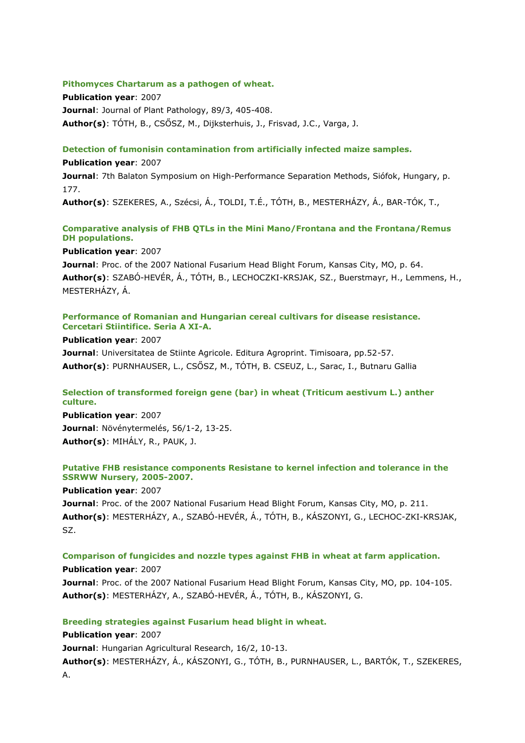### Pithomyces Chartarum as a pathogen of wheat.

**Publication year**: 2007

**Journal**: Journal of Plant Pathology, 89/3, 405-408.

**Author(s)**: TÓTH, B., CSŐSZ, M., Dijksterhuis, J., Frisvad, J.C., Varga, J.

### Detection of fumonisin contamination from artificially infected maize samples.

**Publication year**: 2007

**Journal**: 7th Balaton Symposium on High-Performance Separation Methods, Siófok, Hungary, p. 177.

**Author(s)**: SZEKERES, A., Szécsi, Á., TOLDI, T.É., TÓTH, B., MESTERHÁZY, Á., BAR-TÓK, T.,

### Comparative analysis of FHB QTLs in the Mini Mano/Frontana and the Frontana/Remus DH populations.

**Publication year**: 2007

**Journal**: Proc. of the 2007 National Fusarium Head Blight Forum, Kansas City, MO, p. 64.

**Author(s)**: SZABÓ-HEVÉR, Á., TÓTH, B., LECHOCZKI-KRSJAK, SZ., Buerstmayr, H., Lemmens, H., MESTERHÁZY, Á.

### Performance of Romanian and Hungarian cereal cultivars for disease resistance. Cercetari Stiintifice. Seria A XI-A.

**Publication year**: 2007

**Journal**: Universitatea de Stiinte Agricole. Editura Agroprint. Timisoara, pp.52-57.

**Author(s)**: PURNHAUSER, L., CSŐSZ, M., TÓTH, B. CSEUZ, L., Sarac, I., Butnaru Gallia

### Selection of transformed foreign gene (bar) in wheat (Triticum aestivum L.) anther culture.

**Publication year**: 2007

**Journal**: Növénytermelés, 56/1-2, 13-25.

**Author(s)**: MIHÁLY, R., PAUK, J.

### Putative FHB resistance components Resistane to kernel infection and tolerance in the SSRWW Nursery, 2005-2007.

**Publication year**: 2007

**Journal**: Proc. of the 2007 National Fusarium Head Blight Forum, Kansas City, MO, p. 211.

**Author(s)**: MESTERHÁZY, A., SZABÓ-HEVÉR, Á., TÓTH, B., KÁSZONYI, G., LECHOC-ZKI-KRSJAK, SZ.

### Comparison of fungicides and nozzle types against FHB in wheat at farm application.

**Publication year**: 2007

**Journal**: Proc. of the 2007 National Fusarium Head Blight Forum, Kansas City, MO, pp. 104-105.

**Author(s)**: MESTERHÁZY, A., SZABÓ-HEVÉR, Á., TÓTH, B., KÁSZONYI, G.

### Breeding strategies against Fusarium head blight in wheat.

**Publication year**: 2007

**Journal**: Hungarian Agricultural Research, 16/2, 10-13.

**Author(s)**: MESTERHÁZY, Á., KÁSZONYI, G., TÓTH, B., PURNHAUSER, L., BARTÓK, T., SZEKERES, A.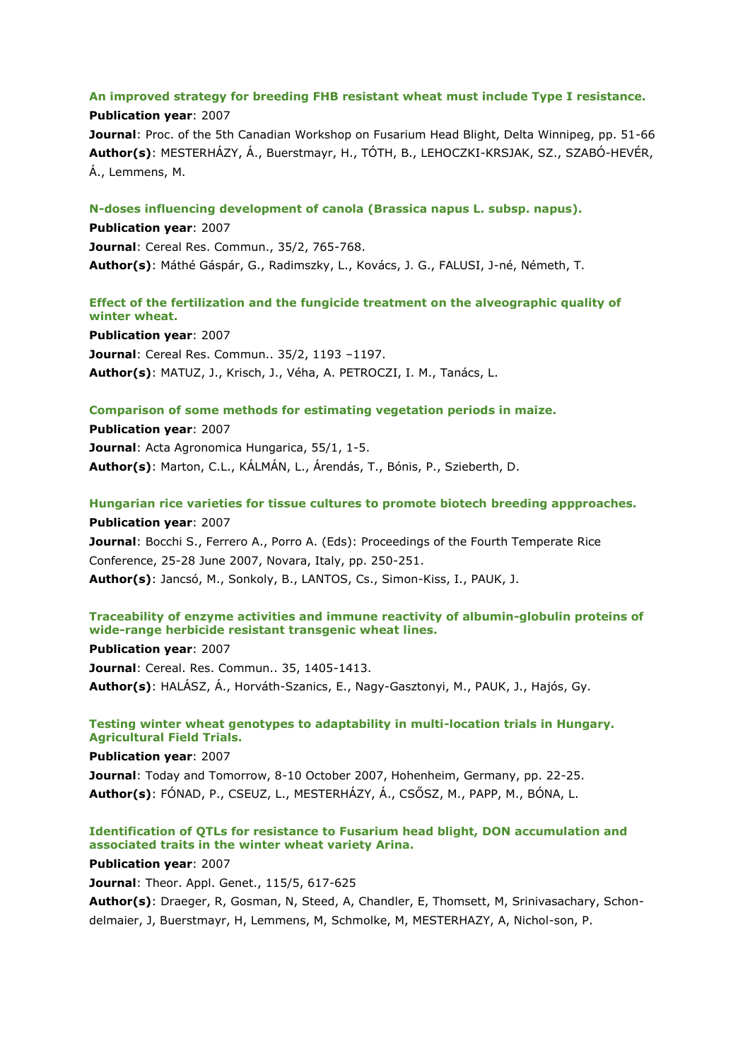**An improved strategy for breeding FHB resistant wheat must include Type I resistance.**

**Publication year**: 2007

**Journal**: Proc. of the 5th Canadian Workshop on Fusarium Head Blight, Delta Winnipeg, pp. 51-66

**Author(s)**: MESTERHÁZY, Á., Buerstmayr, H., TÓTH, B., LEHOCZKI-KRSJAK, SZ., SZABÓ-HEVÉR, Á., Lemmens, M.

**N-doses influencing development of canola (Brassica napus L. subsp. napus).**

**Publication year**: 2007

**Journal**: Cereal Res. Commun., 35/2, 765-768.

**Author(s)**: Máthé Gáspár, G., Radimszky, L., Kovács, J. G., FALUSI, J-né, Németh, T.

**Effect of the fertilization and the fungicide treatment on the alveographic quality of winter wheat.**

**Publication year**: 2007

**Journal**: Cereal Res. Commun.. 35/2, 1193 –1197.

**Author(s)**: MATUZ, J., Krisch, J., Véha, A. PETROCZI, I. M., Tanács, L.

**Comparison of some methods for estimating vegetation periods in maize.**

**Publication year**: 2007

**Journal**: Acta Agronomica Hungarica, 55/1, 1-5.

**Author(s)**: Marton, C.L., KÁLMÁN, L., Árendás, T., Bónis, P., Szieberth, D.

**Hungarian rice varieties for tissue cultures to promote biotech breeding appproaches.**

**Publication year**: 2007

**Journal**: Bocchi S., Ferrero A., Porro A. (Eds): Proceedings of the Fourth Temperate Rice Conference, 25-28 June 2007, Novara, Italy, pp. 250-251.

**Author(s)**: Jancsó, M., Sonkoly, B., LANTOS, Cs., Simon-Kiss, I., PAUK, J.

**Traceability of enzyme activities and immune reactivity of albumin-globulin proteins of wide-range herbicide resistant transgenic wheat lines.**

**Publication year**: 2007

**Journal**: Cereal. Res. Commun.. 35, 1405-1413.

**Author(s)**: HALÁSZ, Á., Horváth-Szanics, E., Nagy-Gasztonyi, M., PAUK, J., Hajós, Gy.

**Testing winter wheat genotypes to adaptability in multi-location trials in Hungary. Agricultural Field Trials.**

**Publication year**: 2007

**Journal**: Today and Tomorrow, 8-10 October 2007, Hohenheim, Germany, pp. 22-25.

**Author(s)**: FÓNAD, P., CSEUZ, L., MESTERHÁZY, Á., CSŐSZ, M., PAPP, M., BÓNA, L.

**Identification of QTLs for resistance to Fusarium head blight, DON accumulation and associated traits in the winter wheat variety Arina.**

**Publication year**: 2007

**Journal**: Theor. Appl. Genet., 115/5, 617-625

**Author(s)**: Draeger, R, Gosman, N, Steed, A, Chandler, E, Thomsett, M, Srinivasachary, Schon-delmaier, J, Buerstmayr, H, Lemmens, M, Schmolke, M, MESTERHAZY, A, Nichol-son, P.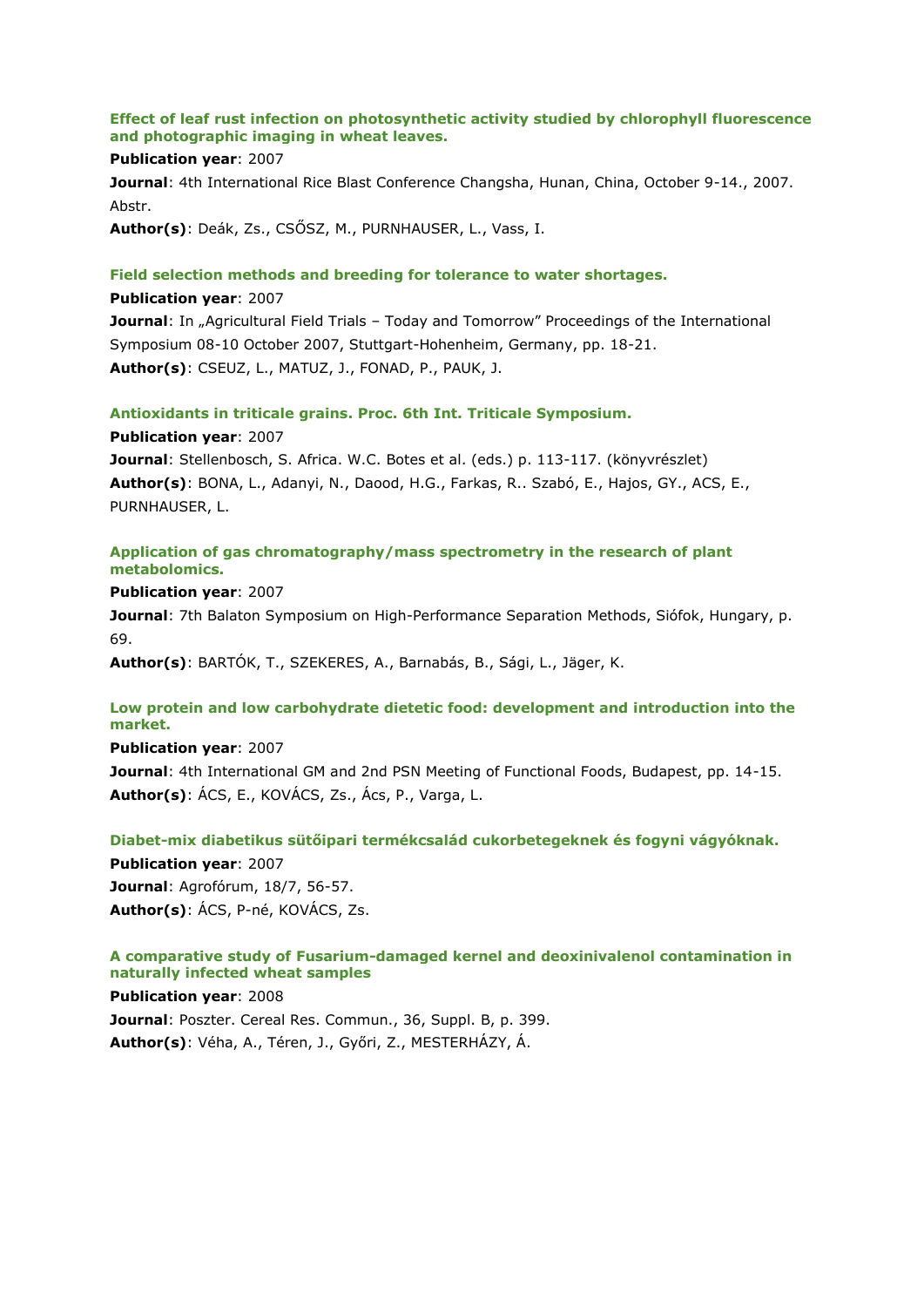**Effect of leaf rust infection on photosynthetic activity studied by chlorophyll fluorescence and photographic imaging in wheat leaves.**

**Publication year**: 2007

**Journal**: 4th International Rice Blast Conference Changsha, Hunan, China, October 9-14., 2007. Abstr.

**Author(s)**: Deák, Zs., CSŐSZ, M., PURNHAUSER, L., Vass, I.

**Field selection methods and breeding for tolerance to water shortages.**

**Publication year**: 2007

**Journal**: In „Agricultural Field Trials – Today and Tomorrow" Proceedings of the International Symposium 08-10 October 2007, Stuttgart-Hohenheim, Germany, pp. 18-21.

**Author(s)**: CSEUZ, L., MATUZ, J., FONAD, P., PAUK, J.

**Antioxidants in triticale grains. Proc. 6th Int. Triticale Symposium.**

**Publication year**: 2007

**Journal**: Stellenbosch, S. Africa. W.C. Botes et al. (eds.) p. 113-117. (könyvrészlet)

**Author(s)**: BONA, L., Adanyi, N., Daood, H.G., Farkas, R.. Szabó, E., Hajos, GY., ACS, E., PURNHAUSER, L.

**Application of gas chromatography/mass spectrometry in the research of plant metabolomics.**

**Publication year**: 2007

**Journal**: 7th Balaton Symposium on High-Performance Separation Methods, Siófok, Hungary, p. 69.

**Author(s)**: BARTÓK, T., SZEKERES, A., Barnabás, B., Sági, L., Jäger, K.

**Low protein and low carbohydrate dietetic food: development and introduction into the market.**

**Publication year**: 2007

**Journal**: 4th International GM and 2nd PSN Meeting of Functional Foods, Budapest, pp. 14-15.

**Author(s)**: ÁCS, E., KOVÁCS, Zs., Ács, P., Varga, L.

**Diabet-mix diabetikus sütőipari termékcsalád cukorbetegeknek és fogyni vágyóknak.**

**Publication year**: 2007

**Journal**: Agrofórum, 18/7, 56-57.

**Author(s)**: ÁCS, P-né, KOVÁCS, Zs.

**A comparative study of Fusarium-damaged kernel and deoxinivalenol contamination in naturally infected wheat samples**

**Publication year**: 2008

**Journal**: Poszter. Cereal Res. Commun., 36, Suppl. B, p. 399.

**Author(s)**: Véha, A., Téren, J., Győri, Z., MESTERHÁZY, Á.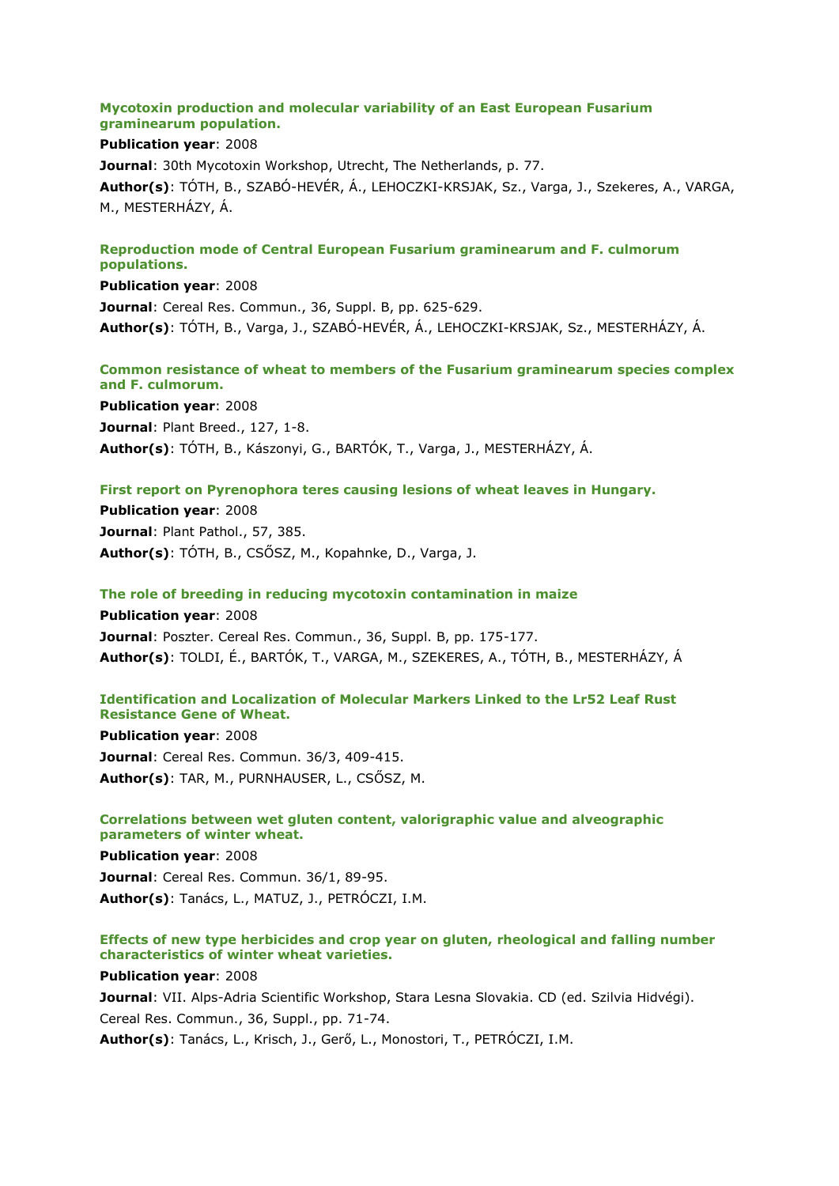**Mycotoxin production and molecular variability of an East European Fusarium graminearum population.**

**Publication year**: 2008

**Journal**: 30th Mycotoxin Workshop, Utrecht, The Netherlands, p. 77.

**Author(s)**: TÓTH, B., SZABÓ-HEVÉR, Á., LEHOCZKI-KRSJAK, Sz., Varga, J., Szekeres, A., VARGA, M., MESTERHÁZY, Á.

**Reproduction mode of Central European Fusarium graminearum and F. culmorum populations.**

**Publication year**: 2008

**Journal**: Cereal Res. Commun., 36, Suppl. B, pp. 625-629.

**Author(s)**: TÓTH, B., Varga, J., SZABÓ-HEVÉR, Á., LEHOCZKI-KRSJAK, Sz., MESTERHÁZY, Á.

**Common resistance of wheat to members of the Fusarium graminearum species complex and F. culmorum.**

**Publication year**: 2008

**Journal**: Plant Breed., 127, 1-8.

**Author(s)**: TÓTH, B., Kászonyi, G., BARTÓK, T., Varga, J., MESTERHÁZY, Á.

**First report on Pyrenophora teres causing lesions of wheat leaves in Hungary.**

**Publication year**: 2008

**Journal**: Plant Pathol., 57, 385.

**Author(s)**: TÓTH, B., CSŐSZ, M., Kopahnke, D., Varga, J.

**The role of breeding in reducing mycotoxin contamination in maize**

**Publication year**: 2008

**Journal**: Poszter. Cereal Res. Commun., 36, Suppl. B, pp. 175-177.

**Author(s)**: TOLDI, É., BARTÓK, T., VARGA, M., SZEKERES, A., TÓTH, B., MESTERHÁZY, Á

**Identification and Localization of Molecular Markers Linked to the Lr52 Leaf Rust Resistance Gene of Wheat.**

**Publication year**: 2008

**Journal**: Cereal Res. Commun. 36/3, 409-415.

**Author(s)**: TAR, M., PURNHAUSER, L., CSŐSZ, M.

**Correlations between wet gluten content, valorigraphic value and alveographic parameters of winter wheat.**

**Publication year**: 2008

**Journal**: Cereal Res. Commun. 36/1, 89-95.

**Author(s)**: Tanács, L., MATUZ, J., PETRÓCZI, I.M.

**Effects of new type herbicides and crop year on gluten, rheological and falling number characteristics of winter wheat varieties.**

**Publication year**: 2008

**Journal**: VII. Alps-Adria Scientific Workshop, Stara Lesna Slovakia. CD (ed. Szilvia Hidvégi). Cereal Res. Commun., 36, Suppl., pp. 71-74.

**Author(s)**: Tanács, L., Krisch, J., Gerő, L., Monostori, T., PETRÓCZI, I.M.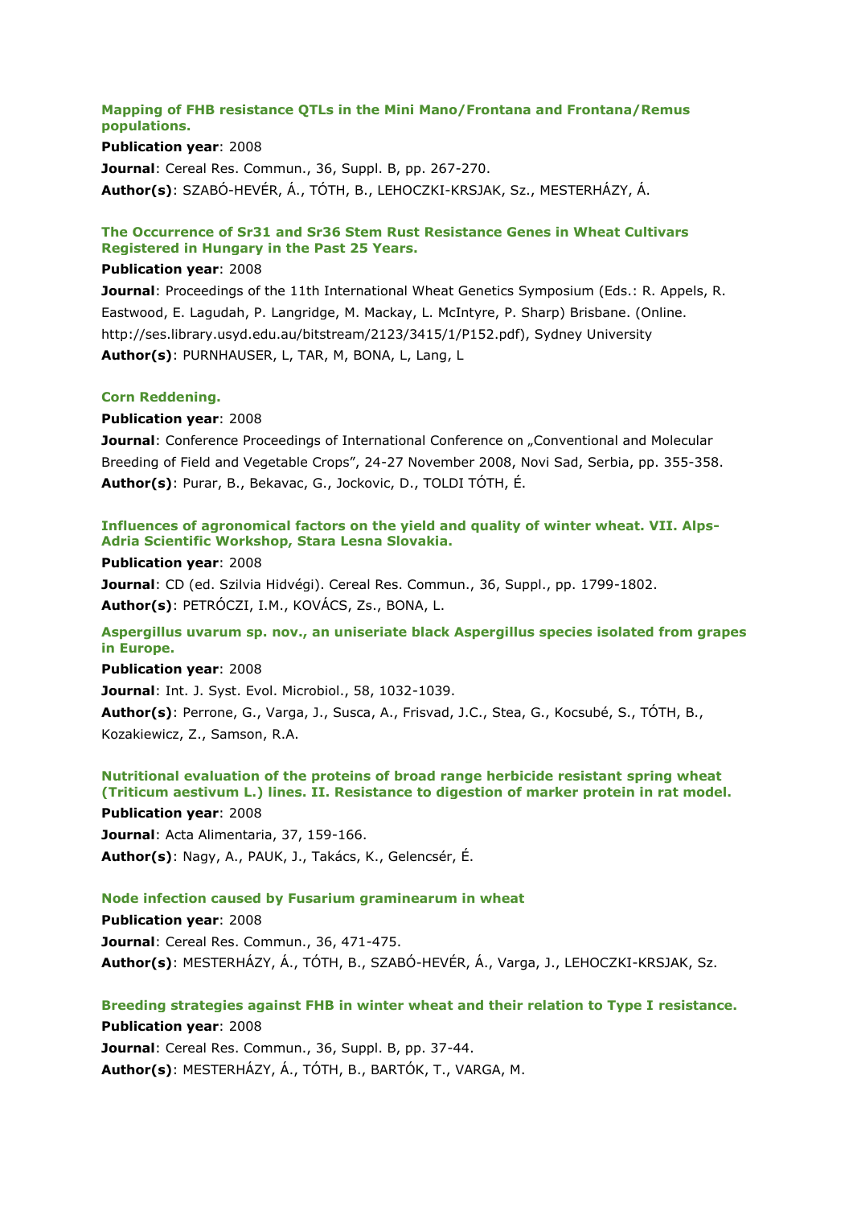**Mapping of FHB resistance QTLs in the Mini Mano/Frontana and Frontana/Remus populations.**

**Publication year**: 2008

**Journal**: Cereal Res. Commun., 36, Suppl. B, pp. 267-270.

**Author(s)**: SZABÓ-HEVÉR, Á., TÓTH, B., LEHOCZKI-KRSJAK, Sz., MESTERHÁZY, Á.

**The Occurrence of Sr31 and Sr36 Stem Rust Resistance Genes in Wheat Cultivars Registered in Hungary in the Past 25 Years.**

**Publication year**: 2008

**Journal**: Proceedings of the 11th International Wheat Genetics Symposium (Eds.: R. Appels, R. Eastwood, E. Lagudah, P. Langridge, M. Mackay, L. McIntyre, P. Sharp) Brisbane. (Online. http://ses.library.usyd.edu.au/bitstream/2123/3415/1/P152.pdf), Sydney University

**Author(s)**: PURNHAUSER, L, TAR, M, BONA, L, Lang, L

**Corn Reddening.**

**Publication year**: 2008

**Journal**: Conference Proceedings of International Conference on „Conventional and Molecular Breeding of Field and Vegetable Crops", 24-27 November 2008, Novi Sad, Serbia, pp. 355-358.

**Author(s)**: Purar, B., Bekavac, G., Jockovic, D., TOLDI TÓTH, É.

**Influences of agronomical factors on the yield and quality of winter wheat. VII. Alps-Adria Scientific Workshop, Stara Lesna Slovakia.**

**Publication year**: 2008

**Journal**: CD (ed. Szilvia Hidvégi). Cereal Res. Commun., 36, Suppl., pp. 1799-1802.

**Author(s)**: PETRÓCZI, I.M., KOVÁCS, Zs., BONA, L.

**Aspergillus uvarum sp. nov., an uniseriate black Aspergillus species isolated from grapes in Europe.**

**Publication year**: 2008

**Journal**: Int. J. Syst. Evol. Microbiol., 58, 1032-1039.

**Author(s)**: Perrone, G., Varga, J., Susca, A., Frisvad, J.C., Stea, G., Kocsubé, S., TÓTH, B., Kozakiewicz, Z., Samson, R.A.

**Nutritional evaluation of the proteins of broad range herbicide resistant spring wheat (Triticum aestivum L.) lines. II. Resistance to digestion of marker protein in rat model.**

**Publication year**: 2008

**Journal**: Acta Alimentaria, 37, 159-166.

**Author(s)**: Nagy, A., PAUK, J., Takács, K., Gelencsér, É.

**Node infection caused by Fusarium graminearum in wheat**

**Publication year**: 2008

**Journal**: Cereal Res. Commun., 36, 471-475.

**Author(s)**: MESTERHÁZY, Á., TÓTH, B., SZABÓ-HEVÉR, Á., Varga, J., LEHOCZKI-KRSJAK, Sz.

**Breeding strategies against FHB in winter wheat and their relation to Type I resistance.**

**Publication year**: 2008

**Journal**: Cereal Res. Commun., 36, Suppl. B, pp. 37-44.

**Author(s)**: MESTERHÁZY, Á., TÓTH, B., BARTÓK, T., VARGA, M.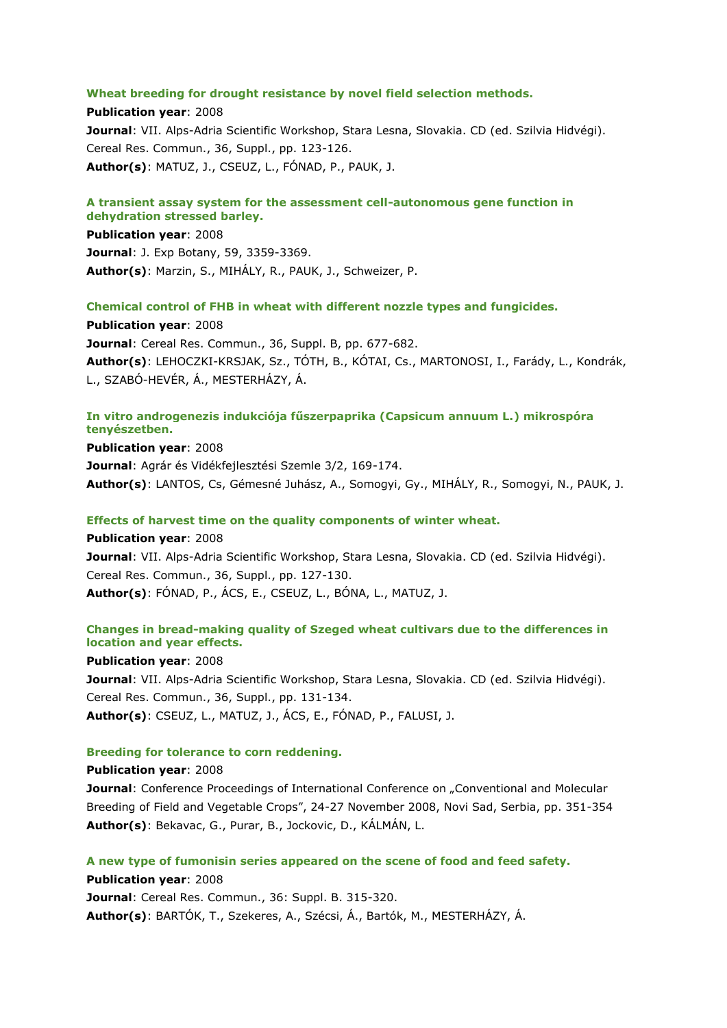### Wheat breeding for drought resistance by novel field selection methods.

**Publication year**: 2008

**Journal**: VII. Alps-Adria Scientific Workshop, Stara Lesna, Slovakia. CD (ed. Szilvia Hidvégi). Cereal Res. Commun., 36, Suppl., pp. 123-126.

**Author(s)**: MATUZ, J., CSEUZ, L., FÓNAD, P., PAUK, J.

### A transient assay system for the assessment cell-autonomous gene function in dehydration stressed barley.

**Publication year**: 2008

**Journal**: J. Exp Botany, 59, 3359-3369.

**Author(s)**: Marzin, S., MIHÁLY, R., PAUK, J., Schweizer, P.

### Chemical control of FHB in wheat with different nozzle types and fungicides.

**Publication year**: 2008

**Journal**: Cereal Res. Commun., 36, Suppl. B, pp. 677-682.

**Author(s)**: LEHOCZKI-KRSJAK, Sz., TÓTH, B., KÓTAI, Cs., MARTONOSI, I., Farády, L., Kondrák, L., SZABÓ-HEVÉR, Á., MESTERHÁZY, Á.

### In vitro androgenezis indukciója fűszerpaprika (Capsicum annuum L.) mikrospóra tenyészetben.

**Publication year**: 2008

**Journal**: Agrár és Vidékfejlesztési Szemle 3/2, 169-174.

**Author(s)**: LANTOS, Cs, Gémesné Juhász, A., Somogyi, Gy., MIHÁLY, R., Somogyi, N., PAUK, J.

### Effects of harvest time on the quality components of winter wheat.

**Publication year**: 2008

**Journal**: VII. Alps-Adria Scientific Workshop, Stara Lesna, Slovakia. CD (ed. Szilvia Hidvégi). Cereal Res. Commun., 36, Suppl., pp. 127-130.

**Author(s)**: FÓNAD, P., ÁCS, E., CSEUZ, L., BÓNA, L., MATUZ, J.

### Changes in bread-making quality of Szeged wheat cultivars due to the differences in location and year effects.

**Publication year**: 2008

**Journal**: VII. Alps-Adria Scientific Workshop, Stara Lesna, Slovakia. CD (ed. Szilvia Hidvégi). Cereal Res. Commun., 36, Suppl., pp. 131-134.

**Author(s)**: CSEUZ, L., MATUZ, J., ÁCS, E., FÓNAD, P., FALUSI, J.

### Breeding for tolerance to corn reddening.

**Publication year**: 2008

**Journal**: Conference Proceedings of International Conference on „Conventional and Molecular Breeding of Field and Vegetable Crops", 24-27 November 2008, Novi Sad, Serbia, pp. 351-354

**Author(s)**: Bekavac, G., Purar, B., Jockovic, D., KÁLMÁN, L.

### A new type of fumonisin series appeared on the scene of food and feed safety.

**Publication year**: 2008

**Journal**: Cereal Res. Commun., 36: Suppl. B. 315-320.

**Author(s)**: BARTÓK, T., Szekeres, A., Szécsi, Á., Bartók, M., MESTERHÁZY, Á.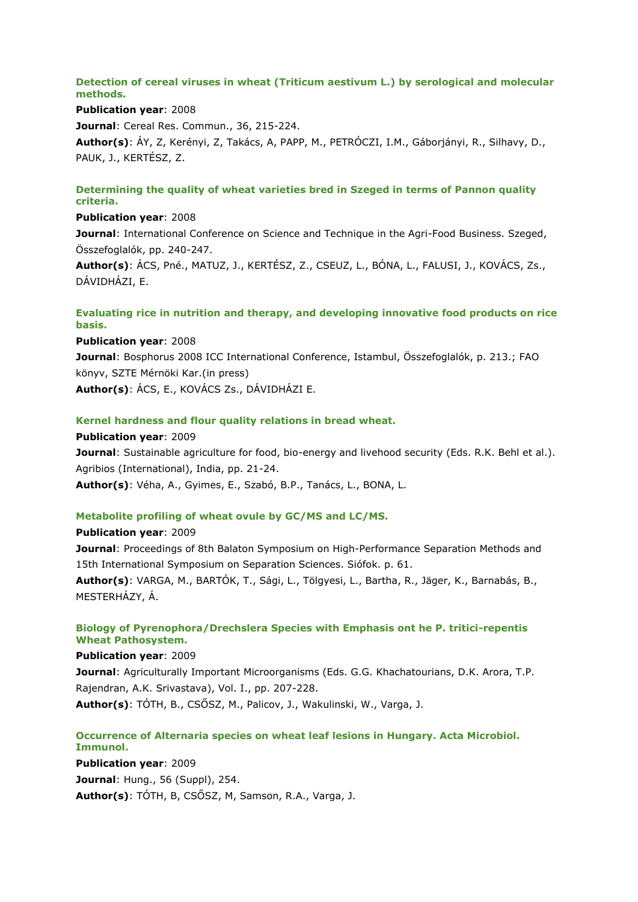**Detection of cereal viruses in wheat (Triticum aestivum L.) by serological and molecular methods.**

**Publication year**: 2008

**Journal**: Cereal Res. Commun., 36, 215-224.

**Author(s)**: ÁY, Z, Kerényi, Z, Takács, A, PAPP, M., PETRÓCZI, I.M., Gáborjányi, R., Silhavy, D., PAUK, J., KERTÉSZ, Z.

**Determining the quality of wheat varieties bred in Szeged in terms of Pannon quality criteria.**

**Publication year**: 2008

**Journal**: International Conference on Science and Technique in the Agri-Food Business. Szeged, Összefoglalók, pp. 240-247.

**Author(s)**: ÁCS, Pné., MATUZ, J., KERTÉSZ, Z., CSEUZ, L., BÓNA, L., FALUSI, J., KOVÁCS, Zs., DÁVIDHÁZI, E.

**Evaluating rice in nutrition and therapy, and developing innovative food products on rice basis.**

**Publication year**: 2008

**Journal**: Bosphorus 2008 ICC International Conference, Istambul, Összefoglalók, p. 213.; FAO könyv, SZTE Mérnöki Kar.(in press)

**Author(s)**: ÁCS, E., KOVÁCS Zs., DÁVIDHÁZI E.

**Kernel hardness and flour quality relations in bread wheat.**

**Publication year**: 2009

**Journal**: Sustainable agriculture for food, bio-energy and livehood security (Eds. R.K. Behl et al.). Agribios (International), India, pp. 21-24.

**Author(s)**: Véha, A., Gyimes, E., Szabó, B.P., Tanács, L., BONA, L.

**Metabolite profiling of wheat ovule by GC/MS and LC/MS.**

**Publication year**: 2009

**Journal**: Proceedings of 8th Balaton Symposium on High-Performance Separation Methods and 15th International Symposium on Separation Sciences. Siófok. p. 61.

**Author(s)**: VARGA, M., BARTÓK, T., Sági, L., Tölgyesi, L., Bartha, R., Jäger, K., Barnabás, B., MESTERHÁZY, Á.

**Biology of Pyrenophora/Drechslera Species with Emphasis ont he P. tritici-repentis Wheat Pathosystem.**

**Publication year**: 2009

**Journal**: Agriculturally Important Microorganisms (Eds. G.G. Khachatourians, D.K. Arora, T.P. Rajendran, A.K. Srivastava), Vol. I., pp. 207-228.

**Author(s)**: TÓTH, B., CSŐSZ, M., Palicov, J., Wakulinski, W., Varga, J.

**Occurrence of Alternaria species on wheat leaf lesions in Hungary. Acta Microbiol. Immunol.**

**Publication year**: 2009

**Journal**: Hung., 56 (Suppl), 254.

**Author(s)**: TÓTH, B, CSŐSZ, M, Samson, R.A., Varga, J.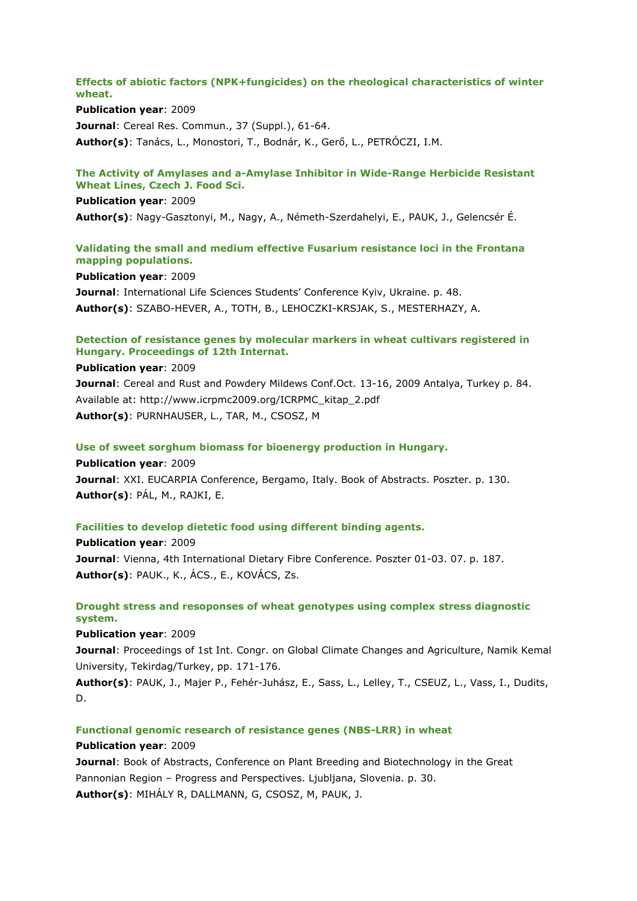### Effects of abiotic factors (NPK+fungicides) on the rheological characteristics of winter wheat.

**Publication year**: 2009

**Journal**: Cereal Res. Commun., 37 (Suppl.), 61-64.

**Author(s)**: Tanács, L., Monostori, T., Bodnár, K., Gerő, L., PETRÓCZI, I.M.

### The Activity of Amylases and a-Amylase Inhibitor in Wide-Range Herbicide Resistant Wheat Lines, Czech J. Food Sci.

**Publication year**: 2009

**Author(s)**: Nagy-Gasztonyi, M., Nagy, A., Németh-Szerdahelyi, E., PAUK, J., Gelencsér É.

### Validating the small and medium effective Fusarium resistance loci in the Frontana mapping populations.

**Publication year**: 2009

**Journal**: International Life Sciences Students' Conference Kyiv, Ukraine. p. 48.

**Author(s)**: SZABO-HEVER, A., TOTH, B., LEHOCZKI-KRSJAK, S., MESTERHAZY, A.

### Detection of resistance genes by molecular markers in wheat cultivars registered in Hungary. Proceedings of 12th Internat.

**Publication year**: 2009

**Journal**: Cereal and Rust and Powdery Mildews Conf.Oct. 13-16, 2009 Antalya, Turkey p. 84. Available at: http://www.icrpmc2009.org/ICRPMC_kitap_2.pdf

**Author(s)**: PURNHAUSER, L., TAR, M., CSOSZ, M

### Use of sweet sorghum biomass for bioenergy production in Hungary.

**Publication year**: 2009

**Journal**: XXI. EUCARPIA Conference, Bergamo, Italy. Book of Abstracts. Poszter. p. 130.

**Author(s)**: PÁL, M., RAJKI, E.

### Facilities to develop dietetic food using different binding agents.

**Publication year**: 2009

**Journal**: Vienna, 4th International Dietary Fibre Conference. Poszter 01-03. 07. p. 187.

**Author(s)**: PAUK., K., ÁCS., E., KOVÁCS, Zs.

### Drought stress and resoponses of wheat genotypes using complex stress diagnostic system.

**Publication year**: 2009

**Journal**: Proceedings of 1st Int. Congr. on Global Climate Changes and Agriculture, Namik Kemal University, Tekirdag/Turkey, pp. 171-176.

**Author(s)**: PAUK, J., Majer P., Fehér-Juhász, E., Sass, L., Lelley, T., CSEUZ, L., Vass, I., Dudits, D.

### Functional genomic research of resistance genes (NBS-LRR) in wheat

**Publication year**: 2009

**Journal**: Book of Abstracts, Conference on Plant Breeding and Biotechnology in the Great Pannonian Region – Progress and Perspectives. Ljubljana, Slovenia. p. 30.

**Author(s)**: MIHÁLY R, DALLMANN, G, CSOSZ, M, PAUK, J.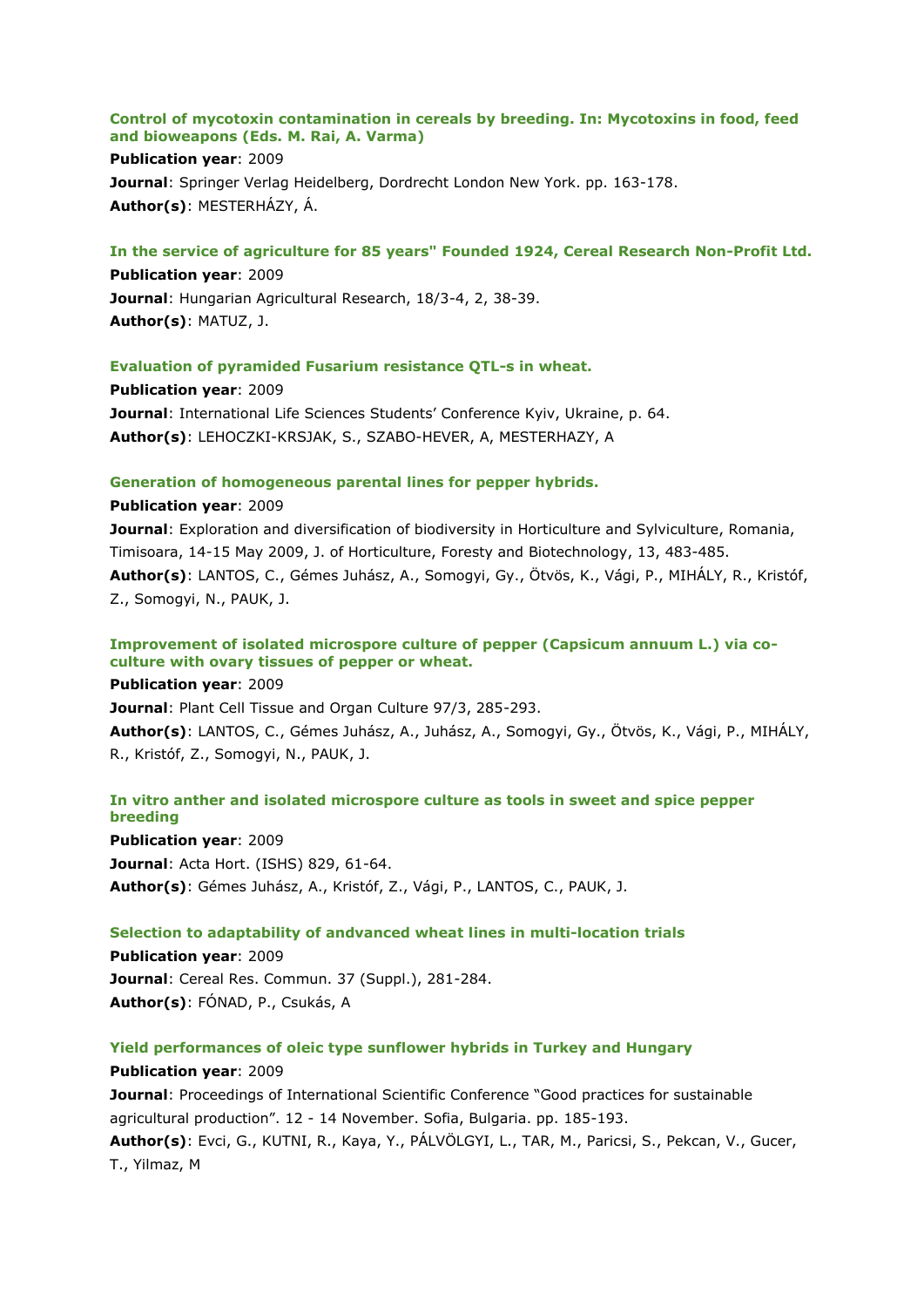**Control of mycotoxin contamination in cereals by breeding. In: Mycotoxins in food, feed and bioweapons (Eds. M. Rai, A. Varma)**

**Publication year**: 2009

**Journal**: Springer Verlag Heidelberg, Dordrecht London New York. pp. 163-178.

**Author(s)**: MESTERHÁZY, Á.

**In the service of agriculture for 85 years" Founded 1924, Cereal Research Non-Profit Ltd.**

**Publication year**: 2009

**Journal**: Hungarian Agricultural Research, 18/3-4, 2, 38-39.

**Author(s)**: MATUZ, J.

**Evaluation of pyramided Fusarium resistance QTL-s in wheat.**

**Publication year**: 2009

**Journal**: International Life Sciences Students' Conference Kyiv, Ukraine, p. 64.

**Author(s)**: LEHOCZKI-KRSJAK, S., SZABO-HEVER, A, MESTERHAZY, A

**Generation of homogeneous parental lines for pepper hybrids.**

**Publication year**: 2009

**Journal**: Exploration and diversification of biodiversity in Horticulture and Sylviculture, Romania, Timisoara, 14-15 May 2009, J. of Horticulture, Foresty and Biotechnology, 13, 483-485.

**Author(s)**: LANTOS, C., Gémes Juhász, A., Somogyi, Gy., Ötvös, K., Vági, P., MIHÁLY, R., Kristóf, Z., Somogyi, N., PAUK, J.

**Improvement of isolated microspore culture of pepper (Capsicum annuum L.) via co-culture with ovary tissues of pepper or wheat.**

**Publication year**: 2009

**Journal**: Plant Cell Tissue and Organ Culture 97/3, 285-293.

**Author(s)**: LANTOS, C., Gémes Juhász, A., Juhász, A., Somogyi, Gy., Ötvös, K., Vági, P., MIHÁLY, R., Kristóf, Z., Somogyi, N., PAUK, J.

**In vitro anther and isolated microspore culture as tools in sweet and spice pepper breeding**

**Publication year**: 2009

**Journal**: Acta Hort. (ISHS) 829, 61-64.

**Author(s)**: Gémes Juhász, A., Kristóf, Z., Vági, P., LANTOS, C., PAUK, J.

**Selection to adaptability of andvanced wheat lines in multi-location trials**

**Publication year**: 2009

**Journal**: Cereal Res. Commun. 37 (Suppl.), 281-284.

**Author(s)**: FÓNAD, P., Csukás, A

**Yield performances of oleic type sunflower hybrids in Turkey and Hungary**

**Publication year**: 2009

**Journal**: Proceedings of International Scientific Conference "Good practices for sustainable agricultural production". 12 - 14 November. Sofia, Bulgaria. pp. 185-193.

**Author(s)**: Evci, G., KUTNI, R., Kaya, Y., PÁLVÖLGYI, L., TAR, M., Paricsi, S., Pekcan, V., Gucer, T., Yilmaz, M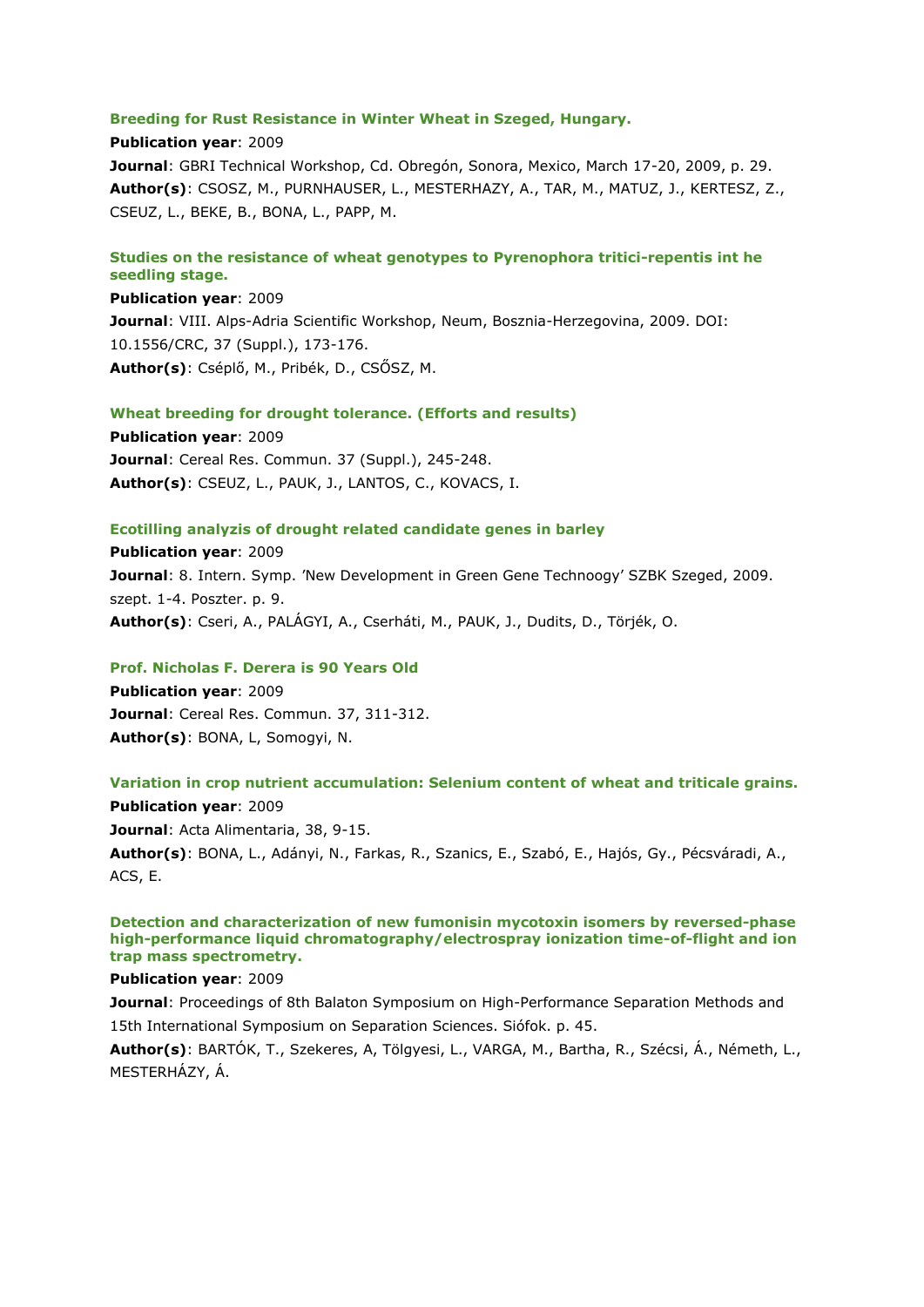**Breeding for Rust Resistance in Winter Wheat in Szeged, Hungary.**

**Publication year**: 2009

**Journal**: GBRI Technical Workshop, Cd. Obregón, Sonora, Mexico, March 17-20, 2009, p. 29.

**Author(s)**: CSOSZ, M., PURNHAUSER, L., MESTERHAZY, A., TAR, M., MATUZ, J., KERTESZ, Z., CSEUZ, L., BEKE, B., BONA, L., PAPP, M.

**Studies on the resistance of wheat genotypes to Pyrenophora tritici-repentis int he seedling stage.**

**Publication year**: 2009

**Journal**: VIII. Alps-Adria Scientific Workshop, Neum, Bosznia-Herzegovina, 2009. DOI: 10.1556/CRC, 37 (Suppl.), 173-176.

**Author(s)**: Cséplő, M., Pribék, D., CSŐSZ, M.

**Wheat breeding for drought tolerance. (Efforts and results)**

**Publication year**: 2009

**Journal**: Cereal Res. Commun. 37 (Suppl.), 245-248.

**Author(s)**: CSEUZ, L., PAUK, J., LANTOS, C., KOVACS, I.

**Ecotilling analyzis of drought related candidate genes in barley**

**Publication year**: 2009

**Journal**: 8. Intern. Symp. 'New Development in Green Gene Technoogy' SZBK Szeged, 2009. szept. 1-4. Poszter. p. 9.

**Author(s)**: Cseri, A., PALÁGYI, A., Cserháti, M., PAUK, J., Dudits, D., Törjék, O.

**Prof. Nicholas F. Derera is 90 Years Old**

**Publication year**: 2009

**Journal**: Cereal Res. Commun. 37, 311-312.

**Author(s)**: BONA, L, Somogyi, N.

**Variation in crop nutrient accumulation: Selenium content of wheat and triticale grains.**

**Publication year**: 2009

**Journal**: Acta Alimentaria, 38, 9-15.

**Author(s)**: BONA, L., Adányi, N., Farkas, R., Szanics, E., Szabó, E., Hajós, Gy., Pécsváradi, A., ACS, E.

**Detection and characterization of new fumonisin mycotoxin isomers by reversed-phase high-performance liquid chromatography/electrospray ionization time-of-flight and ion trap mass spectrometry.**

**Publication year**: 2009

**Journal**: Proceedings of 8th Balaton Symposium on High-Performance Separation Methods and 15th International Symposium on Separation Sciences. Siófok. p. 45.

**Author(s)**: BARTÓK, T., Szekeres, A, Tölgyesi, L., VARGA, M., Bartha, R., Szécsi, Á., Németh, L., MESTERHÁZY, Á.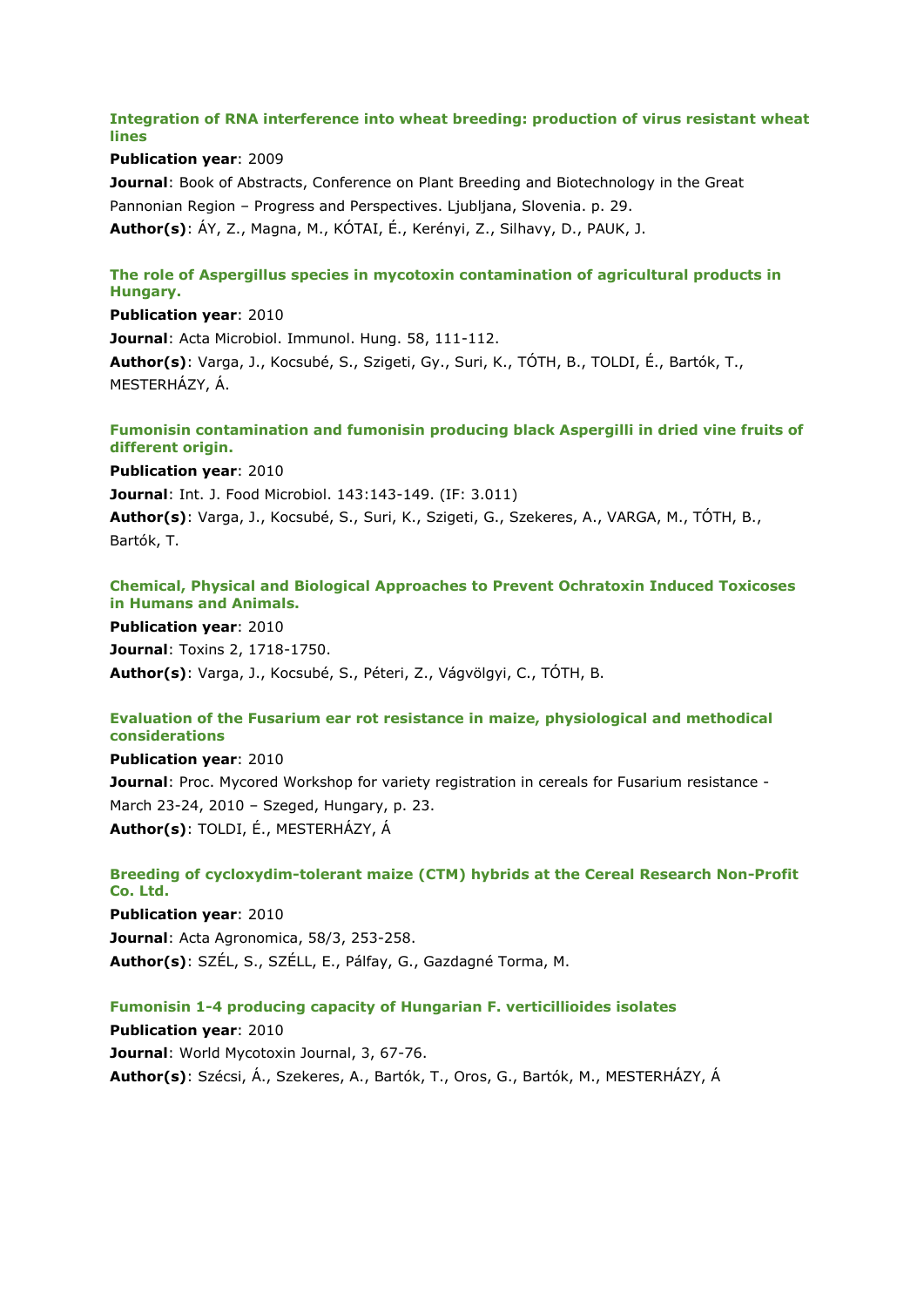### Integration of RNA interference into wheat breeding: production of virus resistant wheat lines

**Publication year**: 2009

**Journal**: Book of Abstracts, Conference on Plant Breeding and Biotechnology in the Great Pannonian Region – Progress and Perspectives. Ljubljana, Slovenia. p. 29.

**Author(s)**: ÁY, Z., Magna, M., KÓTAI, É., Kerényi, Z., Silhavy, D., PAUK, J.

### The role of Aspergillus species in mycotoxin contamination of agricultural products in Hungary.

**Publication year**: 2010

**Journal**: Acta Microbiol. Immunol. Hung. 58, 111-112.

**Author(s)**: Varga, J., Kocsubé, S., Szigeti, Gy., Suri, K., TÓTH, B., TOLDI, É., Bartók, T., MESTERHÁZY, Á.

### Fumonisin contamination and fumonisin producing black Aspergilli in dried vine fruits of different origin.

**Publication year**: 2010

**Journal**: Int. J. Food Microbiol. 143:143-149. (IF: 3.011)

**Author(s)**: Varga, J., Kocsubé, S., Suri, K., Szigeti, G., Szekeres, A., VARGA, M., TÓTH, B., Bartók, T.

### Chemical, Physical and Biological Approaches to Prevent Ochratoxin Induced Toxicoses in Humans and Animals.

**Publication year**: 2010

**Journal**: Toxins 2, 1718-1750.

**Author(s)**: Varga, J., Kocsubé, S., Péteri, Z., Vágvölgyi, C., TÓTH, B.

### Evaluation of the Fusarium ear rot resistance in maize, physiological and methodical considerations

**Publication year**: 2010

**Journal**: Proc. Mycored Workshop for variety registration in cereals for Fusarium resistance - March 23-24, 2010 – Szeged, Hungary, p. 23.

**Author(s)**: TOLDI, É., MESTERHÁZY, Á

### Breeding of cycloxydim-tolerant maize (CTM) hybrids at the Cereal Research Non-Profit Co. Ltd.

**Publication year**: 2010

**Journal**: Acta Agronomica, 58/3, 253-258.

**Author(s)**: SZÉL, S., SZÉLL, E., Pálfay, G., Gazdagné Torma, M.

### Fumonisin 1-4 producing capacity of Hungarian F. verticillioides isolates

**Publication year**: 2010

**Journal**: World Mycotoxin Journal, 3, 67-76.

**Author(s)**: Szécsi, Á., Szekeres, A., Bartók, T., Oros, G., Bartók, M., MESTERHÁZY, Á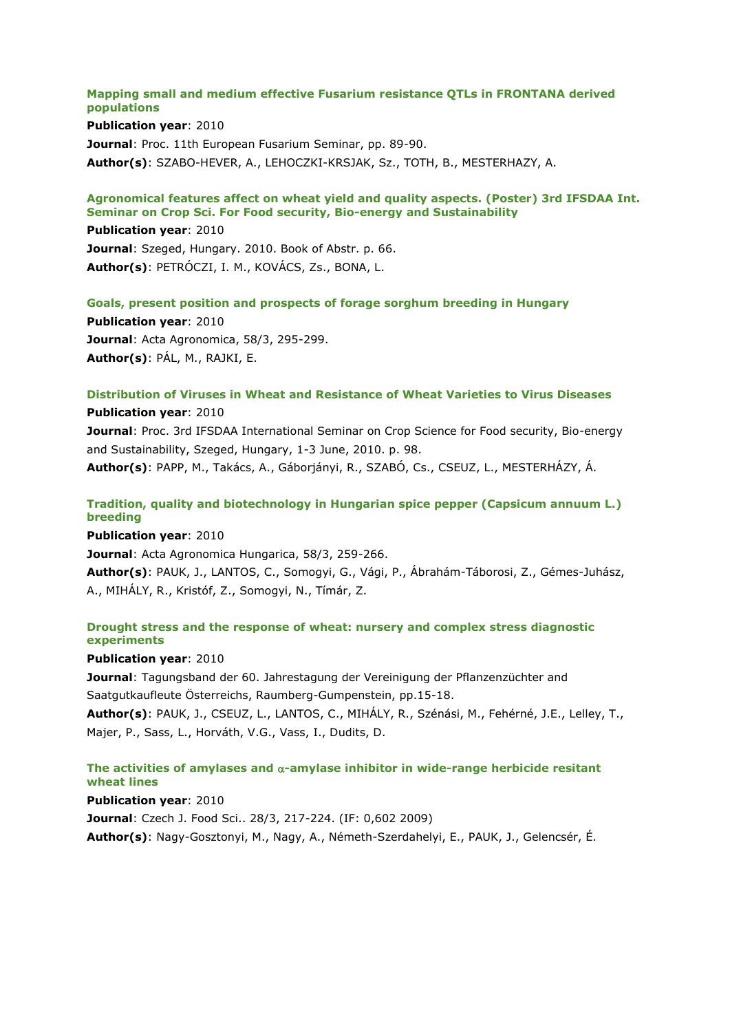### Mapping small and medium effective Fusarium resistance QTLs in FRONTANA derived populations

**Publication year**: 2010

**Journal**: Proc. 11th European Fusarium Seminar, pp. 89-90.

**Author(s)**: SZABO-HEVER, A., LEHOCZKI-KRSJAK, Sz., TOTH, B., MESTERHAZY, A.

### Agronomical features affect on wheat yield and quality aspects. (Poster) 3rd IFSDAA Int. Seminar on Crop Sci. For Food security, Bio-energy and Sustainability

**Publication year**: 2010

**Journal**: Szeged, Hungary. 2010. Book of Abstr. p. 66.

**Author(s)**: PETRÓCZI, I. M., KOVÁCS, Zs., BONA, L.

### Goals, present position and prospects of forage sorghum breeding in Hungary

**Publication year**: 2010

**Journal**: Acta Agronomica, 58/3, 295-299.

**Author(s)**: PÁL, M., RAJKI, E.

### Distribution of Viruses in Wheat and Resistance of Wheat Varieties to Virus Diseases

**Publication year**: 2010

**Journal**: Proc. 3rd IFSDAA International Seminar on Crop Science for Food security, Bio-energy and Sustainability, Szeged, Hungary, 1-3 June, 2010. p. 98.

**Author(s)**: PAPP, M., Takács, A., Gáborjányi, R., SZABÓ, Cs., CSEUZ, L., MESTERHÁZY, Á.

### Tradition, quality and biotechnology in Hungarian spice pepper (Capsicum annuum L.) breeding

**Publication year**: 2010

**Journal**: Acta Agronomica Hungarica, 58/3, 259-266.

**Author(s)**: PAUK, J., LANTOS, C., Somogyi, G., Vági, P., Ábrahám-Táborosi, Z., Gémes-Juhász, A., MIHÁLY, R., Kristóf, Z., Somogyi, N., Tímár, Z.

### Drought stress and the response of wheat: nursery and complex stress diagnostic experiments

**Publication year**: 2010

**Journal**: Tagungsband der 60. Jahrestagung der Vereinigung der Pflanzenzüchter and Saatgutkaufleute Österreichs, Raumberg-Gumpenstein, pp.15-18.

**Author(s)**: PAUK, J., CSEUZ, L., LANTOS, C., MIHÁLY, R., Szénási, M., Fehérné, J.E., Lelley, T., Majer, P., Sass, L., Horváth, V.G., Vass, I., Dudits, D.

### The activities of amylases and $\alpha$-amylase inhibitor in wide-range herbicide resitant wheat lines

**Publication year**: 2010

**Journal**: Czech J. Food Sci.. 28/3, 217-224. (IF: 0,602 2009)

**Author(s)**: Nagy-Gosztonyi, M., Nagy, A., Németh-Szerdahelyi, E., PAUK, J., Gelencsér, É.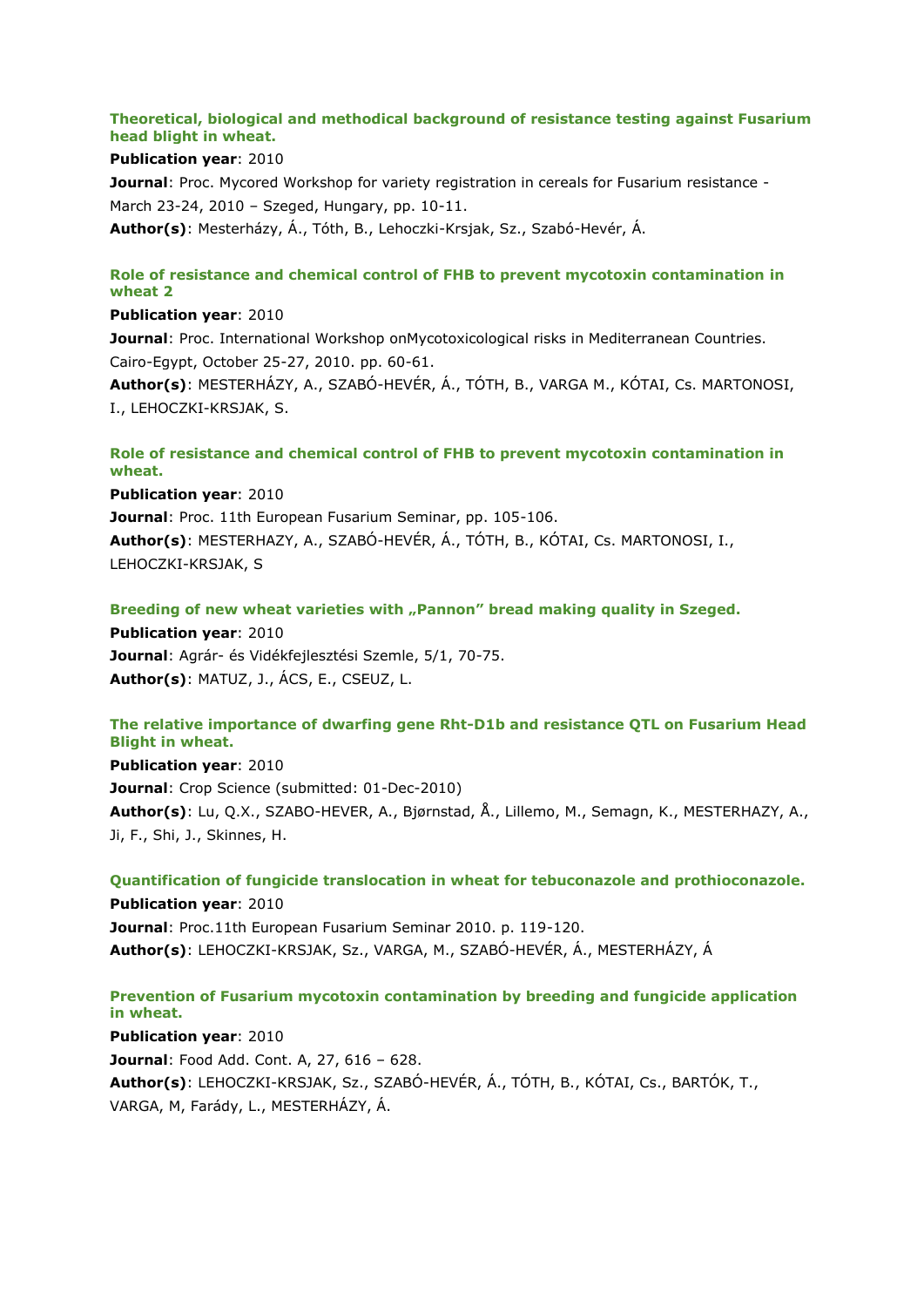### Theoretical, biological and methodical background of resistance testing against Fusarium head blight in wheat.

**Publication year**: 2010

**Journal**: Proc. Mycored Workshop for variety registration in cereals for Fusarium resistance - March 23-24, 2010 – Szeged, Hungary, pp. 10-11.

**Author(s)**: Mesterházy, Á., Tóth, B., Lehoczki-Krsjak, Sz., Szabó-Hevér, Á.

### Role of resistance and chemical control of FHB to prevent mycotoxin contamination in wheat 2

**Publication year**: 2010

**Journal**: Proc. International Workshop onMycotoxicological risks in Mediterranean Countries. Cairo-Egypt, October 25-27, 2010. pp. 60-61.

**Author(s)**: MESTERHÁZY, A., SZABÓ-HEVÉR, Á., TÓTH, B., VARGA M., KÓTAI, Cs. MARTONOSI, I., LEHOCZKI-KRSJAK, S.

### Role of resistance and chemical control of FHB to prevent mycotoxin contamination in wheat.

**Publication year**: 2010

**Journal**: Proc. 11th European Fusarium Seminar, pp. 105-106.

**Author(s)**: MESTERHAZY, A., SZABÓ-HEVÉR, Á., TÓTH, B., KÓTAI, Cs. MARTONOSI, I., LEHOCZKI-KRSJAK, S

### Breeding of new wheat varieties with „Pannon” bread making quality in Szeged.

**Publication year**: 2010

**Journal**: Agrár- és Vidékfejlesztési Szemle, 5/1, 70-75.

**Author(s)**: MATUZ, J., ÁCS, E., CSEUZ, L.

### The relative importance of dwarfing gene Rht-D1b and resistance QTL on Fusarium Head Blight in wheat.

**Publication year**: 2010

**Journal**: Crop Science (submitted: 01-Dec-2010)

**Author(s)**: Lu, Q.X., SZABO-HEVER, A., Bjørnstad, Å., Lillemo, M., Semagn, K., MESTERHAZY, A., Ji, F., Shi, J., Skinnes, H.

### Quantification of fungicide translocation in wheat for tebuconazole and prothioconazole.

**Publication year**: 2010

**Journal**: Proc.11th European Fusarium Seminar 2010. p. 119-120.

**Author(s)**: LEHOCZKI-KRSJAK, Sz., VARGA, M., SZABÓ-HEVÉR, Á., MESTERHÁZY, Á

### Prevention of Fusarium mycotoxin contamination by breeding and fungicide application in wheat.

**Publication year**: 2010

**Journal**: Food Add. Cont. A, 27, 616 – 628.

**Author(s)**: LEHOCZKI-KRSJAK, Sz., SZABÓ-HEVÉR, Á., TÓTH, B., KÓTAI, Cs., BARTÓK, T., VARGA, M, Farády, L., MESTERHÁZY, Á.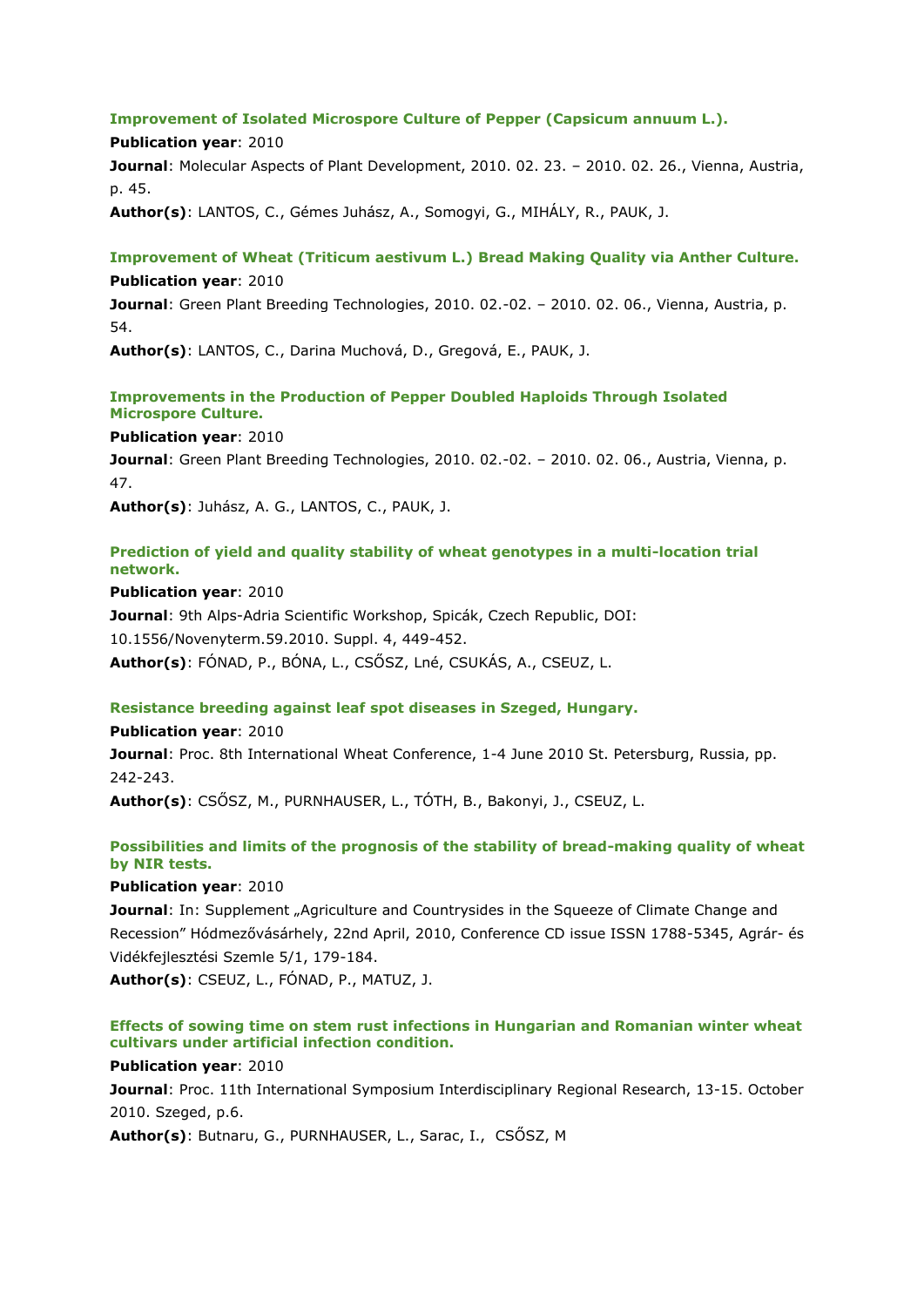### Improvement of Isolated Microspore Culture of Pepper (Capsicum annuum L.).

**Publication year**: 2010

**Journal**: Molecular Aspects of Plant Development, 2010. 02. 23. – 2010. 02. 26., Vienna, Austria, p. 45.

**Author(s)**: LANTOS, C., Gémes Juhász, A., Somogyi, G., MIHÁLY, R., PAUK, J.

### Improvement of Wheat (Triticum aestivum L.) Bread Making Quality via Anther Culture.

**Publication year**: 2010

**Journal**: Green Plant Breeding Technologies, 2010. 02.-02. – 2010. 02. 06., Vienna, Austria, p. 54.

**Author(s)**: LANTOS, C., Darina Muchová, D., Gregová, E., PAUK, J.

### Improvements in the Production of Pepper Doubled Haploids Through Isolated Microspore Culture.

**Publication year**: 2010

**Journal**: Green Plant Breeding Technologies, 2010. 02.-02. – 2010. 02. 06., Austria, Vienna, p. 47.

**Author(s)**: Juhász, A. G., LANTOS, C., PAUK, J.

### Prediction of yield and quality stability of wheat genotypes in a multi-location trial network.

**Publication year**: 2010

**Journal**: 9th Alps-Adria Scientific Workshop, Spicák, Czech Republic, DOI: 10.1556/Novenyterm.59.2010. Suppl. 4, 449-452.

**Author(s)**: FÓNAD, P., BÓNA, L., CSŐSZ, Lné, CSUKÁS, A., CSEUZ, L.

### Resistance breeding against leaf spot diseases in Szeged, Hungary.

**Publication year**: 2010

**Journal**: Proc. 8th International Wheat Conference, 1-4 June 2010 St. Petersburg, Russia, pp. 242-243.

**Author(s)**: CSŐSZ, M., PURNHAUSER, L., TÓTH, B., Bakonyi, J., CSEUZ, L.

### Possibilities and limits of the prognosis of the stability of bread-making quality of wheat by NIR tests.

**Publication year**: 2010

**Journal**: In: Supplement „Agriculture and Countrysides in the Squeeze of Climate Change and Recession" Hódmezővásárhely, 22nd April, 2010, Conference CD issue ISSN 1788-5345, Agrár- és Vidékfejlesztési Szemle 5/1, 179-184.

**Author(s)**: CSEUZ, L., FÓNAD, P., MATUZ, J.

### Effects of sowing time on stem rust infections in Hungarian and Romanian winter wheat cultivars under artificial infection condition.

**Publication year**: 2010

**Journal**: Proc. 11th International Symposium Interdisciplinary Regional Research, 13-15. October 2010. Szeged, p.6.

**Author(s)**: Butnaru, G., PURNHAUSER, L., Sarac, I., CSŐSZ, M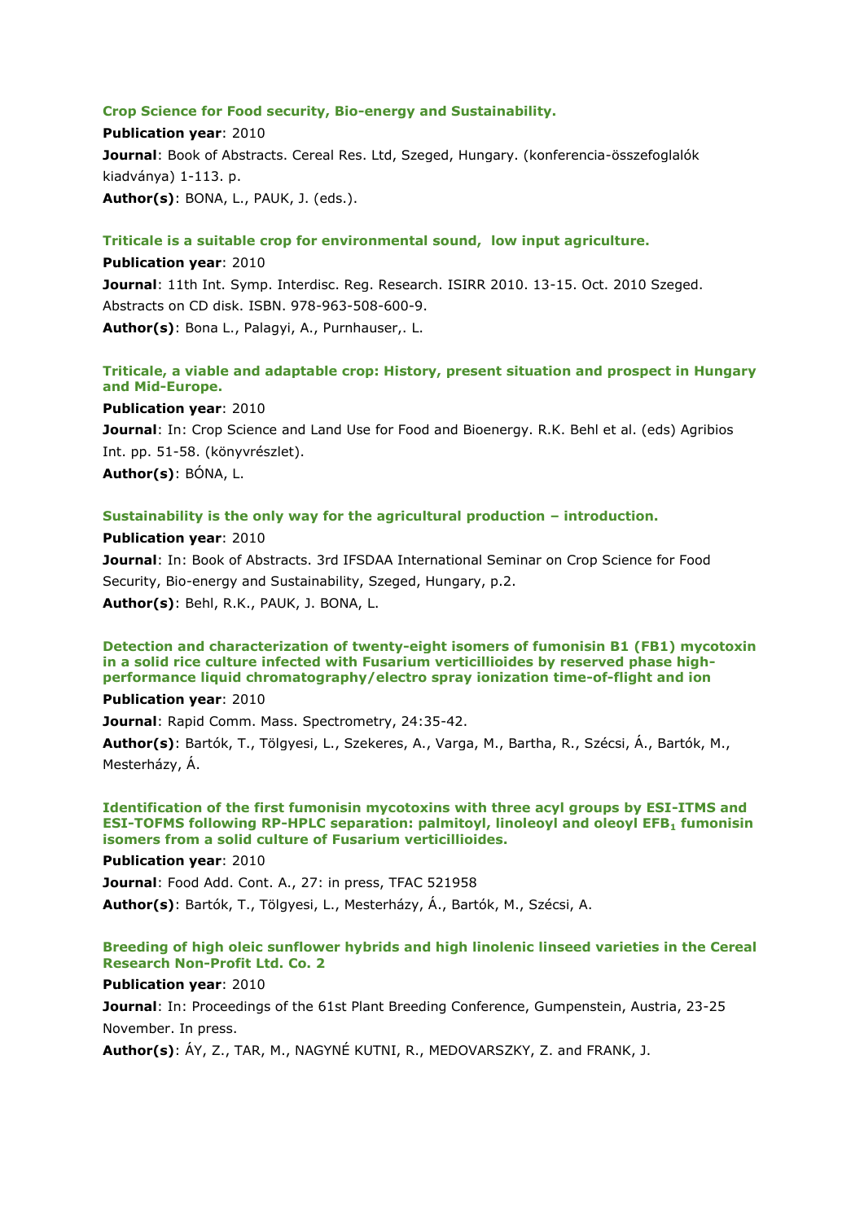### Crop Science for Food security, Bio-energy and Sustainability.

**Publication year**: 2010

**Journal**: Book of Abstracts. Cereal Res. Ltd, Szeged, Hungary. (konferencia-összefoglalók kiadványa) 1-113. p.

**Author(s)**: BONA, L., PAUK, J. (eds.).

### Triticale is a suitable crop for environmental sound, low input agriculture.

**Publication year**: 2010

**Journal**: 11th Int. Symp. Interdisc. Reg. Research. ISIRR 2010. 13-15. Oct. 2010 Szeged. Abstracts on CD disk. ISBN. 978-963-508-600-9.

**Author(s)**: Bona L., Palagyi, A., Purnhauser,. L.

### Triticale, a viable and adaptable crop: History, present situation and prospect in Hungary and Mid-Europe.

**Publication year**: 2010

**Journal**: In: Crop Science and Land Use for Food and Bioenergy. R.K. Behl et al. (eds) Agribios Int. pp. 51-58. (könyvrészlet).

**Author(s)**: BÓNA, L.

### Sustainability is the only way for the agricultural production – introduction.

**Publication year**: 2010

**Journal**: In: Book of Abstracts. 3rd IFSDAA International Seminar on Crop Science for Food Security, Bio-energy and Sustainability, Szeged, Hungary, p.2.

**Author(s)**: Behl, R.K., PAUK, J. BONA, L.

### Detection and characterization of twenty-eight isomers of fumonisin B1 (FB1) mycotoxin in a solid rice culture infected with Fusarium verticillioides by reserved phase high-performance liquid chromatography/electro spray ionization time-of-flight and ion

**Publication year**: 2010

**Journal**: Rapid Comm. Mass. Spectrometry, 24:35-42.

**Author(s)**: Bartók, T., Tölgyesi, L., Szekeres, A., Varga, M., Bartha, R., Szécsi, Á., Bartók, M., Mesterházy, Á.

### Identification of the first fumonisin mycotoxins with three acyl groups by ESI-ITMS and ESI-TOFMS following RP-HPLC separation: palmitoyl, linoleoyl and oleoyl $EFB_1$ fumonisin isomers from a solid culture of Fusarium verticillioides.

**Publication year**: 2010

**Journal**: Food Add. Cont. A., 27: in press, TFAC 521958

**Author(s)**: Bartók, T., Tölgyesi, L., Mesterházy, Á., Bartók, M., Szécsi, A.

### Breeding of high oleic sunflower hybrids and high linolenic linseed varieties in the Cereal Research Non-Profit Ltd. Co. 2

**Publication year**: 2010

**Journal**: In: Proceedings of the 61st Plant Breeding Conference, Gumpenstein, Austria, 23-25 November. In press.

**Author(s)**: ÁY, Z., TAR, M., NAGYNÉ KUTNI, R., MEDOVARSZKY, Z. and FRANK, J.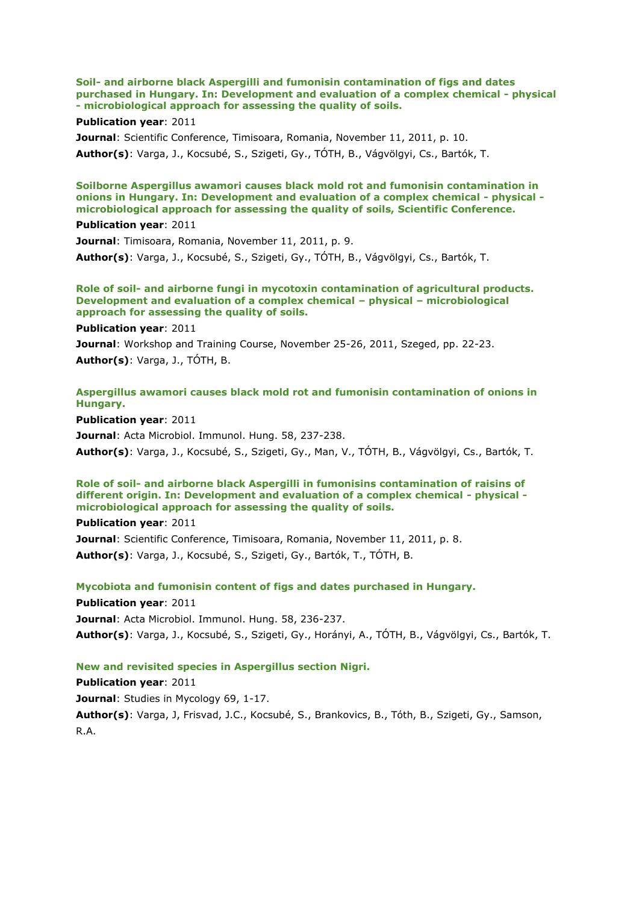**Soil- and airborne black Aspergilli and fumonisin contamination of figs and dates purchased in Hungary. In: Development and evaluation of a complex chemical - physical - microbiological approach for assessing the quality of soils.**

**Publication year**: 2011

**Journal**: Scientific Conference, Timisoara, Romania, November 11, 2011, p. 10.

**Author(s)**: Varga, J., Kocsubé, S., Szigeti, Gy., TÓTH, B., Vágvölgyi, Cs., Bartók, T.

**Soilborne Aspergillus awamori causes black mold rot and fumonisin contamination in onions in Hungary. In: Development and evaluation of a complex chemical - physical - microbiological approach for assessing the quality of soils, Scientific Conference.**

**Publication year**: 2011

**Journal**: Timisoara, Romania, November 11, 2011, p. 9.

**Author(s)**: Varga, J., Kocsubé, S., Szigeti, Gy., TÓTH, B., Vágvölgyi, Cs., Bartók, T.

**Role of soil- and airborne fungi in mycotoxin contamination of agricultural products. Development and evaluation of a complex chemical – physical – microbiological approach for assessing the quality of soils.**

**Publication year**: 2011

**Journal**: Workshop and Training Course, November 25-26, 2011, Szeged, pp. 22-23.

**Author(s)**: Varga, J., TÓTH, B.

**Aspergillus awamori causes black mold rot and fumonisin contamination of onions in Hungary.**

**Publication year**: 2011

**Journal**: Acta Microbiol. Immunol. Hung. 58, 237-238.

**Author(s)**: Varga, J., Kocsubé, S., Szigeti, Gy., Man, V., TÓTH, B., Vágvölgyi, Cs., Bartók, T.

**Role of soil- and airborne black Aspergilli in fumonisins contamination of raisins of different origin. In: Development and evaluation of a complex chemical - physical - microbiological approach for assessing the quality of soils.**

**Publication year**: 2011

**Journal**: Scientific Conference, Timisoara, Romania, November 11, 2011, p. 8.

**Author(s)**: Varga, J., Kocsubé, S., Szigeti, Gy., Bartók, T., TÓTH, B.

**Mycobiota and fumonisin content of figs and dates purchased in Hungary.**

**Publication year**: 2011

**Journal**: Acta Microbiol. Immunol. Hung. 58, 236-237.

**Author(s)**: Varga, J., Kocsubé, S., Szigeti, Gy., Horányi, A., TÓTH, B., Vágvölgyi, Cs., Bartók, T.

**New and revisited species in Aspergillus section Nigri.**

**Publication year**: 2011

**Journal**: Studies in Mycology 69, 1-17.

**Author(s)**: Varga, J, Frisvad, J.C., Kocsubé, S., Brankovics, B., Tóth, B., Szigeti, Gy., Samson, R.A.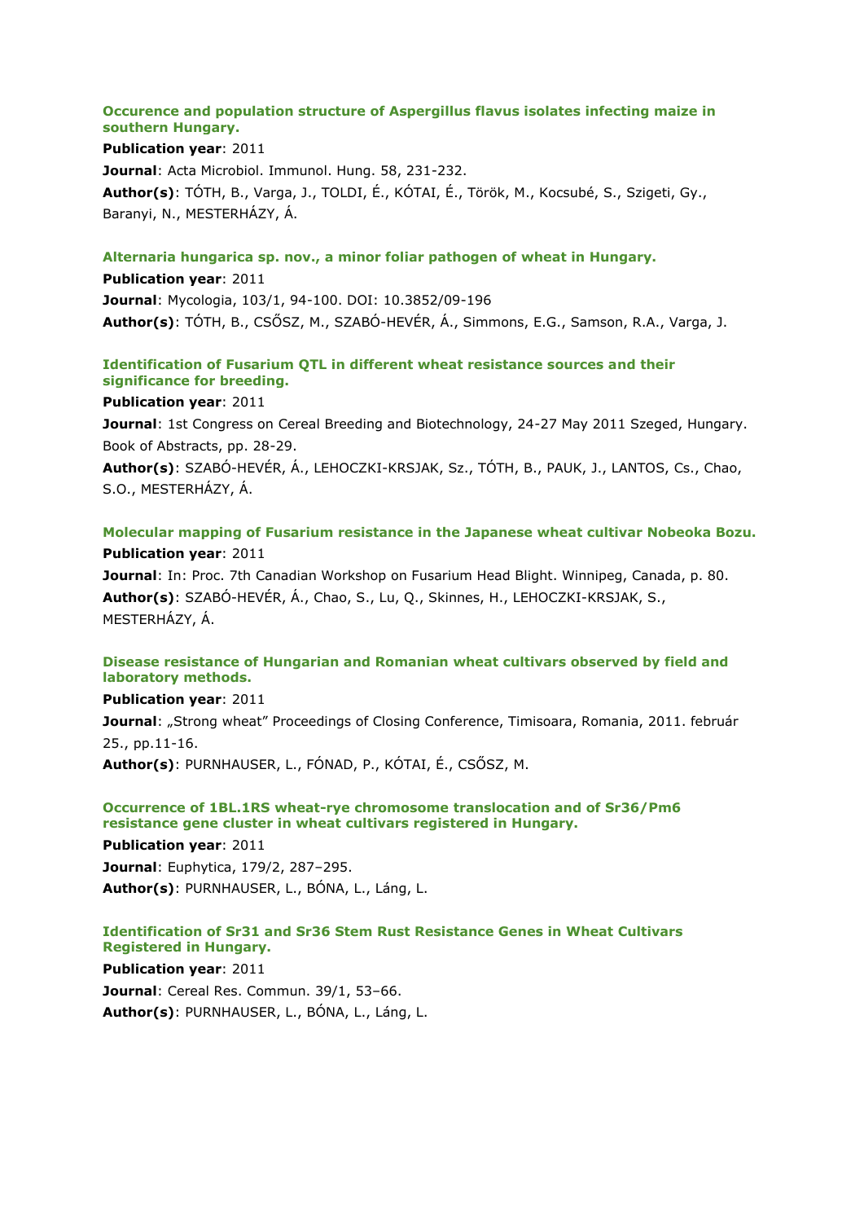**Occurence and population structure of Aspergillus flavus isolates infecting maize in southern Hungary.**

**Publication year**: 2011

**Journal**: Acta Microbiol. Immunol. Hung. 58, 231-232.

**Author(s)**: TÓTH, B., Varga, J., TOLDI, É., KÓTAI, É., Török, M., Kocsubé, S., Szigeti, Gy., Baranyi, N., MESTERHÁZY, Á.

**Alternaria hungarica sp. nov., a minor foliar pathogen of wheat in Hungary.**

**Publication year**: 2011

**Journal**: Mycologia, 103/1, 94-100. DOI: 10.3852/09-196

**Author(s)**: TÓTH, B., CSŐSZ, M., SZABÓ-HEVÉR, Á., Simmons, E.G., Samson, R.A., Varga, J.

**Identification of Fusarium QTL in different wheat resistance sources and their significance for breeding.**

**Publication year**: 2011

**Journal**: 1st Congress on Cereal Breeding and Biotechnology, 24-27 May 2011 Szeged, Hungary. Book of Abstracts, pp. 28-29.

**Author(s)**: SZABÓ-HEVÉR, Á., LEHOCZKI-KRSJAK, Sz., TÓTH, B., PAUK, J., LANTOS, Cs., Chao, S.O., MESTERHÁZY, Á.

**Molecular mapping of Fusarium resistance in the Japanese wheat cultivar Nobeoka Bozu.**

**Publication year**: 2011

**Journal**: In: Proc. 7th Canadian Workshop on Fusarium Head Blight. Winnipeg, Canada, p. 80.

**Author(s)**: SZABÓ-HEVÉR, Á., Chao, S., Lu, Q., Skinnes, H., LEHOCZKI-KRSJAK, S., MESTERHÁZY, Á.

**Disease resistance of Hungarian and Romanian wheat cultivars observed by field and laboratory methods.**

**Publication year**: 2011

**Journal**: „Strong wheat" Proceedings of Closing Conference, Timisoara, Romania, 2011. február 25., pp.11-16.

**Author(s)**: PURNHAUSER, L., FÓNAD, P., KÓTAI, É., CSŐSZ, M.

**Occurrence of 1BL.1RS wheat-rye chromosome translocation and of Sr36/Pm6 resistance gene cluster in wheat cultivars registered in Hungary.**

**Publication year**: 2011

**Journal**: Euphytica, 179/2, 287–295.

**Author(s)**: PURNHAUSER, L., BÓNA, L., Láng, L.

**Identification of Sr31 and Sr36 Stem Rust Resistance Genes in Wheat Cultivars Registered in Hungary.**

**Publication year**: 2011

**Journal**: Cereal Res. Commun. 39/1, 53–66.

**Author(s)**: PURNHAUSER, L., BÓNA, L., Láng, L.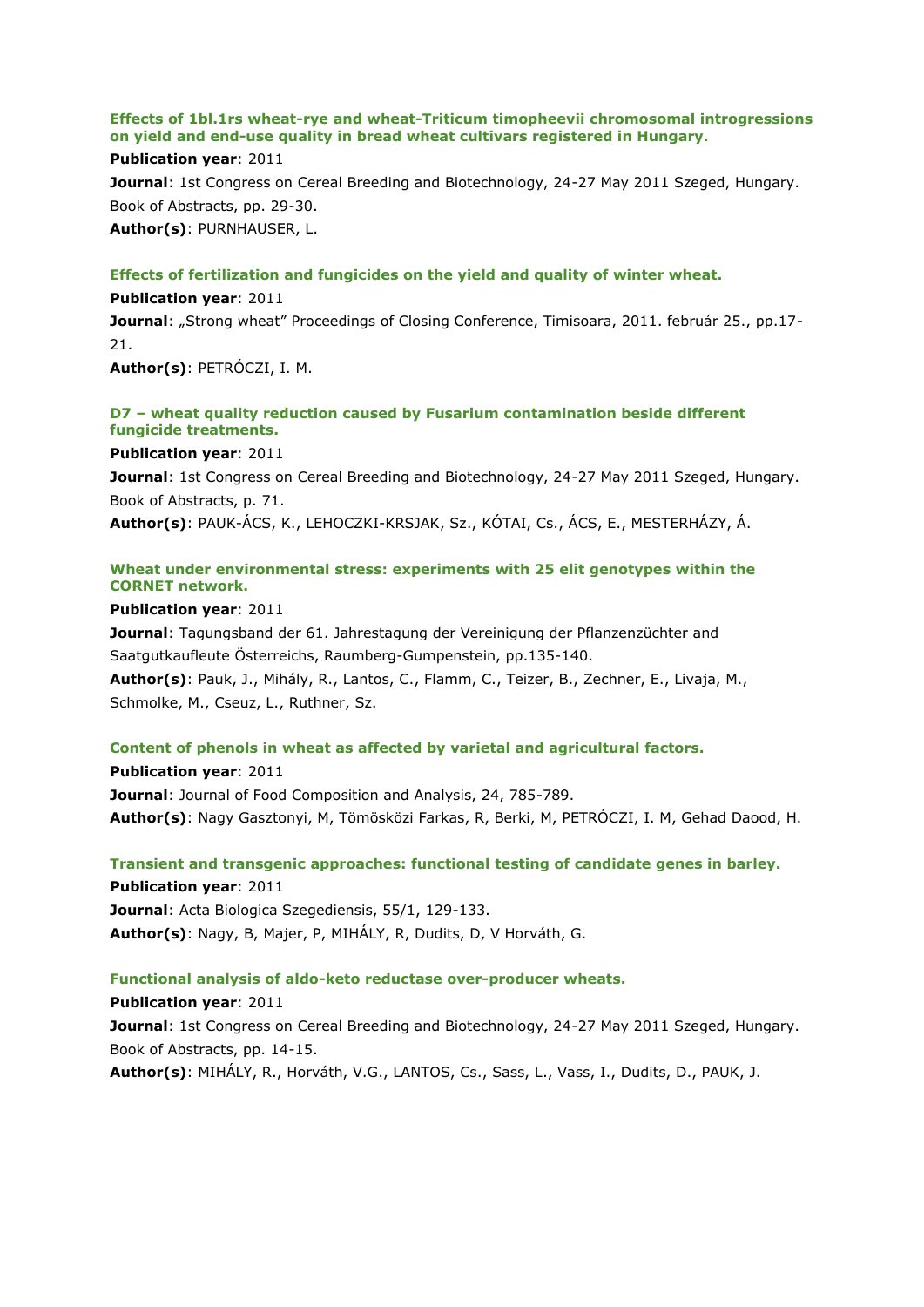### Effects of 1bl.1rs wheat-rye and wheat-Triticum timopheevii chromosomal introgressions on yield and end-use quality in bread wheat cultivars registered in Hungary.

**Publication year**: 2011

**Journal**: 1st Congress on Cereal Breeding and Biotechnology, 24-27 May 2011 Szeged, Hungary. Book of Abstracts, pp. 29-30.

**Author(s)**: PURNHAUSER, L.

### Effects of fertilization and fungicides on the yield and quality of winter wheat.

**Publication year**: 2011

**Journal**: „Strong wheat" Proceedings of Closing Conference, Timisoara, 2011. február 25., pp.17-21.

**Author(s)**: PETRÓCZI, I. M.

### D7 – wheat quality reduction caused by Fusarium contamination beside different fungicide treatments.

**Publication year**: 2011

**Journal**: 1st Congress on Cereal Breeding and Biotechnology, 24-27 May 2011 Szeged, Hungary. Book of Abstracts, p. 71.

**Author(s)**: PAUK-ÁCS, K., LEHOCZKI-KRSJAK, Sz., KÓTAI, Cs., ÁCS, E., MESTERHÁZY, Á.

### Wheat under environmental stress: experiments with 25 elit genotypes within the CORNET network.

**Publication year**: 2011

**Journal**: Tagungsband der 61. Jahrestagung der Vereinigung der Pflanzenzüchter and Saatgutkaufleute Österreichs, Raumberg-Gumpenstein, pp.135-140.

**Author(s)**: Pauk, J., Mihály, R., Lantos, C., Flamm, C., Teizer, B., Zechner, E., Livaja, M., Schmolke, M., Cseuz, L., Ruthner, Sz.

### Content of phenols in wheat as affected by varietal and agricultural factors.

**Publication year**: 2011

**Journal**: Journal of Food Composition and Analysis, 24, 785-789.

**Author(s)**: Nagy Gasztonyi, M, Tömösközi Farkas, R, Berki, M, PETRÓCZI, I. M, Gehad Daood, H.

### Transient and transgenic approaches: functional testing of candidate genes in barley.

**Publication year**: 2011

**Journal**: Acta Biologica Szegediensis, 55/1, 129-133.

**Author(s)**: Nagy, B, Majer, P, MIHÁLY, R, Dudits, D, V Horváth, G.

### Functional analysis of aldo-keto reductase over-producer wheats.

**Publication year**: 2011

**Journal**: 1st Congress on Cereal Breeding and Biotechnology, 24-27 May 2011 Szeged, Hungary. Book of Abstracts, pp. 14-15.

**Author(s)**: MIHÁLY, R., Horváth, V.G., LANTOS, Cs., Sass, L., Vass, I., Dudits, D., PAUK, J.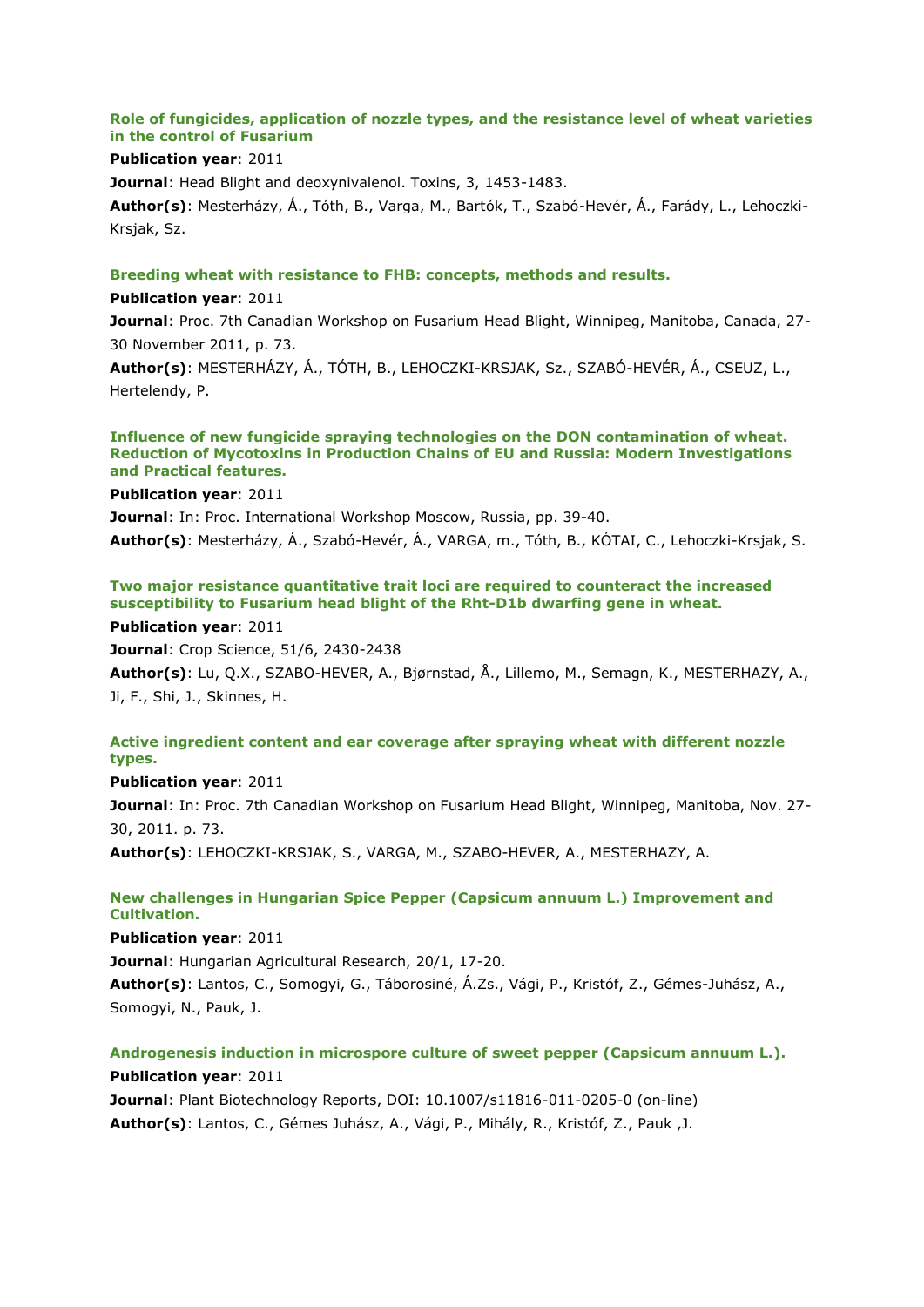### Role of fungicides, application of nozzle types, and the resistance level of wheat varieties in the control of Fusarium

**Publication year**: 2011

**Journal**: Head Blight and deoxynivalenol. Toxins, 3, 1453-1483.

**Author(s)**: Mesterházy, Á., Tóth, B., Varga, M., Bartók, T., Szabó-Hevér, Á., Farády, L., Lehoczki-Krsjak, Sz.

### Breeding wheat with resistance to FHB: concepts, methods and results.

**Publication year**: 2011

**Journal**: Proc. 7th Canadian Workshop on Fusarium Head Blight, Winnipeg, Manitoba, Canada, 27-30 November 2011, p. 73.

**Author(s)**: MESTERHÁZY, Á., TÓTH, B., LEHOCZKI-KRSJAK, Sz., SZABÓ-HEVÉR, Á., CSEUZ, L., Hertelendy, P.

### Influence of new fungicide spraying technologies on the DON contamination of wheat. Reduction of Mycotoxins in Production Chains of EU and Russia: Modern Investigations and Practical features.

**Publication year**: 2011

**Journal**: In: Proc. International Workshop Moscow, Russia, pp. 39-40.

**Author(s)**: Mesterházy, Á., Szabó-Hevér, Á., VARGA, m., Tóth, B., KÓTAI, C., Lehoczki-Krsjak, S.

### Two major resistance quantitative trait loci are required to counteract the increased susceptibility to Fusarium head blight of the Rht-D1b dwarfing gene in wheat.

**Publication year**: 2011

**Journal**: Crop Science, 51/6, 2430-2438

**Author(s)**: Lu, Q.X., SZABO-HEVER, A., Bjørnstad, Å., Lillemo, M., Semagn, K., MESTERHAZY, A., Ji, F., Shi, J., Skinnes, H.

### Active ingredient content and ear coverage after spraying wheat with different nozzle types.

**Publication year**: 2011

**Journal**: In: Proc. 7th Canadian Workshop on Fusarium Head Blight, Winnipeg, Manitoba, Nov. 27-30, 2011. p. 73.

**Author(s)**: LEHOCZKI-KRSJAK, S., VARGA, M., SZABO-HEVER, A., MESTERHAZY, A.

### New challenges in Hungarian Spice Pepper (Capsicum annuum L.) Improvement and Cultivation.

**Publication year**: 2011

**Journal**: Hungarian Agricultural Research, 20/1, 17-20.

**Author(s)**: Lantos, C., Somogyi, G., Táborosiné, Á.Zs., Vági, P., Kristóf, Z., Gémes-Juhász, A., Somogyi, N., Pauk, J.

### Androgenesis induction in microspore culture of sweet pepper (Capsicum annuum L.).

**Publication year**: 2011

**Journal**: Plant Biotechnology Reports, DOI: 10.1007/s11816-011-0205-0 (on-line)

**Author(s)**: Lantos, C., Gémes Juhász, A., Vági, P., Mihály, R., Kristóf, Z., Pauk ,J.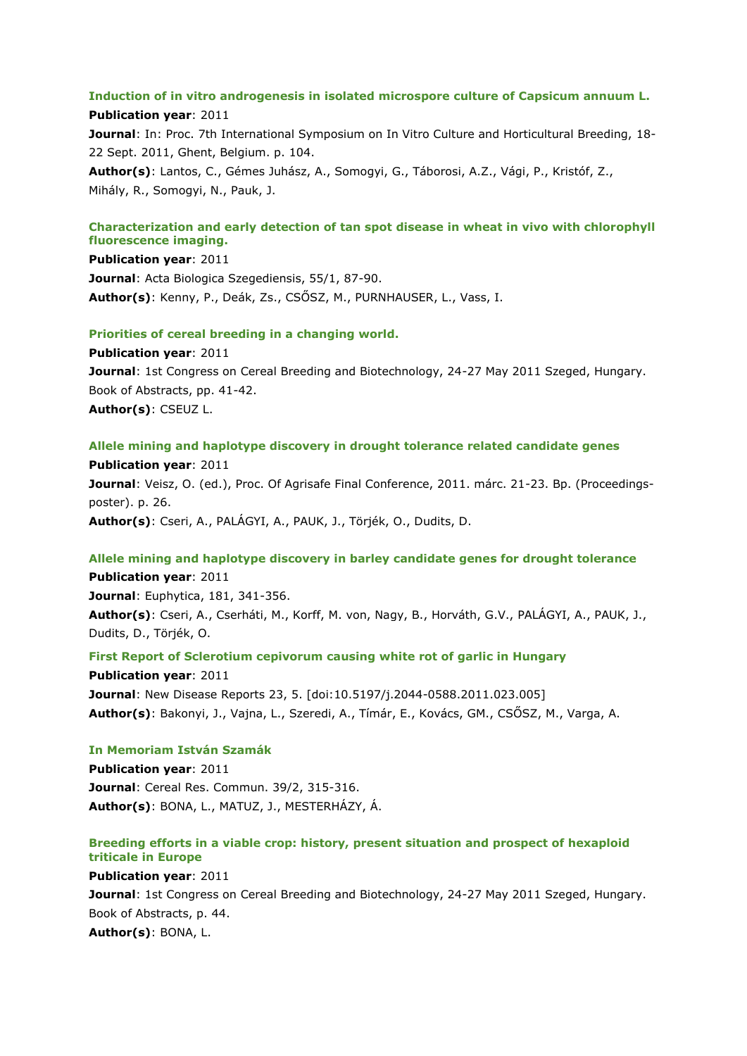### Induction of in vitro androgenesis in isolated microspore culture of Capsicum annuum L.

**Publication year**: 2011

**Journal**: In: Proc. 7th International Symposium on In Vitro Culture and Horticultural Breeding, 18-22 Sept. 2011, Ghent, Belgium. p. 104.

**Author(s)**: Lantos, C., Gémes Juhász, A., Somogyi, G., Táborosi, A.Z., Vági, P., Kristóf, Z., Mihály, R., Somogyi, N., Pauk, J.

### Characterization and early detection of tan spot disease in wheat in vivo with chlorophyll fluorescence imaging.

**Publication year**: 2011

**Journal**: Acta Biologica Szegediensis, 55/1, 87-90.

**Author(s)**: Kenny, P., Deák, Zs., CSŐSZ, M., PURNHAUSER, L., Vass, I.

### Priorities of cereal breeding in a changing world.

**Publication year**: 2011

**Journal**: 1st Congress on Cereal Breeding and Biotechnology, 24-27 May 2011 Szeged, Hungary. Book of Abstracts, pp. 41-42.

**Author(s)**: CSEUZ L.

### Allele mining and haplotype discovery in drought tolerance related candidate genes

**Publication year**: 2011

**Journal**: Veisz, O. (ed.), Proc. Of Agrisafe Final Conference, 2011. márc. 21-23. Bp. (Proceedings-poster). p. 26.

**Author(s)**: Cseri, A., PALÁGYI, A., PAUK, J., Törjék, O., Dudits, D.

### Allele mining and haplotype discovery in barley candidate genes for drought tolerance

**Publication year**: 2011

**Journal**: Euphytica, 181, 341-356.

**Author(s)**: Cseri, A., Cserháti, M., Korff, M. von, Nagy, B., Horváth, G.V., PALÁGYI, A., PAUK, J., Dudits, D., Törjék, O.

### First Report of Sclerotium cepivorum causing white rot of garlic in Hungary

**Publication year**: 2011

**Journal**: New Disease Reports 23, 5. [doi:10.5197/j.2044-0588.2011.023.005]

**Author(s)**: Bakonyi, J., Vajna, L., Szeredi, A., Tímár, E., Kovács, GM., CSŐSZ, M., Varga, A.

### In Memoriam István Szamák

**Publication year**: 2011

**Journal**: Cereal Res. Commun. 39/2, 315-316.

**Author(s)**: BONA, L., MATUZ, J., MESTERHÁZY, Á.

### Breeding efforts in a viable crop: history, present situation and prospect of hexaploid triticale in Europe

**Publication year**: 2011

**Journal**: 1st Congress on Cereal Breeding and Biotechnology, 24-27 May 2011 Szeged, Hungary. Book of Abstracts, p. 44.

**Author(s)**: BONA, L.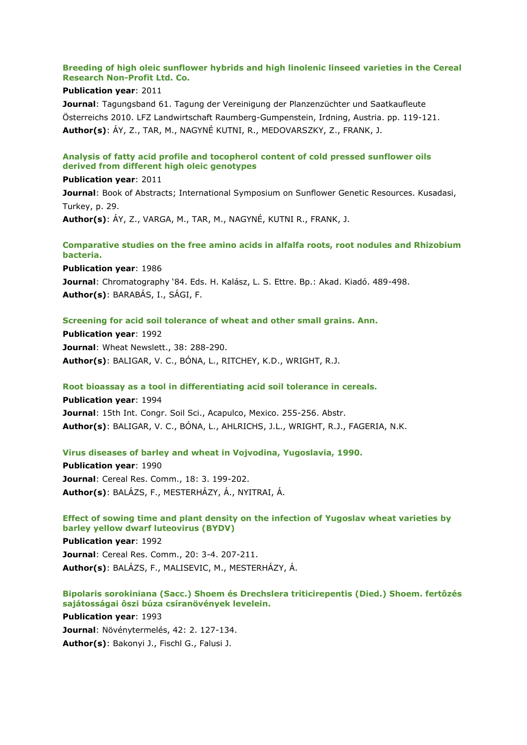**Breeding of high oleic sunflower hybrids and high linolenic linseed varieties in the Cereal Research Non-Profit Ltd. Co.**

**Publication year**: 2011

**Journal**: Tagungsband 61. Tagung der Vereinigung der Planzenzüchter und Saatkaufleute Österreichs 2010. LFZ Landwirtschaft Raumberg-Gumpenstein, Irdning, Austria. pp. 119-121.

**Author(s)**: ÁY, Z., TAR, M., NAGYNÉ KUTNI, R., MEDOVARSZKY, Z., FRANK, J.

**Analysis of fatty acid profile and tocopherol content of cold pressed sunflower oils derived from different high oleic genotypes**

**Publication year**: 2011

**Journal**: Book of Abstracts; International Symposium on Sunflower Genetic Resources. Kusadasi, Turkey, p. 29.

**Author(s)**: ÁY, Z., VARGA, M., TAR, M., NAGYNÉ, KUTNI R., FRANK, J.

**Comparative studies on the free amino acids in alfalfa roots, root nodules and Rhizobium bacteria.**

**Publication year**: 1986

**Journal**: Chromatography '84. Eds. H. Kalász, L. S. Ettre. Bp.: Akad. Kiadó. 489-498.

**Author(s)**: BARABÁS, I., SÁGI, F.

**Screening for acid soil tolerance of wheat and other small grains. Ann.**

**Publication year**: 1992

**Journal**: Wheat Newslett., 38: 288-290.

**Author(s)**: BALIGAR, V. C., BÓNA, L., RITCHEY, K.D., WRIGHT, R.J.

**Root bioassay as a tool in differentiating acid soil tolerance in cereals.**

**Publication year**: 1994

**Journal**: 15th Int. Congr. Soil Sci., Acapulco, Mexico. 255-256. Abstr.

**Author(s)**: BALIGAR, V. C., BÓNA, L., AHLRICHS, J.L., WRIGHT, R.J., FAGERIA, N.K.

**Virus diseases of barley and wheat in Vojvodina, Yugoslavia, 1990.**

**Publication year**: 1990

**Journal**: Cereal Res. Comm., 18: 3. 199-202.

**Author(s)**: BALÁZS, F., MESTERHÁZY, Á., NYITRAI, Á.

**Effect of sowing time and plant density on the infection of Yugoslav wheat varieties by barley yellow dwarf luteovirus (BYDV)**

**Publication year**: 1992

**Journal**: Cereal Res. Comm., 20: 3-4. 207-211.

**Author(s)**: BALÁZS, F., MALISEVIC, M., MESTERHÁZY, Á.

**Bipolaris sorokiniana (Sacc.) Shoem és Drechslera triticirepentis (Died.) Shoem. fertôzés sajátosságai ôszi búza csíranövények levelein.**

**Publication year**: 1993

**Journal**: Növénytermelés, 42: 2. 127-134.

**Author(s)**: Bakonyi J., Fischl G., Falusi J.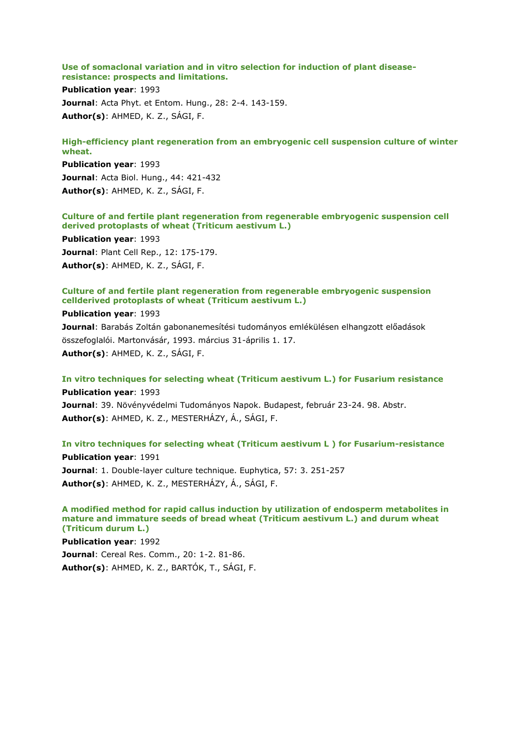**Use of somaclonal variation and in vitro selection for induction of plant disease-resistance: prospects and limitations.**

**Publication year**: 1993

**Journal**: Acta Phyt. et Entom. Hung., 28: 2-4. 143-159.

**Author(s)**: AHMED, K. Z., SÁGI, F.

**High-efficiency plant regeneration from an embryogenic cell suspension culture of winter wheat.**

**Publication year**: 1993

**Journal**: Acta Biol. Hung., 44: 421-432

**Author(s)**: AHMED, K. Z., SÁGI, F.

**Culture of and fertile plant regeneration from regenerable embryogenic suspension cell derived protoplasts of wheat (Triticum aestivum L.)**

**Publication year**: 1993

**Journal**: Plant Cell Rep., 12: 175-179.

**Author(s)**: AHMED, K. Z., SÁGI, F.

**Culture of and fertile plant regeneration from regenerable embryogenic suspension cellderived protoplasts of wheat (Triticum aestivum L.)**

**Publication year**: 1993

**Journal**: Barabás Zoltán gabonanemesítési tudományos emlékülésen elhangzott előadások összefoglalói. Martonvásár, 1993. március 31-április 1. 17.

**Author(s)**: AHMED, K. Z., SÁGI, F.

**In vitro techniques for selecting wheat (Triticum aestivum L.) for Fusarium resistance**

**Publication year**: 1993

**Journal**: 39. Növényvédelmi Tudományos Napok. Budapest, február 23-24. 98. Abstr.

**Author(s)**: AHMED, K. Z., MESTERHÁZY, Á., SÁGI, F.

**In vitro techniques for selecting wheat (Triticum aestivum L ) for Fusarium-resistance**

**Publication year**: 1991

**Journal**: 1. Double-layer culture technique. Euphytica, 57: 3. 251-257

**Author(s)**: AHMED, K. Z., MESTERHÁZY, Á., SÁGI, F.

**A modified method for rapid callus induction by utilization of endosperm metabolites in mature and immature seeds of bread wheat (Triticum aestivum L.) and durum wheat (Triticum durum L.)**

**Publication year**: 1992

**Journal**: Cereal Res. Comm., 20: 1-2. 81-86.

**Author(s)**: AHMED, K. Z., BARTÓK, T., SÁGI, F.